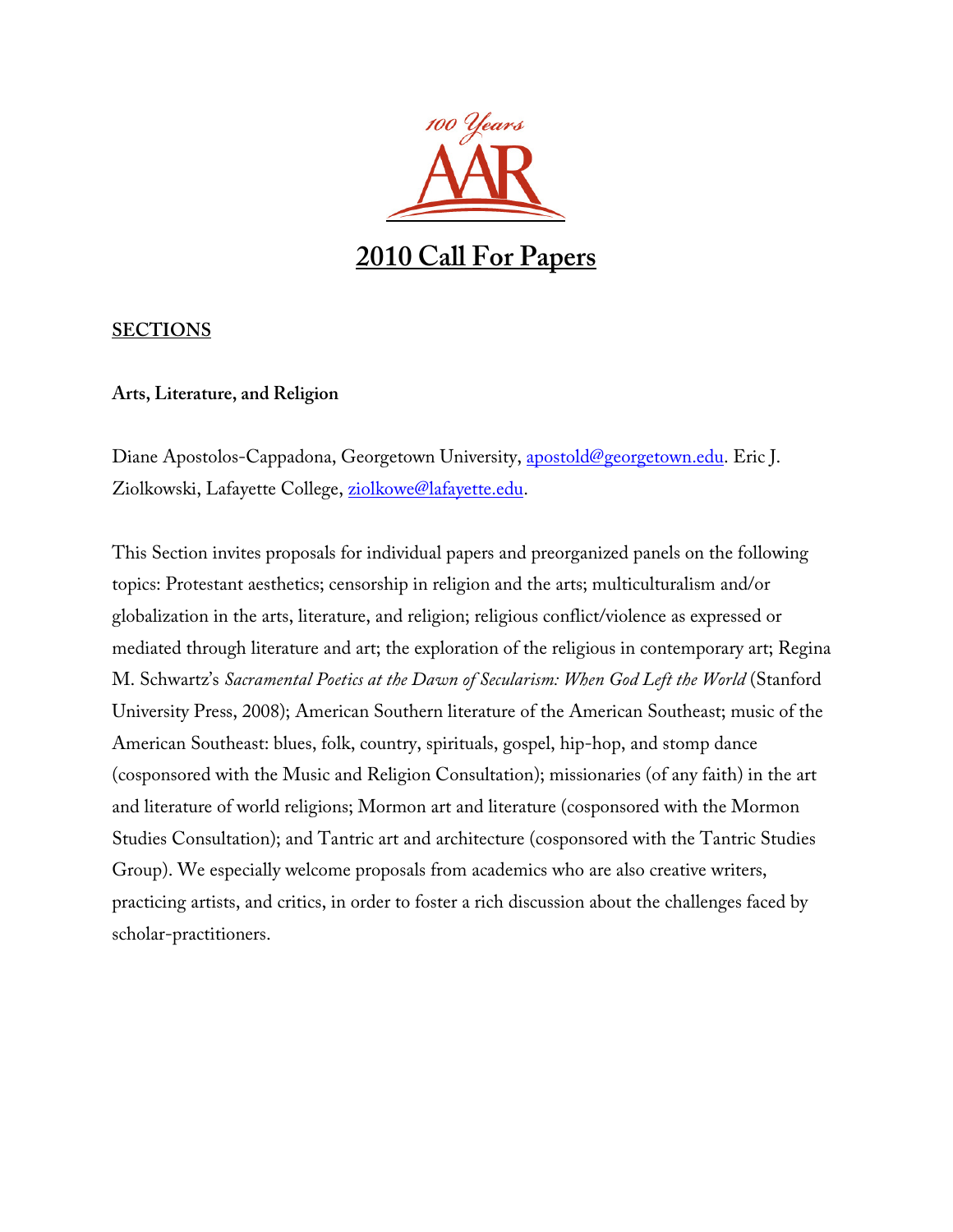100 Years AAR

# 2010 Call For Papers

## SECTIONS

### Arts, Literature, and Religion

Diane Apostolos-Cappadona, Georgetown University, apostold@georgetown.edu. Eric J. Ziolkowski, Lafayette College, ziolkowe@lafayette.edu.

This Section invites proposals for individual papers and preorganized panels on the following topics: Protestant aesthetics; censorship in religion and the arts; multiculturalism and/or globalization in the arts, literature, and religion; religious conflict/violence as expressed or mediated through literature and art; the exploration of the religious in contemporary art; Regina M. Schwartz's *Sacramental Poetics at the Dawn of Secularism: When God Left the World* (Stanford University Press, 2008); American Southern literature of the American Southeast; music of the American Southeast: blues, folk, country, spirituals, gospel, hip-hop, and stomp dance (cosponsored with the Music and Religion Consultation); missionaries (of any faith) in the art and literature of world religions; Mormon art and literature (cosponsored with the Mormon Studies Consultation); and Tantric art and architecture (cosponsored with the Tantric Studies Group). We especially welcome proposals from academics who are also creative writers, practicing artists, and critics, in order to foster a rich discussion about the challenges faced by scholar-practitioners.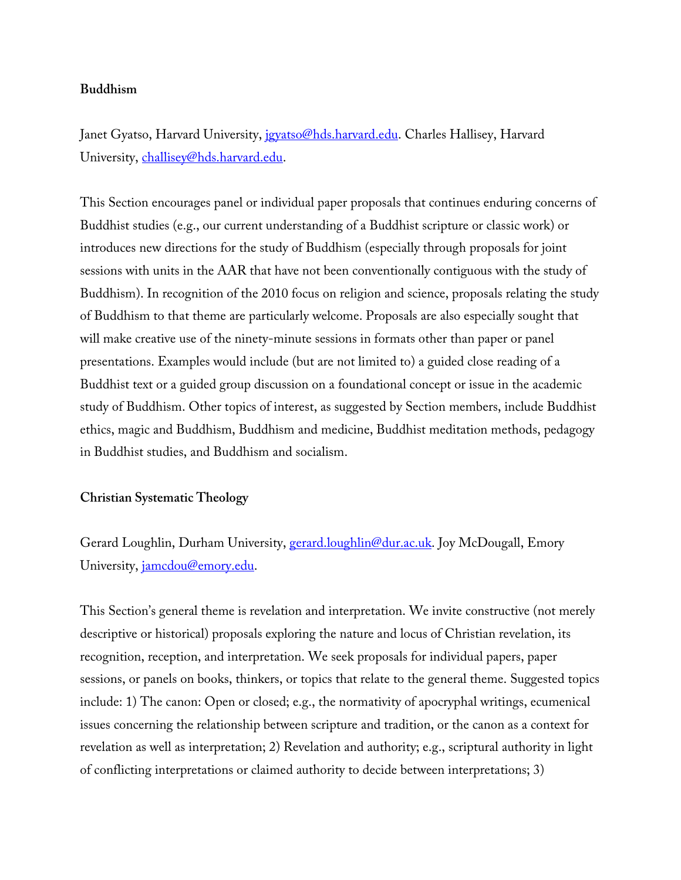**Buddhism**

Janet Gyatso, Harvard University, jgyatso@hds.harvard.edu. Charles Hallisey, Harvard University, challisey@hds.harvard.edu.

This Section encourages panel or individual paper proposals that continues enduring concerns of Buddhist studies (e.g., our current understanding of a Buddhist scripture or classic work) or introduces new directions for the study of Buddhism (especially through proposals for joint sessions with units in the AAR that have not been conventionally contiguous with the study of Buddhism). In recognition of the 2010 focus on religion and science, proposals relating the study of Buddhism to that theme are particularly welcome. Proposals are also especially sought that will make creative use of the ninety-minute sessions in formats other than paper or panel presentations. Examples would include (but are not limited to) a guided close reading of a Buddhist text or a guided group discussion on a foundational concept or issue in the academic study of Buddhism. Other topics of interest, as suggested by Section members, include Buddhist ethics, magic and Buddhism, Buddhism and medicine, Buddhist meditation methods, pedagogy in Buddhist studies, and Buddhism and socialism.

**Christian Systematic Theology**

Gerard Loughlin, Durham University, gerard.loughlin@dur.ac.uk. Joy McDougall, Emory University, jamcdou@emory.edu.

This Section's general theme is revelation and interpretation. We invite constructive (not merely descriptive or historical) proposals exploring the nature and locus of Christian revelation, its recognition, reception, and interpretation. We seek proposals for individual papers, paper sessions, or panels on books, thinkers, or topics that relate to the general theme. Suggested topics include: 1) The canon: Open or closed; e.g., the normativity of apocryphal writings, ecumenical issues concerning the relationship between scripture and tradition, or the canon as a context for revelation as well as interpretation; 2) Revelation and authority; e.g., scriptural authority in light of conflicting interpretations or claimed authority to decide between interpretations; 3)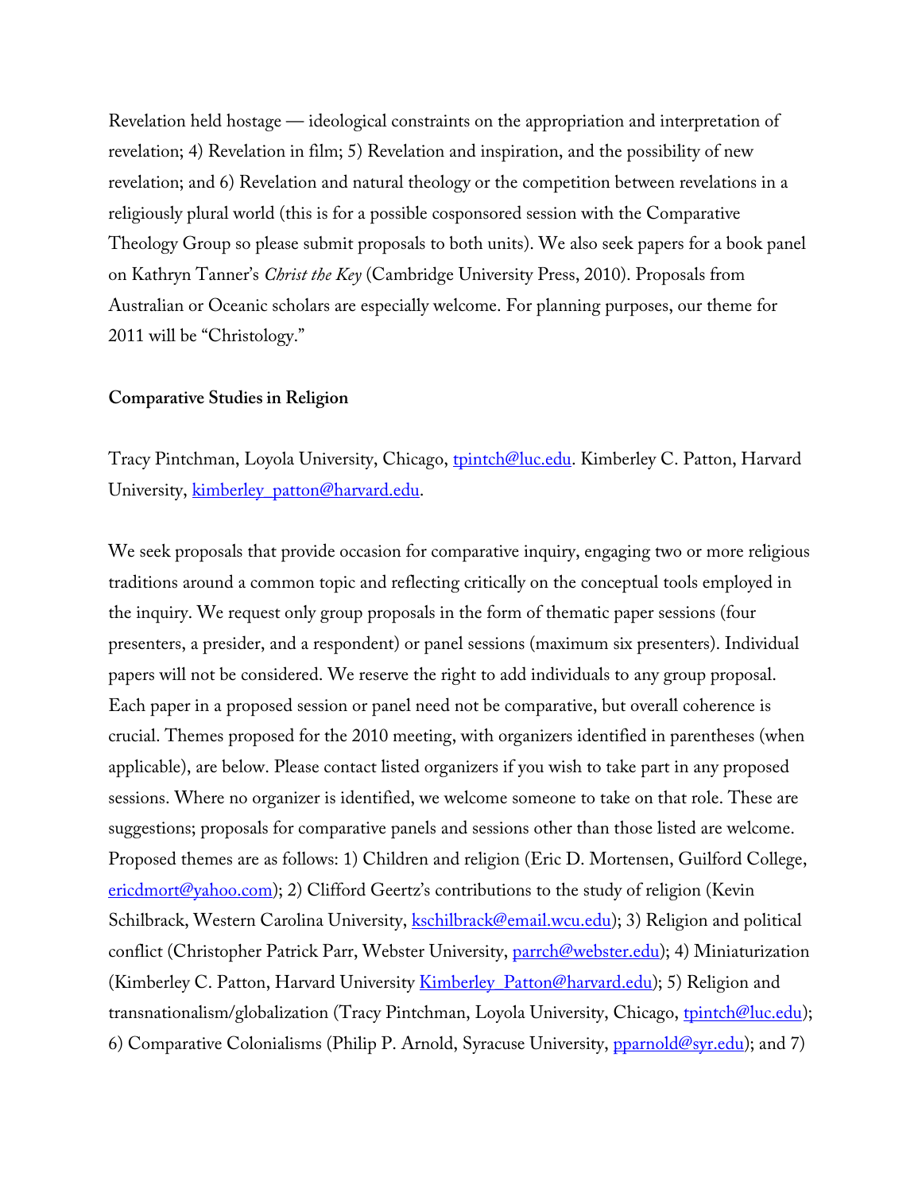Revelation held hostage — ideological constraints on the appropriation and interpretation of revelation; 4) Revelation in film; 5) Revelation and inspiration, and the possibility of new revelation; and 6) Revelation and natural theology or the competition between revelations in a religiously plural world (this is for a possible cosponsored session with the Comparative Theology Group so please submit proposals to both units). We also seek papers for a book panel on Kathryn Tanner's *Christ the Key* (Cambridge University Press, 2010). Proposals from Australian or Oceanic scholars are especially welcome. For planning purposes, our theme for 2011 will be "Christology."

**Comparative Studies in Religion**

Tracy Pintchman, Loyola University, Chicago, tpintch@luc.edu. Kimberley C. Patton, Harvard University, kimberley_patton@harvard.edu.

We seek proposals that provide occasion for comparative inquiry, engaging two or more religious traditions around a common topic and reflecting critically on the conceptual tools employed in the inquiry. We request only group proposals in the form of thematic paper sessions (four presenters, a presider, and a respondent) or panel sessions (maximum six presenters). Individual papers will not be considered. We reserve the right to add individuals to any group proposal. Each paper in a proposed session or panel need not be comparative, but overall coherence is crucial. Themes proposed for the 2010 meeting, with organizers identified in parentheses (when applicable), are below. Please contact listed organizers if you wish to take part in any proposed sessions. Where no organizer is identified, we welcome someone to take on that role. These are suggestions; proposals for comparative panels and sessions other than those listed are welcome. Proposed themes are as follows: 1) Children and religion (Eric D. Mortensen, Guilford College, ericdmort@yahoo.com); 2) Clifford Geertz's contributions to the study of religion (Kevin Schilbrack, Western Carolina University, kschilbrack@email.wcu.edu); 3) Religion and political conflict (Christopher Patrick Parr, Webster University, parrch@webster.edu); 4) Miniaturization (Kimberley C. Patton, Harvard University Kimberley_Patton@harvard.edu); 5) Religion and transnationalism/globalization (Tracy Pintchman, Loyola University, Chicago, tpintch@luc.edu); 6) Comparative Colonialisms (Philip P. Arnold, Syracuse University, pparnold@syr.edu); and 7)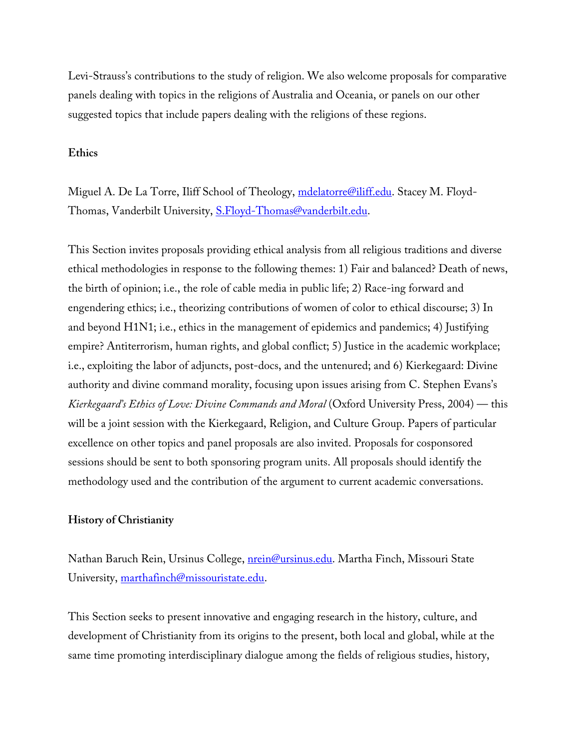Levi-Strauss's contributions to the study of religion. We also welcome proposals for comparative panels dealing with topics in the religions of Australia and Oceania, or panels on our other suggested topics that include papers dealing with the religions of these regions.

**Ethics**

Miguel A. De La Torre, Iliff School of Theology, mdelatorre@iliff.edu. Stacey M. Floyd-Thomas, Vanderbilt University, S.Floyd-Thomas@vanderbilt.edu.

This Section invites proposals providing ethical analysis from all religious traditions and diverse ethical methodologies in response to the following themes: 1) Fair and balanced? Death of news, the birth of opinion; i.e., the role of cable media in public life; 2) Race-ing forward and engendering ethics; i.e., theorizing contributions of women of color to ethical discourse; 3) In and beyond H1N1; i.e., ethics in the management of epidemics and pandemics; 4) Justifying empire? Antiterrorism, human rights, and global conflict; 5) Justice in the academic workplace; i.e., exploiting the labor of adjuncts, post-docs, and the untenured; and 6) Kierkegaard: Divine authority and divine command morality, focusing upon issues arising from C. Stephen Evans's *Kierkegaard's Ethics of Love: Divine Commands and Moral* (Oxford University Press, 2004) — this will be a joint session with the Kierkegaard, Religion, and Culture Group. Papers of particular excellence on other topics and panel proposals are also invited. Proposals for cosponsored sessions should be sent to both sponsoring program units. All proposals should identify the methodology used and the contribution of the argument to current academic conversations.

**History of Christianity**

Nathan Baruch Rein, Ursinus College, nrein@ursinus.edu. Martha Finch, Missouri State University, marthafinch@missouristate.edu.

This Section seeks to present innovative and engaging research in the history, culture, and development of Christianity from its origins to the present, both local and global, while at the same time promoting interdisciplinary dialogue among the fields of religious studies, history,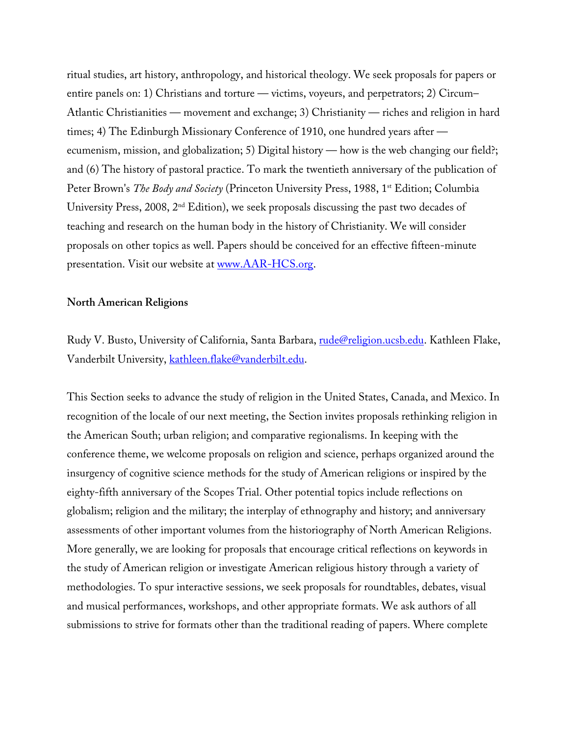ritual studies, art history, anthropology, and historical theology. We seek proposals for papers or entire panels on: 1) Christians and torture — victims, voyeurs, and perpetrators; 2) Circum–Atlantic Christianities — movement and exchange; 3) Christianity — riches and religion in hard times; 4) The Edinburgh Missionary Conference of 1910, one hundred years after — ecumenism, mission, and globalization; 5) Digital history — how is the web changing our field?; and (6) The history of pastoral practice. To mark the twentieth anniversary of the publication of Peter Brown's *The Body and Society* (Princeton University Press, 1988, 1st Edition; Columbia University Press, 2008, 2nd Edition), we seek proposals discussing the past two decades of teaching and research on the human body in the history of Christianity. We will consider proposals on other topics as well. Papers should be conceived for an effective fifteen-minute presentation. Visit our website at www.AAR-HCS.org.

**North American Religions**

Rudy V. Busto, University of California, Santa Barbara, rude@religion.ucsb.edu. Kathleen Flake, Vanderbilt University, kathleen.flake@vanderbilt.edu.

This Section seeks to advance the study of religion in the United States, Canada, and Mexico. In recognition of the locale of our next meeting, the Section invites proposals rethinking religion in the American South; urban religion; and comparative regionalisms. In keeping with the conference theme, we welcome proposals on religion and science, perhaps organized around the insurgency of cognitive science methods for the study of American religions or inspired by the eighty-fifth anniversary of the Scopes Trial. Other potential topics include reflections on globalism; religion and the military; the interplay of ethnography and history; and anniversary assessments of other important volumes from the historiography of North American Religions. More generally, we are looking for proposals that encourage critical reflections on keywords in the study of American religion or investigate American religious history through a variety of methodologies. To spur interactive sessions, we seek proposals for roundtables, debates, visual and musical performances, workshops, and other appropriate formats. We ask authors of all submissions to strive for formats other than the traditional reading of papers. Where complete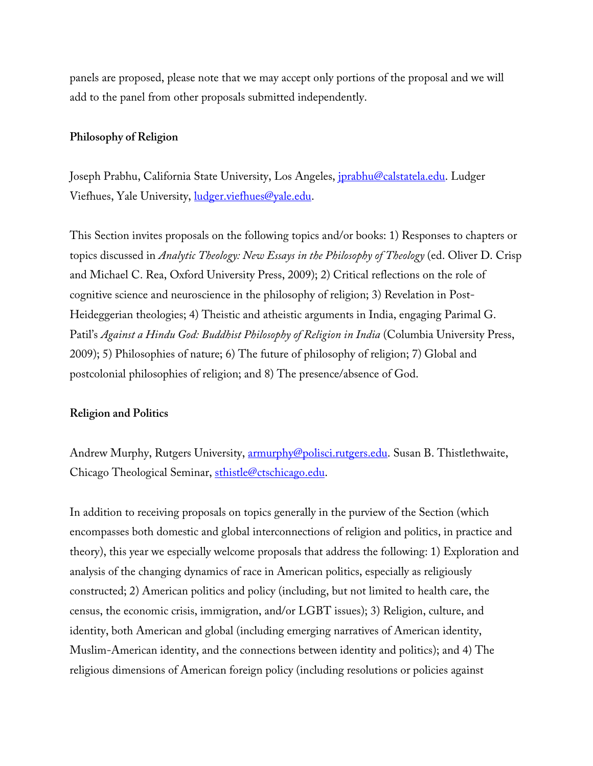panels are proposed, please note that we may accept only portions of the proposal and we will add to the panel from other proposals submitted independently.

**Philosophy of Religion**

Joseph Prabhu, California State University, Los Angeles, jprabhu@calstatela.edu. Ludger Viefhues, Yale University, ludger.viefhues@yale.edu.

This Section invites proposals on the following topics and/or books: 1) Responses to chapters or topics discussed in *Analytic Theology: New Essays in the Philosophy of Theology* (ed. Oliver D. Crisp and Michael C. Rea, Oxford University Press, 2009); 2) Critical reflections on the role of cognitive science and neuroscience in the philosophy of religion; 3) Revelation in Post-Heideggerian theologies; 4) Theistic and atheistic arguments in India, engaging Parimal G. Patil's *Against a Hindu God: Buddhist Philosophy of Religion in India* (Columbia University Press, 2009); 5) Philosophies of nature; 6) The future of philosophy of religion; 7) Global and postcolonial philosophies of religion; and 8) The presence/absence of God.

**Religion and Politics**

Andrew Murphy, Rutgers University, armurphy@polisci.rutgers.edu. Susan B. Thistlethwaite, Chicago Theological Seminar, sthistle@ctschicago.edu.

In addition to receiving proposals on topics generally in the purview of the Section (which encompasses both domestic and global interconnections of religion and politics, in practice and theory), this year we especially welcome proposals that address the following: 1) Exploration and analysis of the changing dynamics of race in American politics, especially as religiously constructed; 2) American politics and policy (including, but not limited to health care, the census, the economic crisis, immigration, and/or LGBT issues); 3) Religion, culture, and identity, both American and global (including emerging narratives of American identity, Muslim-American identity, and the connections between identity and politics); and 4) The religious dimensions of American foreign policy (including resolutions or policies against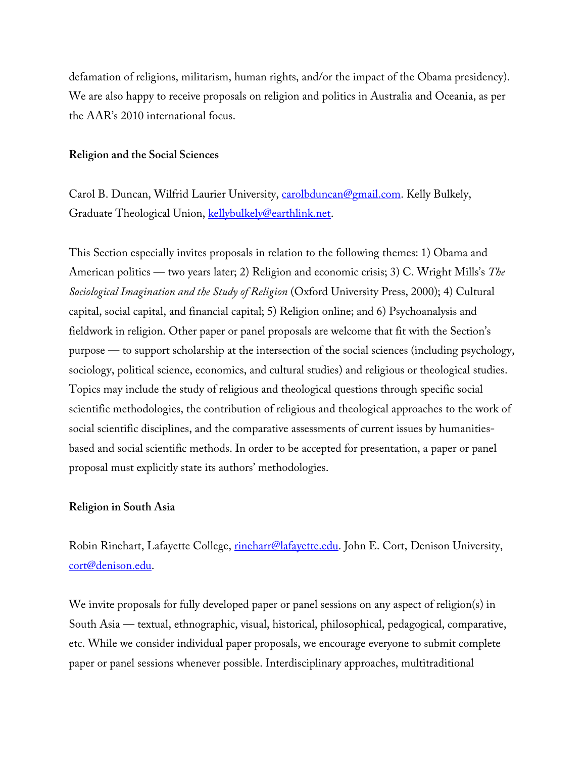defamation of religions, militarism, human rights, and/or the impact of the Obama presidency). We are also happy to receive proposals on religion and politics in Australia and Oceania, as per the AAR's 2010 international focus.

**Religion and the Social Sciences**

Carol B. Duncan, Wilfrid Laurier University, carolbduncan@gmail.com. Kelly Bulkely, Graduate Theological Union, kellybulkely@earthlink.net.

This Section especially invites proposals in relation to the following themes: 1) Obama and American politics — two years later; 2) Religion and economic crisis; 3) C. Wright Mills's *The Sociological Imagination and the Study of Religion* (Oxford University Press, 2000); 4) Cultural capital, social capital, and financial capital; 5) Religion online; and 6) Psychoanalysis and fieldwork in religion. Other paper or panel proposals are welcome that fit with the Section's purpose — to support scholarship at the intersection of the social sciences (including psychology, sociology, political science, economics, and cultural studies) and religious or theological studies. Topics may include the study of religious and theological questions through specific social scientific methodologies, the contribution of religious and theological approaches to the work of social scientific disciplines, and the comparative assessments of current issues by humanities-based and social scientific methods. In order to be accepted for presentation, a paper or panel proposal must explicitly state its authors' methodologies.

**Religion in South Asia**

Robin Rinehart, Lafayette College, rineharr@lafayette.edu. John E. Cort, Denison University, cort@denison.edu.

We invite proposals for fully developed paper or panel sessions on any aspect of religion(s) in South Asia — textual, ethnographic, visual, historical, philosophical, pedagogical, comparative, etc. While we consider individual paper proposals, we encourage everyone to submit complete paper or panel sessions whenever possible. Interdisciplinary approaches, multitraditional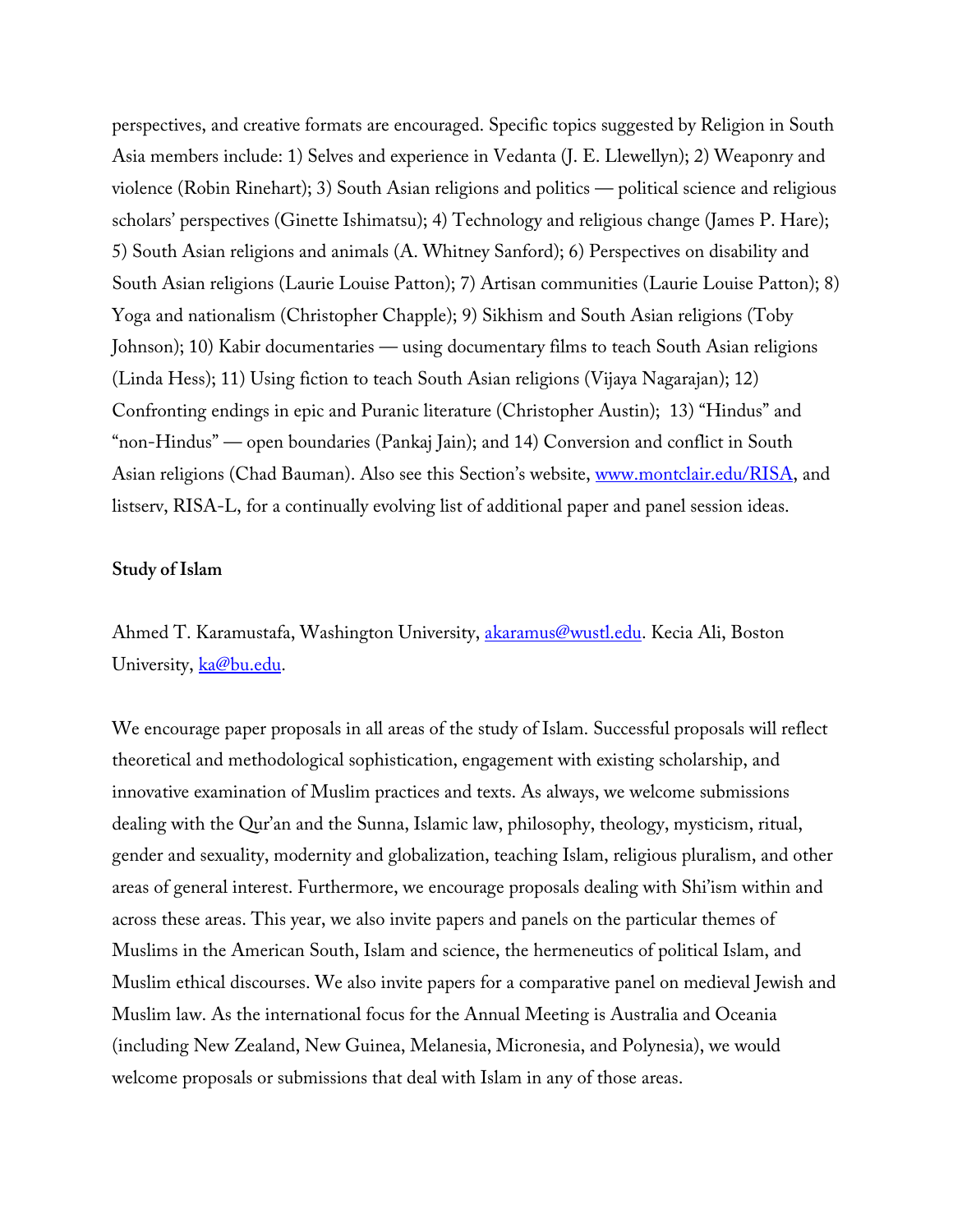perspectives, and creative formats are encouraged. Specific topics suggested by Religion in South Asia members include: 1) Selves and experience in Vedanta (J. E. Llewellyn); 2) Weaponry and violence (Robin Rinehart); 3) South Asian religions and politics — political science and religious scholars' perspectives (Ginette Ishimatsu); 4) Technology and religious change (James P. Hare); 5) South Asian religions and animals (A. Whitney Sanford); 6) Perspectives on disability and South Asian religions (Laurie Louise Patton); 7) Artisan communities (Laurie Louise Patton); 8) Yoga and nationalism (Christopher Chapple); 9) Sikhism and South Asian religions (Toby Johnson); 10) Kabir documentaries — using documentary films to teach South Asian religions (Linda Hess); 11) Using fiction to teach South Asian religions (Vijaya Nagarajan); 12) Confronting endings in epic and Puranic literature (Christopher Austin); 13) "Hindus" and "non-Hindus" — open boundaries (Pankaj Jain); and 14) Conversion and conflict in South Asian religions (Chad Bauman). Also see this Section's website, www.montclair.edu/RISA, and listserv, RISA-L, for a continually evolving list of additional paper and panel session ideas.

**Study of Islam**

Ahmed T. Karamustafa, Washington University, akaramus@wustl.edu. Kecia Ali, Boston University, ka@bu.edu.

We encourage paper proposals in all areas of the study of Islam. Successful proposals will reflect theoretical and methodological sophistication, engagement with existing scholarship, and innovative examination of Muslim practices and texts. As always, we welcome submissions dealing with the Qur'an and the Sunna, Islamic law, philosophy, theology, mysticism, ritual, gender and sexuality, modernity and globalization, teaching Islam, religious pluralism, and other areas of general interest. Furthermore, we encourage proposals dealing with Shi'ism within and across these areas. This year, we also invite papers and panels on the particular themes of Muslims in the American South, Islam and science, the hermeneutics of political Islam, and Muslim ethical discourses. We also invite papers for a comparative panel on medieval Jewish and Muslim law. As the international focus for the Annual Meeting is Australia and Oceania (including New Zealand, New Guinea, Melanesia, Micronesia, and Polynesia), we would welcome proposals or submissions that deal with Islam in any of those areas.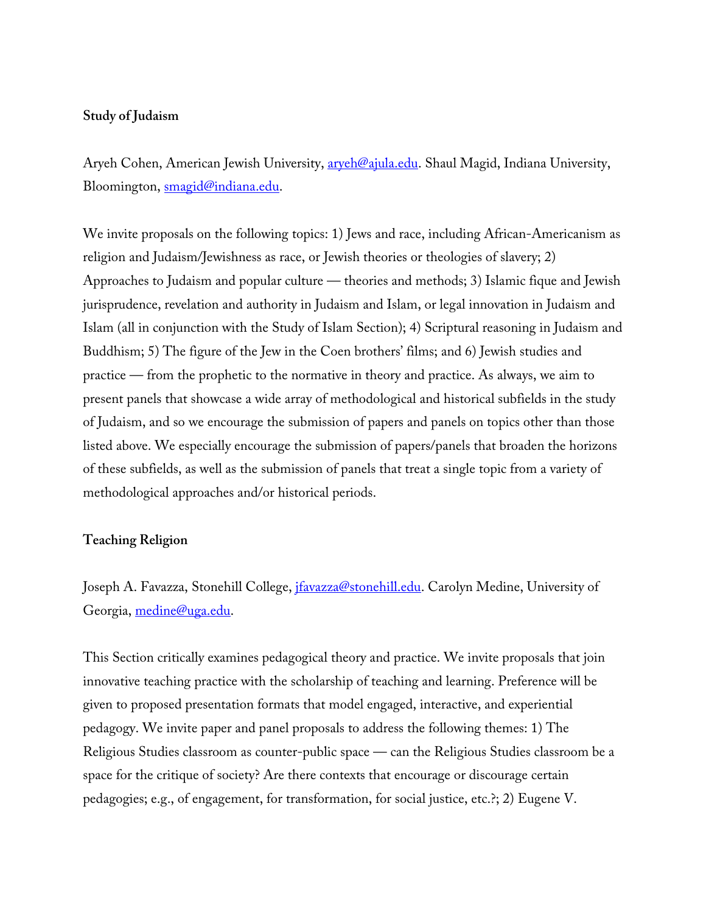**Study of Judaism**

Aryeh Cohen, American Jewish University, aryeh@ajula.edu. Shaul Magid, Indiana University, Bloomington, smagid@indiana.edu.

We invite proposals on the following topics: 1) Jews and race, including African-Americanism as religion and Judaism/Jewishness as race, or Jewish theories or theologies of slavery; 2) Approaches to Judaism and popular culture — theories and methods; 3) Islamic fique and Jewish jurisprudence, revelation and authority in Judaism and Islam, or legal innovation in Judaism and Islam (all in conjunction with the Study of Islam Section); 4) Scriptural reasoning in Judaism and Buddhism; 5) The figure of the Jew in the Coen brothers' films; and 6) Jewish studies and practice — from the prophetic to the normative in theory and practice. As always, we aim to present panels that showcase a wide array of methodological and historical subfields in the study of Judaism, and so we encourage the submission of papers and panels on topics other than those listed above. We especially encourage the submission of papers/panels that broaden the horizons of these subfields, as well as the submission of panels that treat a single topic from a variety of methodological approaches and/or historical periods.

**Teaching Religion**

Joseph A. Favazza, Stonehill College, jfavazza@stonehill.edu. Carolyn Medine, University of Georgia, medine@uga.edu.

This Section critically examines pedagogical theory and practice. We invite proposals that join innovative teaching practice with the scholarship of teaching and learning. Preference will be given to proposed presentation formats that model engaged, interactive, and experiential pedagogy. We invite paper and panel proposals to address the following themes: 1) The Religious Studies classroom as counter-public space — can the Religious Studies classroom be a space for the critique of society? Are there contexts that encourage or discourage certain pedagogies; e.g., of engagement, for transformation, for social justice, etc.?; 2) Eugene V.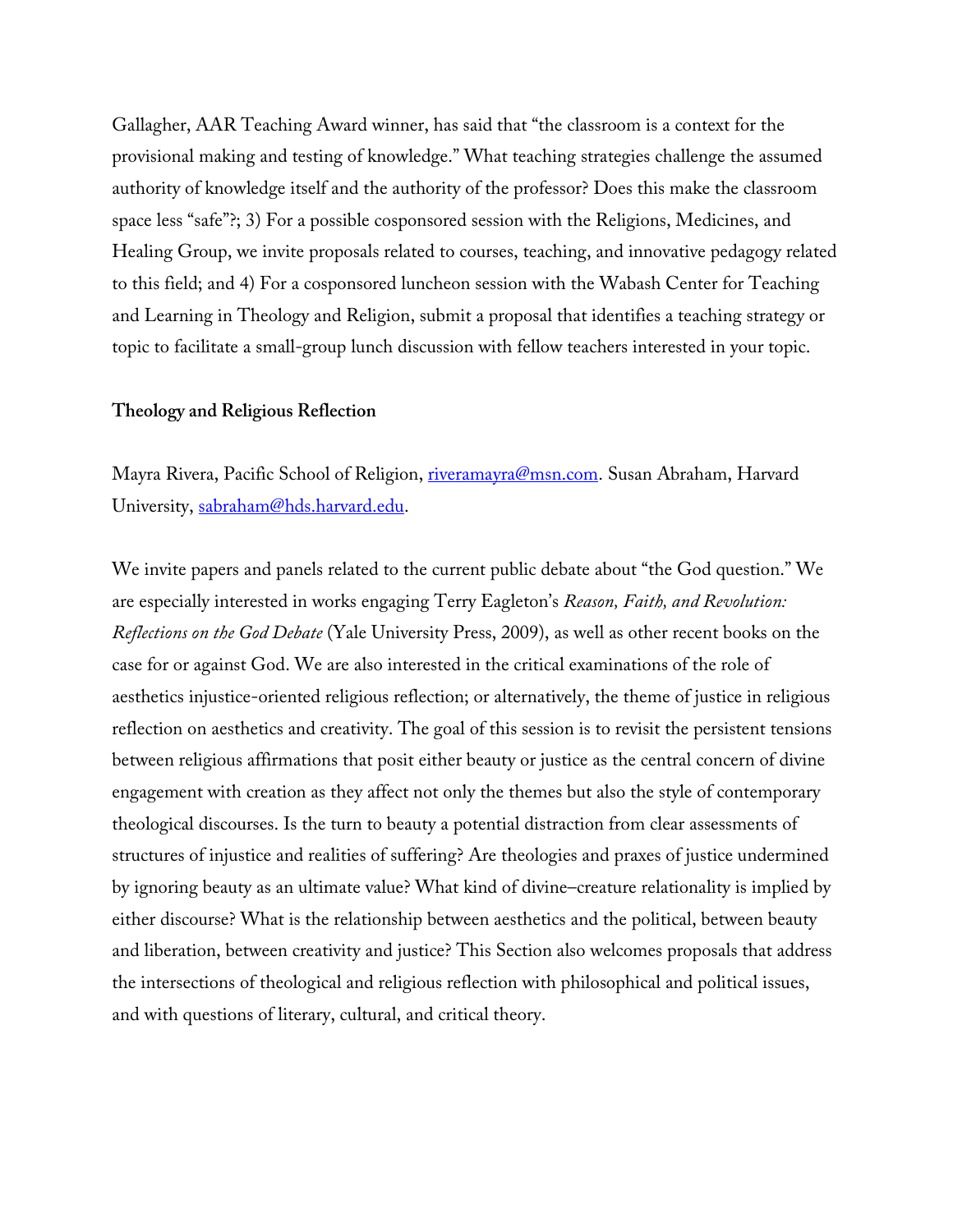Gallagher, AAR Teaching Award winner, has said that "the classroom is a context for the provisional making and testing of knowledge." What teaching strategies challenge the assumed authority of knowledge itself and the authority of the professor? Does this make the classroom space less "safe"?; 3) For a possible cosponsored session with the Religions, Medicines, and Healing Group, we invite proposals related to courses, teaching, and innovative pedagogy related to this field; and 4) For a cosponsored luncheon session with the Wabash Center for Teaching and Learning in Theology and Religion, submit a proposal that identifies a teaching strategy or topic to facilitate a small-group lunch discussion with fellow teachers interested in your topic.

**Theology and Religious Reflection**

Mayra Rivera, Pacific School of Religion, riveramayra@msn.com. Susan Abraham, Harvard University, sabraham@hds.harvard.edu.

We invite papers and panels related to the current public debate about "the God question." We are especially interested in works engaging Terry Eagleton's *Reason, Faith, and Revolution: Reflections on the God Debate* (Yale University Press, 2009), as well as other recent books on the case for or against God. We are also interested in the critical examinations of the role of aesthetics injustice-oriented religious reflection; or alternatively, the theme of justice in religious reflection on aesthetics and creativity. The goal of this session is to revisit the persistent tensions between religious affirmations that posit either beauty or justice as the central concern of divine engagement with creation as they affect not only the themes but also the style of contemporary theological discourses. Is the turn to beauty a potential distraction from clear assessments of structures of injustice and realities of suffering? Are theologies and praxes of justice undermined by ignoring beauty as an ultimate value? What kind of divine–creature relationality is implied by either discourse? What is the relationship between aesthetics and the political, between beauty and liberation, between creativity and justice? This Section also welcomes proposals that address the intersections of theological and religious reflection with philosophical and political issues, and with questions of literary, cultural, and critical theory.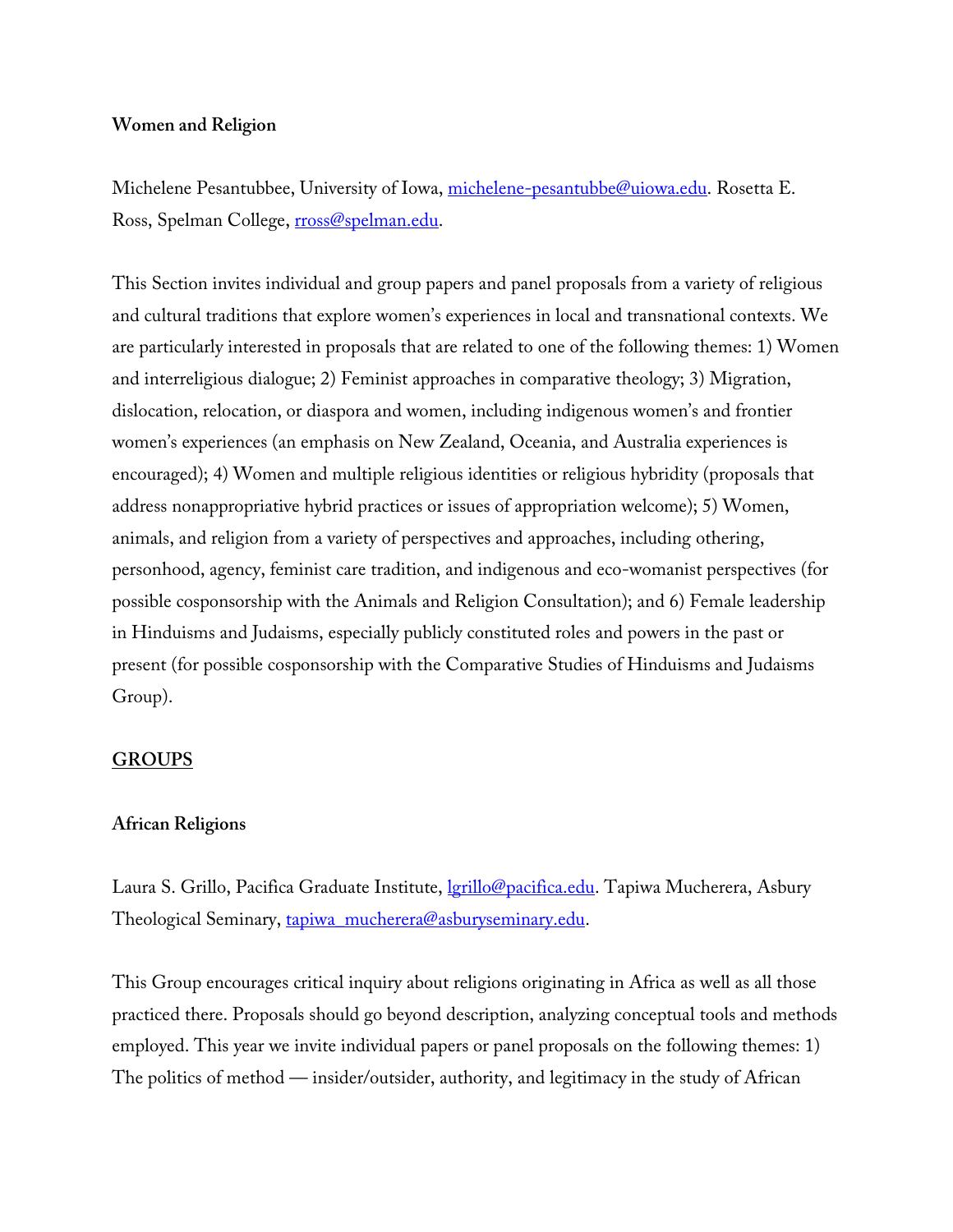**Women and Religion**

Michelene Pesantubbee, University of Iowa, michelene-pesantubbe@uiowa.edu. Rosetta E. Ross, Spelman College, rross@spelman.edu.

This Section invites individual and group papers and panel proposals from a variety of religious and cultural traditions that explore women's experiences in local and transnational contexts. We are particularly interested in proposals that are related to one of the following themes: 1) Women and interreligious dialogue; 2) Feminist approaches in comparative theology; 3) Migration, dislocation, relocation, or diaspora and women, including indigenous women's and frontier women's experiences (an emphasis on New Zealand, Oceania, and Australia experiences is encouraged); 4) Women and multiple religious identities or religious hybridity (proposals that address nonappropriative hybrid practices or issues of appropriation welcome); 5) Women, animals, and religion from a variety of perspectives and approaches, including othering, personhood, agency, feminist care tradition, and indigenous and eco-womanist perspectives (for possible cosponsorship with the Animals and Religion Consultation); and 6) Female leadership in Hinduisms and Judaisms, especially publicly constituted roles and powers in the past or present (for possible cosponsorship with the Comparative Studies of Hinduisms and Judaisms Group).

## GROUPS

**African Religions**

Laura S. Grillo, Pacifica Graduate Institute, lgrillo@pacifica.edu. Tapiwa Mucherera, Asbury Theological Seminary, tapiwa_mucherera@asburyseminary.edu.

This Group encourages critical inquiry about religions originating in Africa as well as all those practiced there. Proposals should go beyond description, analyzing conceptual tools and methods employed. This year we invite individual papers or panel proposals on the following themes: 1) The politics of method — insider/outsider, authority, and legitimacy in the study of African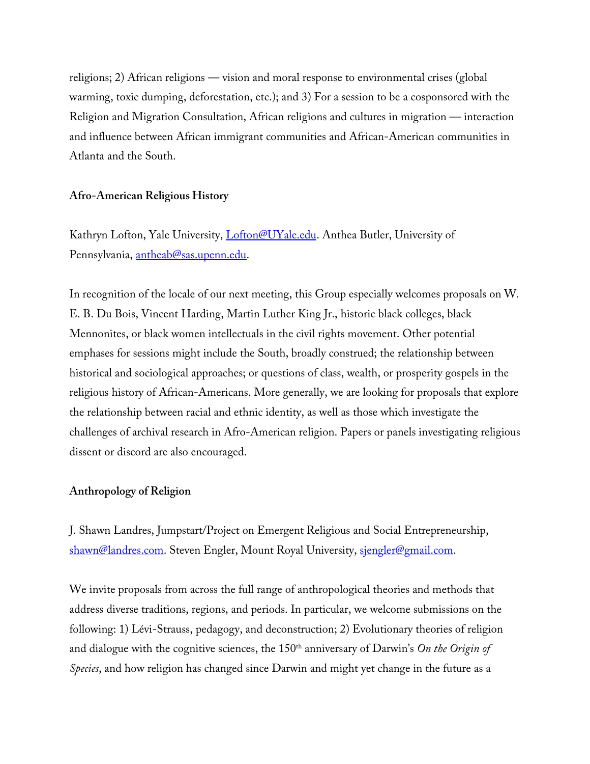religions; 2) African religions — vision and moral response to environmental crises (global warming, toxic dumping, deforestation, etc.); and 3) For a session to be a cosponsored with the Religion and Migration Consultation, African religions and cultures in migration — interaction and influence between African immigrant communities and African-American communities in Atlanta and the South.

**Afro-American Religious History**

Kathryn Lofton, Yale University, Lofton@UYale.edu. Anthea Butler, University of Pennsylvania, antheab@sas.upenn.edu.

In recognition of the locale of our next meeting, this Group especially welcomes proposals on W. E. B. Du Bois, Vincent Harding, Martin Luther King Jr., historic black colleges, black Mennonites, or black women intellectuals in the civil rights movement. Other potential emphases for sessions might include the South, broadly construed; the relationship between historical and sociological approaches; or questions of class, wealth, or prosperity gospels in the religious history of African-Americans. More generally, we are looking for proposals that explore the relationship between racial and ethnic identity, as well as those which investigate the challenges of archival research in Afro-American religion. Papers or panels investigating religious dissent or discord are also encouraged.

**Anthropology of Religion**

J. Shawn Landres, Jumpstart/Project on Emergent Religious and Social Entrepreneurship, shawn@landres.com. Steven Engler, Mount Royal University, sjengler@gmail.com.

We invite proposals from across the full range of anthropological theories and methods that address diverse traditions, regions, and periods. In particular, we welcome submissions on the following: 1) Lévi-Strauss, pedagogy, and deconstruction; 2) Evolutionary theories of religion and dialogue with the cognitive sciences, the 150th anniversary of Darwin's *On the Origin of Species*, and how religion has changed since Darwin and might yet change in the future as a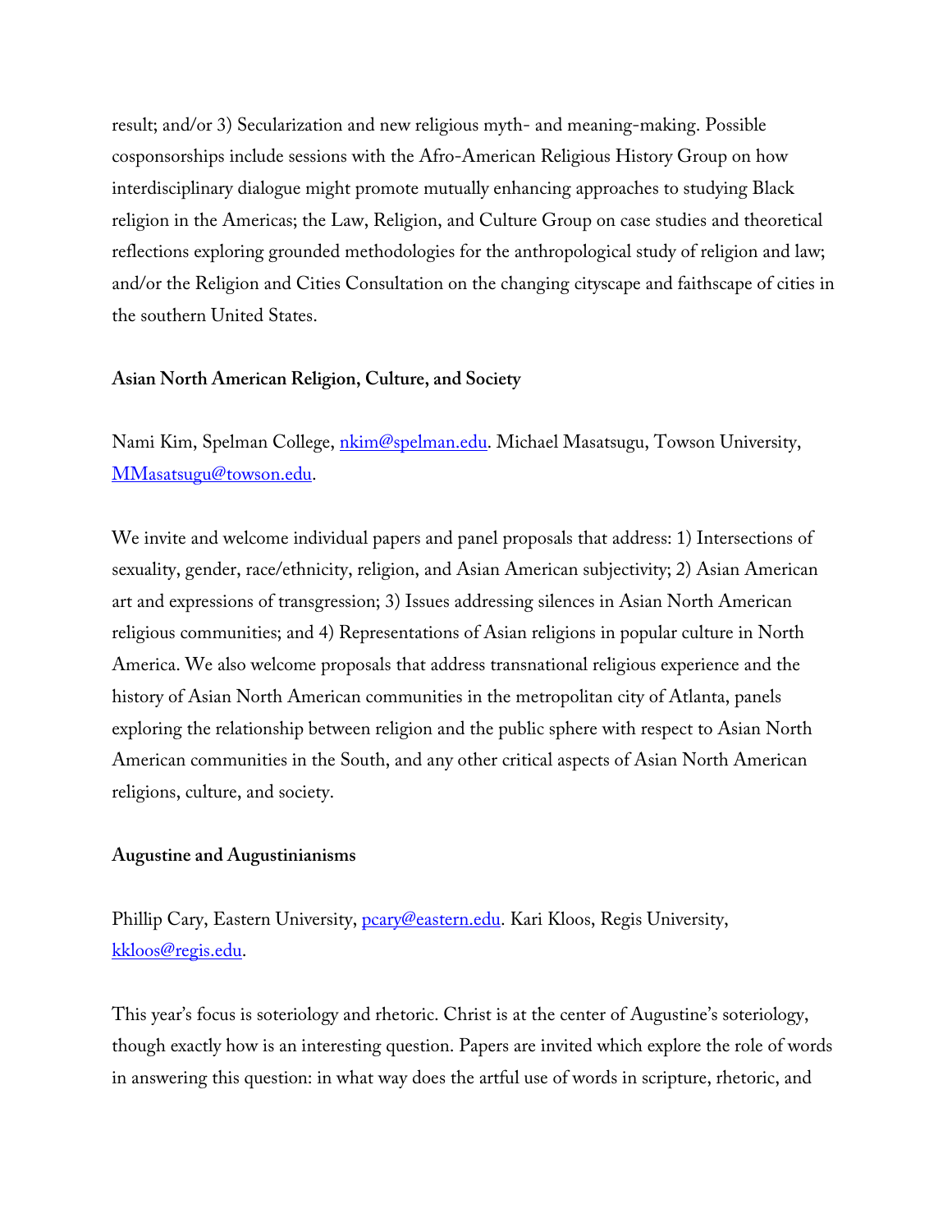result; and/or 3) Secularization and new religious myth- and meaning-making. Possible cosponsorships include sessions with the Afro-American Religious History Group on how interdisciplinary dialogue might promote mutually enhancing approaches to studying Black religion in the Americas; the Law, Religion, and Culture Group on case studies and theoretical reflections exploring grounded methodologies for the anthropological study of religion and law; and/or the Religion and Cities Consultation on the changing cityscape and faithscape of cities in the southern United States.

**Asian North American Religion, Culture, and Society**

Nami Kim, Spelman College, [nkim@spelman.edu](mailto:nkim@spelman.edu). Michael Masatsugu, Towson University, [MMasatsugu@towson.edu](mailto:MMasatsugu@towson.edu).

We invite and welcome individual papers and panel proposals that address: 1) Intersections of sexuality, gender, race/ethnicity, religion, and Asian American subjectivity; 2) Asian American art and expressions of transgression; 3) Issues addressing silences in Asian North American religious communities; and 4) Representations of Asian religions in popular culture in North America. We also welcome proposals that address transnational religious experience and the history of Asian North American communities in the metropolitan city of Atlanta, panels exploring the relationship between religion and the public sphere with respect to Asian North American communities in the South, and any other critical aspects of Asian North American religions, culture, and society.

**Augustine and Augustinianisms**

Phillip Cary, Eastern University, [pcary@eastern.edu](mailto:pcary@eastern.edu). Kari Kloos, Regis University, [kkloos@regis.edu](mailto:kkloos@regis.edu).

This year's focus is soteriology and rhetoric. Christ is at the center of Augustine's soteriology, though exactly how is an interesting question. Papers are invited which explore the role of words in answering this question: in what way does the artful use of words in scripture, rhetoric, and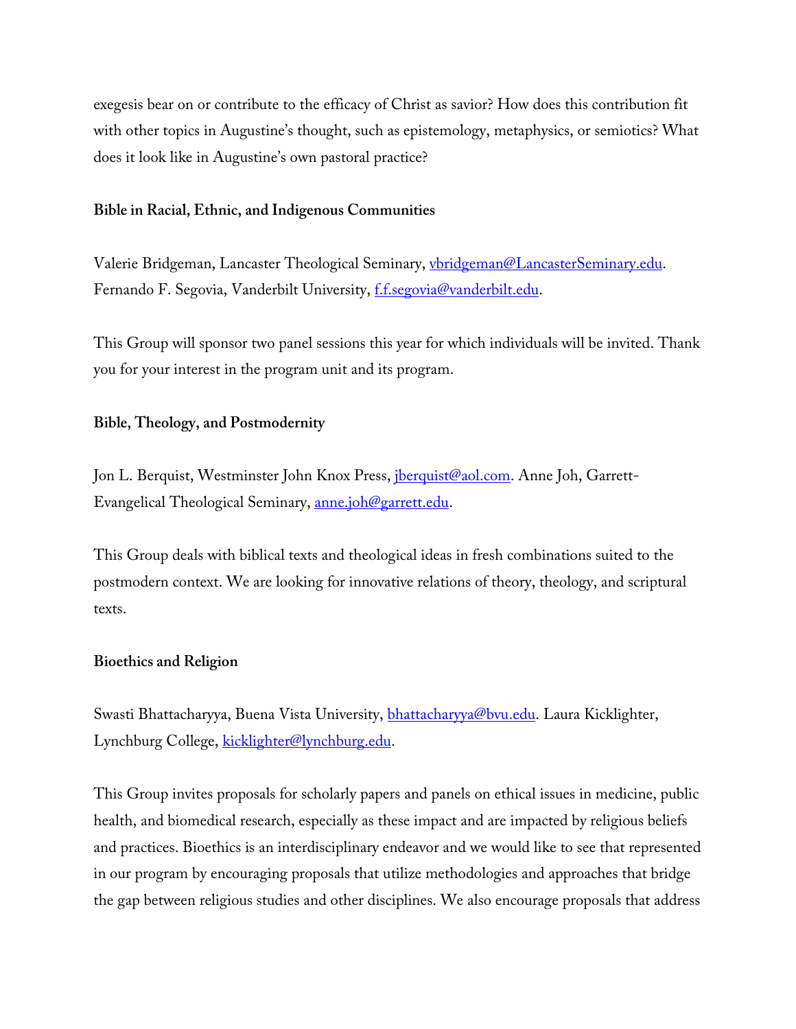exegesis bear on or contribute to the efficacy of Christ as savior? How does this contribution fit with other topics in Augustine's thought, such as epistemology, metaphysics, or semiotics? What does it look like in Augustine's own pastoral practice?

**Bible in Racial, Ethnic, and Indigenous Communities**

Valerie Bridgeman, Lancaster Theological Seminary, vbridgeman@LancasterSeminary.edu. Fernando F. Segovia, Vanderbilt University, f.f.segovia@vanderbilt.edu.

This Group will sponsor two panel sessions this year for which individuals will be invited. Thank you for your interest in the program unit and its program.

**Bible, Theology, and Postmodernity**

Jon L. Berquist, Westminster John Knox Press, jberquist@aol.com. Anne Joh, Garrett-Evangelical Theological Seminary, anne.joh@garrett.edu.

This Group deals with biblical texts and theological ideas in fresh combinations suited to the postmodern context. We are looking for innovative relations of theory, theology, and scriptural texts.

**Bioethics and Religion**

Swasti Bhattacharyya, Buena Vista University, bhattacharyya@bvu.edu. Laura Kicklighter, Lynchburg College, kicklighter@lynchburg.edu.

This Group invites proposals for scholarly papers and panels on ethical issues in medicine, public health, and biomedical research, especially as these impact and are impacted by religious beliefs and practices. Bioethics is an interdisciplinary endeavor and we would like to see that represented in our program by encouraging proposals that utilize methodologies and approaches that bridge the gap between religious studies and other disciplines. We also encourage proposals that address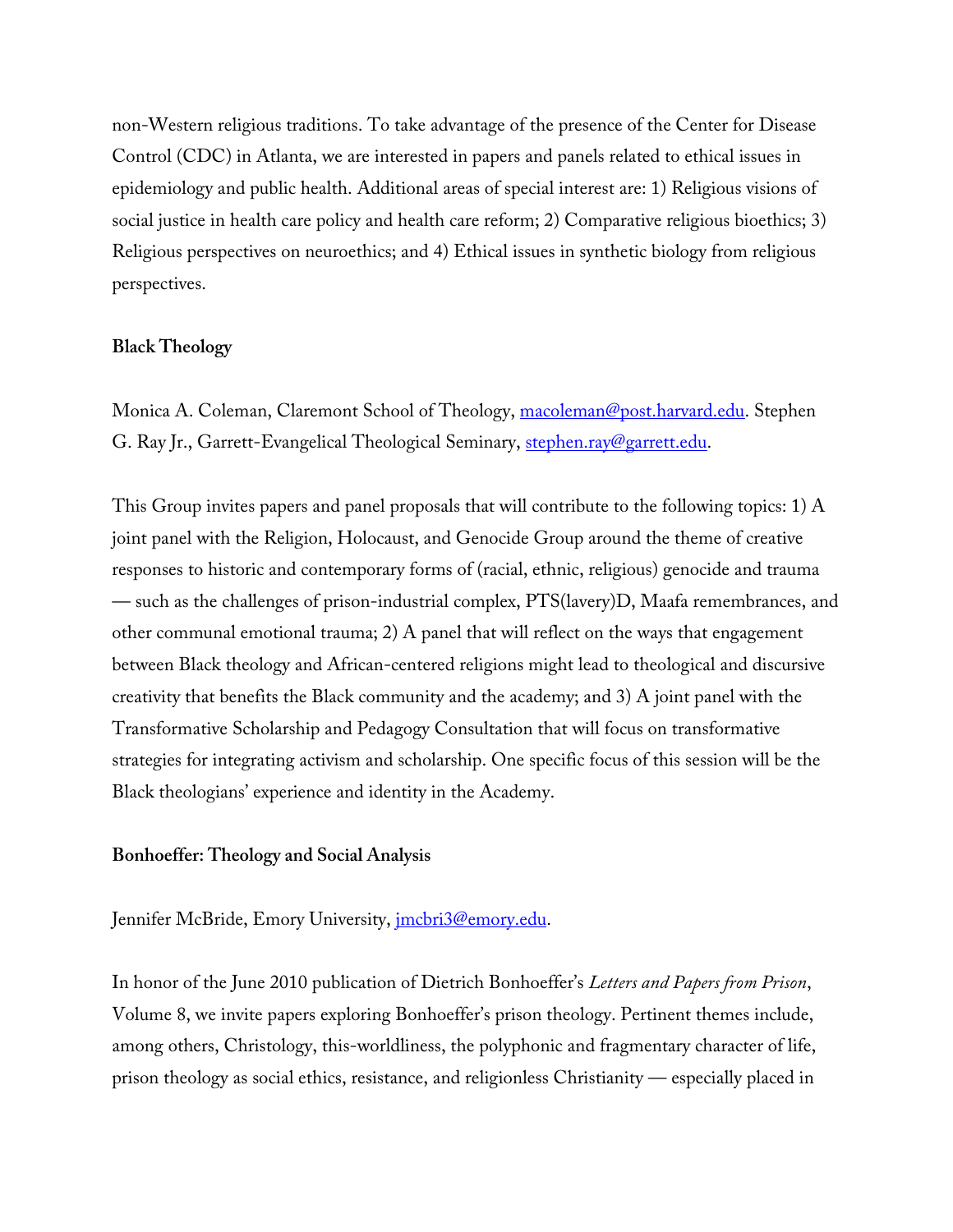non-Western religious traditions. To take advantage of the presence of the Center for Disease Control (CDC) in Atlanta, we are interested in papers and panels related to ethical issues in epidemiology and public health. Additional areas of special interest are: 1) Religious visions of social justice in health care policy and health care reform; 2) Comparative religious bioethics; 3) Religious perspectives on neuroethics; and 4) Ethical issues in synthetic biology from religious perspectives.

**Black Theology**

Monica A. Coleman, Claremont School of Theology, macoleman@post.harvard.edu. Stephen G. Ray Jr., Garrett-Evangelical Theological Seminary, stephen.ray@garrett.edu.

This Group invites papers and panel proposals that will contribute to the following topics: 1) A joint panel with the Religion, Holocaust, and Genocide Group around the theme of creative responses to historic and contemporary forms of (racial, ethnic, religious) genocide and trauma — such as the challenges of prison-industrial complex, PTS(lavery)D, Maafa remembrances, and other communal emotional trauma; 2) A panel that will reflect on the ways that engagement between Black theology and African-centered religions might lead to theological and discursive creativity that benefits the Black community and the academy; and 3) A joint panel with the Transformative Scholarship and Pedagogy Consultation that will focus on transformative strategies for integrating activism and scholarship. One specific focus of this session will be the Black theologians' experience and identity in the Academy.

**Bonhoeffer: Theology and Social Analysis**

Jennifer McBride, Emory University, jmcbri3@emory.edu.

In honor of the June 2010 publication of Dietrich Bonhoeffer's *Letters and Papers from Prison*, Volume 8, we invite papers exploring Bonhoeffer's prison theology. Pertinent themes include, among others, Christology, this-worldliness, the polyphonic and fragmentary character of life, prison theology as social ethics, resistance, and religionless Christianity — especially placed in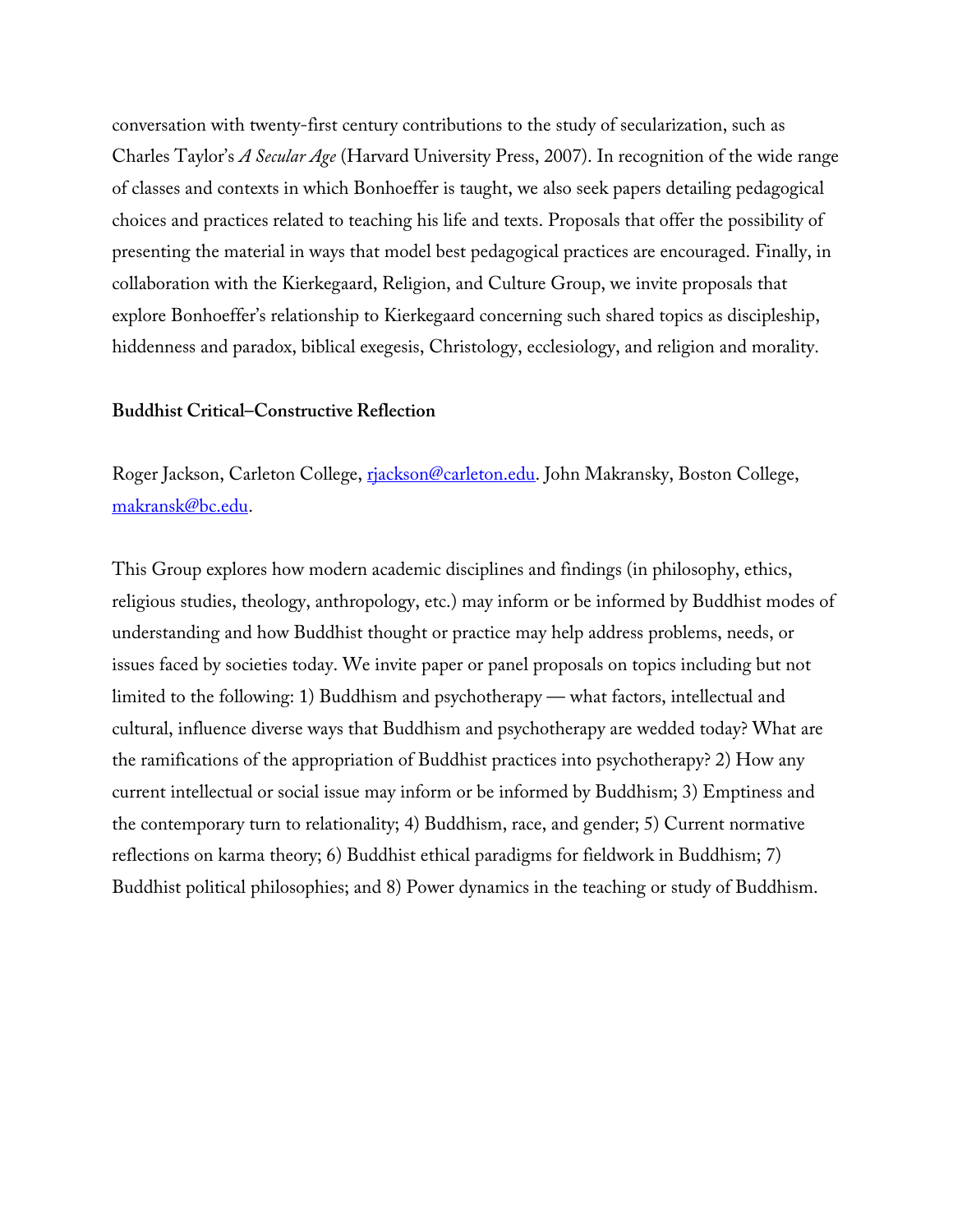conversation with twenty-first century contributions to the study of secularization, such as Charles Taylor's *A Secular Age* (Harvard University Press, 2007). In recognition of the wide range of classes and contexts in which Bonhoeffer is taught, we also seek papers detailing pedagogical choices and practices related to teaching his life and texts. Proposals that offer the possibility of presenting the material in ways that model best pedagogical practices are encouraged. Finally, in collaboration with the Kierkegaard, Religion, and Culture Group, we invite proposals that explore Bonhoeffer's relationship to Kierkegaard concerning such shared topics as discipleship, hiddenness and paradox, biblical exegesis, Christology, ecclesiology, and religion and morality.

**Buddhist Critical–Constructive Reflection**

Roger Jackson, Carleton College, rjackson@carleton.edu. John Makransky, Boston College, makransk@bc.edu.

This Group explores how modern academic disciplines and findings (in philosophy, ethics, religious studies, theology, anthropology, etc.) may inform or be informed by Buddhist modes of understanding and how Buddhist thought or practice may help address problems, needs, or issues faced by societies today. We invite paper or panel proposals on topics including but not limited to the following: 1) Buddhism and psychotherapy — what factors, intellectual and cultural, influence diverse ways that Buddhism and psychotherapy are wedded today? What are the ramifications of the appropriation of Buddhist practices into psychotherapy? 2) How any current intellectual or social issue may inform or be informed by Buddhism; 3) Emptiness and the contemporary turn to relationality; 4) Buddhism, race, and gender; 5) Current normative reflections on karma theory; 6) Buddhist ethical paradigms for fieldwork in Buddhism; 7) Buddhist political philosophies; and 8) Power dynamics in the teaching or study of Buddhism.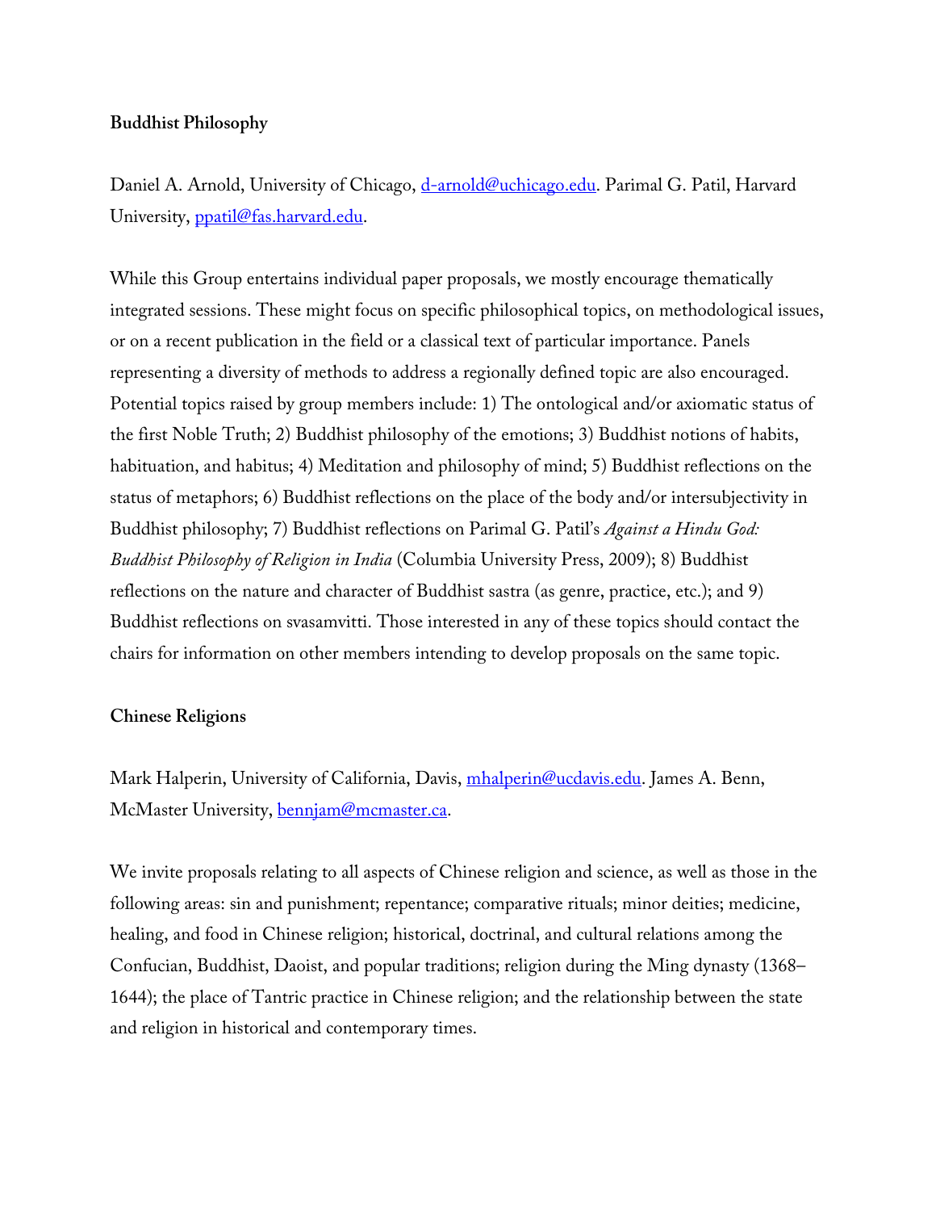**Buddhist Philosophy**

Daniel A. Arnold, University of Chicago, d-arnold@uchicago.edu. Parimal G. Patil, Harvard University, ppatil@fas.harvard.edu.

While this Group entertains individual paper proposals, we mostly encourage thematically integrated sessions. These might focus on specific philosophical topics, on methodological issues, or on a recent publication in the field or a classical text of particular importance. Panels representing a diversity of methods to address a regionally defined topic are also encouraged. Potential topics raised by group members include: 1) The ontological and/or axiomatic status of the first Noble Truth; 2) Buddhist philosophy of the emotions; 3) Buddhist notions of habits, habituation, and habitus; 4) Meditation and philosophy of mind; 5) Buddhist reflections on the status of metaphors; 6) Buddhist reflections on the place of the body and/or intersubjectivity in Buddhist philosophy; 7) Buddhist reflections on Parimal G. Patil's *Against a Hindu God: Buddhist Philosophy of Religion in India* (Columbia University Press, 2009); 8) Buddhist reflections on the nature and character of Buddhist sastra (as genre, practice, etc.); and 9) Buddhist reflections on svasamvitti. Those interested in any of these topics should contact the chairs for information on other members intending to develop proposals on the same topic.

**Chinese Religions**

Mark Halperin, University of California, Davis, mhalperin@ucdavis.edu. James A. Benn, McMaster University, bennjam@mcmaster.ca.

We invite proposals relating to all aspects of Chinese religion and science, as well as those in the following areas: sin and punishment; repentance; comparative rituals; minor deities; medicine, healing, and food in Chinese religion; historical, doctrinal, and cultural relations among the Confucian, Buddhist, Daoist, and popular traditions; religion during the Ming dynasty (1368–1644); the place of Tantric practice in Chinese religion; and the relationship between the state and religion in historical and contemporary times.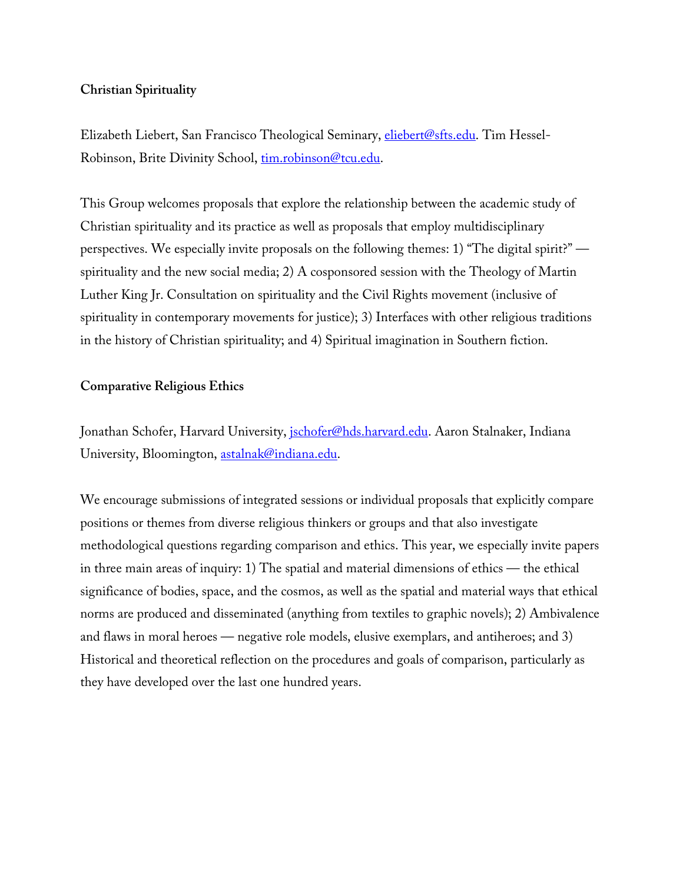**Christian Spirituality**

Elizabeth Liebert, San Francisco Theological Seminary, eliebert@sfts.edu. Tim Hessel-Robinson, Brite Divinity School, tim.robinson@tcu.edu.

This Group welcomes proposals that explore the relationship between the academic study of Christian spirituality and its practice as well as proposals that employ multidisciplinary perspectives. We especially invite proposals on the following themes: 1) "The digital spirit?" — spirituality and the new social media; 2) A cosponsored session with the Theology of Martin Luther King Jr. Consultation on spirituality and the Civil Rights movement (inclusive of spirituality in contemporary movements for justice); 3) Interfaces with other religious traditions in the history of Christian spirituality; and 4) Spiritual imagination in Southern fiction.

**Comparative Religious Ethics**

Jonathan Schofer, Harvard University, jschofer@hds.harvard.edu. Aaron Stalnaker, Indiana University, Bloomington, astalnak@indiana.edu.

We encourage submissions of integrated sessions or individual proposals that explicitly compare positions or themes from diverse religious thinkers or groups and that also investigate methodological questions regarding comparison and ethics. This year, we especially invite papers in three main areas of inquiry: 1) The spatial and material dimensions of ethics — the ethical significance of bodies, space, and the cosmos, as well as the spatial and material ways that ethical norms are produced and disseminated (anything from textiles to graphic novels); 2) Ambivalence and flaws in moral heroes — negative role models, elusive exemplars, and antiheroes; and 3) Historical and theoretical reflection on the procedures and goals of comparison, particularly as they have developed over the last one hundred years.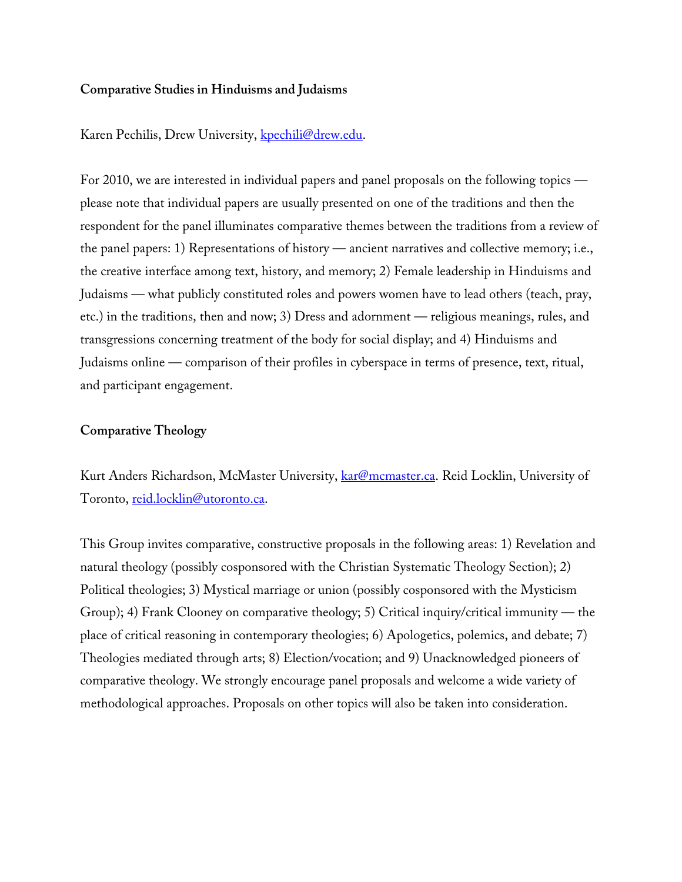**Comparative Studies in Hinduisms and Judaisms**

Karen Pechilis, Drew University, kpechili@drew.edu.

For 2010, we are interested in individual papers and panel proposals on the following topics — please note that individual papers are usually presented on one of the traditions and then the respondent for the panel illuminates comparative themes between the traditions from a review of the panel papers: 1) Representations of history — ancient narratives and collective memory; i.e., the creative interface among text, history, and memory; 2) Female leadership in Hinduisms and Judaisms — what publicly constituted roles and powers women have to lead others (teach, pray, etc.) in the traditions, then and now; 3) Dress and adornment — religious meanings, rules, and transgressions concerning treatment of the body for social display; and 4) Hinduisms and Judaisms online — comparison of their profiles in cyberspace in terms of presence, text, ritual, and participant engagement.

**Comparative Theology**

Kurt Anders Richardson, McMaster University, kar@mcmaster.ca. Reid Locklin, University of Toronto, reid.locklin@utoronto.ca.

This Group invites comparative, constructive proposals in the following areas: 1) Revelation and natural theology (possibly cosponsored with the Christian Systematic Theology Section); 2) Political theologies; 3) Mystical marriage or union (possibly cosponsored with the Mysticism Group); 4) Frank Clooney on comparative theology; 5) Critical inquiry/critical immunity — the place of critical reasoning in contemporary theologies; 6) Apologetics, polemics, and debate; 7) Theologies mediated through arts; 8) Election/vocation; and 9) Unacknowledged pioneers of comparative theology. We strongly encourage panel proposals and welcome a wide variety of methodological approaches. Proposals on other topics will also be taken into consideration.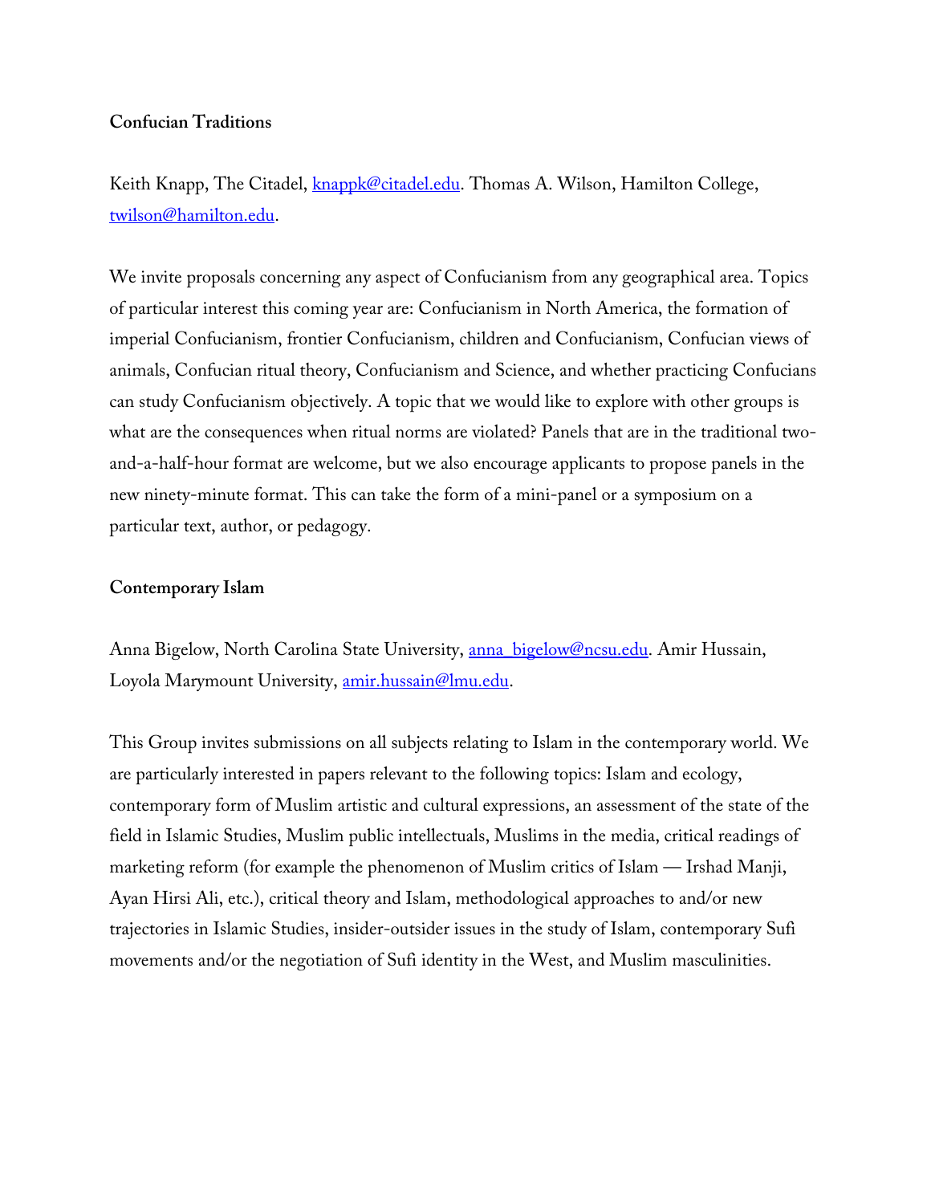**Confucian Traditions**

Keith Knapp, The Citadel, knappk@citadel.edu. Thomas A. Wilson, Hamilton College, twilson@hamilton.edu.

We invite proposals concerning any aspect of Confucianism from any geographical area. Topics of particular interest this coming year are: Confucianism in North America, the formation of imperial Confucianism, frontier Confucianism, children and Confucianism, Confucian views of animals, Confucian ritual theory, Confucianism and Science, and whether practicing Confucians can study Confucianism objectively. A topic that we would like to explore with other groups is what are the consequences when ritual norms are violated? Panels that are in the traditional two-and-a-half-hour format are welcome, but we also encourage applicants to propose panels in the new ninety-minute format. This can take the form of a mini-panel or a symposium on a particular text, author, or pedagogy.

**Contemporary Islam**

Anna Bigelow, North Carolina State University, anna_bigelow@ncsu.edu. Amir Hussain, Loyola Marymount University, amir.hussain@lmu.edu.

This Group invites submissions on all subjects relating to Islam in the contemporary world. We are particularly interested in papers relevant to the following topics: Islam and ecology, contemporary form of Muslim artistic and cultural expressions, an assessment of the state of the field in Islamic Studies, Muslim public intellectuals, Muslims in the media, critical readings of marketing reform (for example the phenomenon of Muslim critics of Islam — Irshad Manji, Ayan Hirsi Ali, etc.), critical theory and Islam, methodological approaches to and/or new trajectories in Islamic Studies, insider-outsider issues in the study of Islam, contemporary Sufi movements and/or the negotiation of Sufi identity in the West, and Muslim masculinities.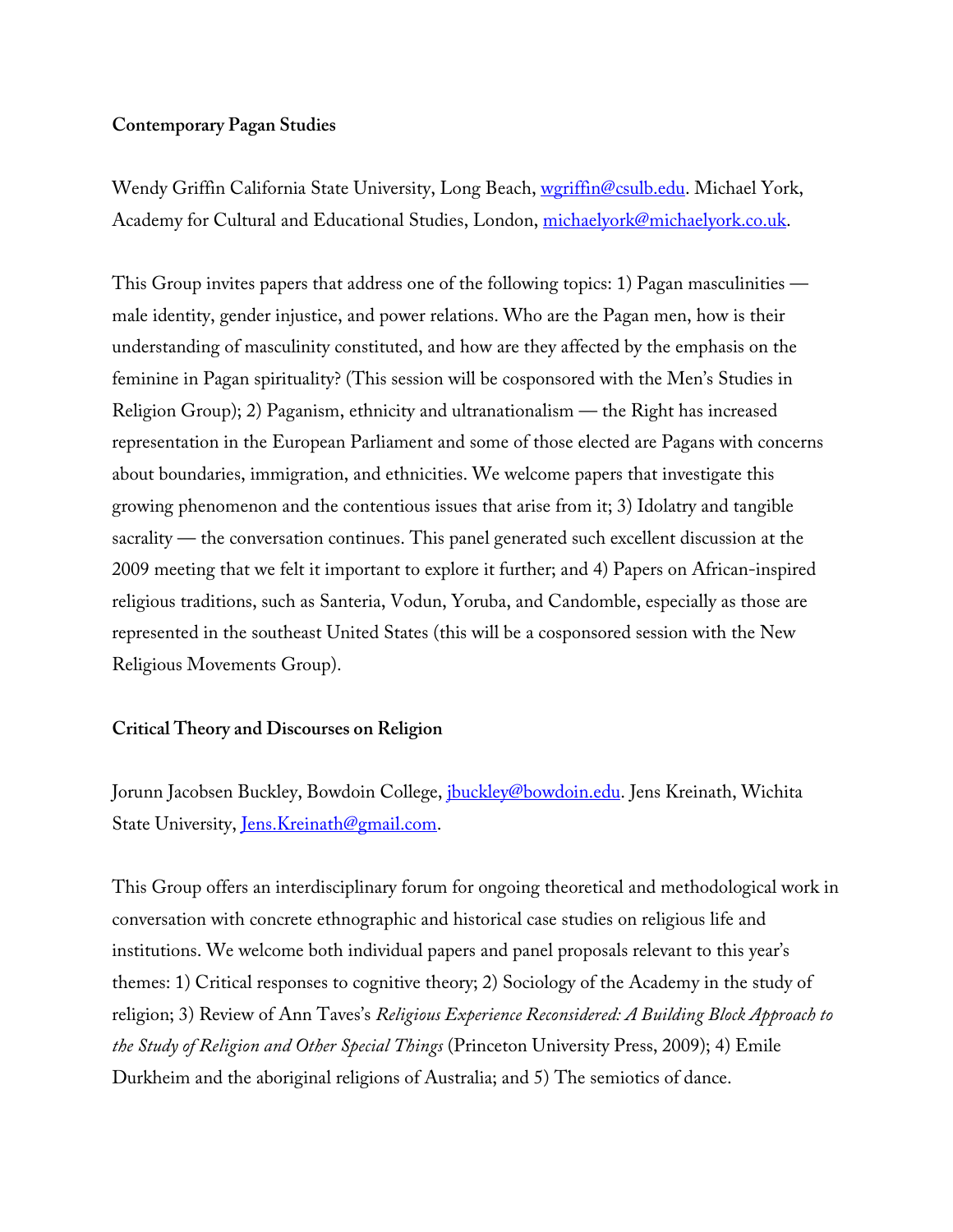**Contemporary Pagan Studies**

Wendy Griffin California State University, Long Beach, wgriffin@csulb.edu. Michael York, Academy for Cultural and Educational Studies, London, michaelyork@michaelyork.co.uk.

This Group invites papers that address one of the following topics: 1) Pagan masculinities — male identity, gender injustice, and power relations. Who are the Pagan men, how is their understanding of masculinity constituted, and how are they affected by the emphasis on the feminine in Pagan spirituality? (This session will be cosponsored with the Men's Studies in Religion Group); 2) Paganism, ethnicity and ultranationalism — the Right has increased representation in the European Parliament and some of those elected are Pagans with concerns about boundaries, immigration, and ethnicities. We welcome papers that investigate this growing phenomenon and the contentious issues that arise from it; 3) Idolatry and tangible sacrality — the conversation continues. This panel generated such excellent discussion at the 2009 meeting that we felt it important to explore it further; and 4) Papers on African-inspired religious traditions, such as Santeria, Vodun, Yoruba, and Candomble, especially as those are represented in the southeast United States (this will be a cosponsored session with the New Religious Movements Group).

**Critical Theory and Discourses on Religion**

Jorunn Jacobsen Buckley, Bowdoin College, jbuckley@bowdoin.edu. Jens Kreinath, Wichita State University, Jens.Kreinath@gmail.com.

This Group offers an interdisciplinary forum for ongoing theoretical and methodological work in conversation with concrete ethnographic and historical case studies on religious life and institutions. We welcome both individual papers and panel proposals relevant to this year's themes: 1) Critical responses to cognitive theory; 2) Sociology of the Academy in the study of religion; 3) Review of Ann Taves's *Religious Experience Reconsidered: A Building Block Approach to the Study of Religion and Other Special Things* (Princeton University Press, 2009); 4) Emile Durkheim and the aboriginal religions of Australia; and 5) The semiotics of dance.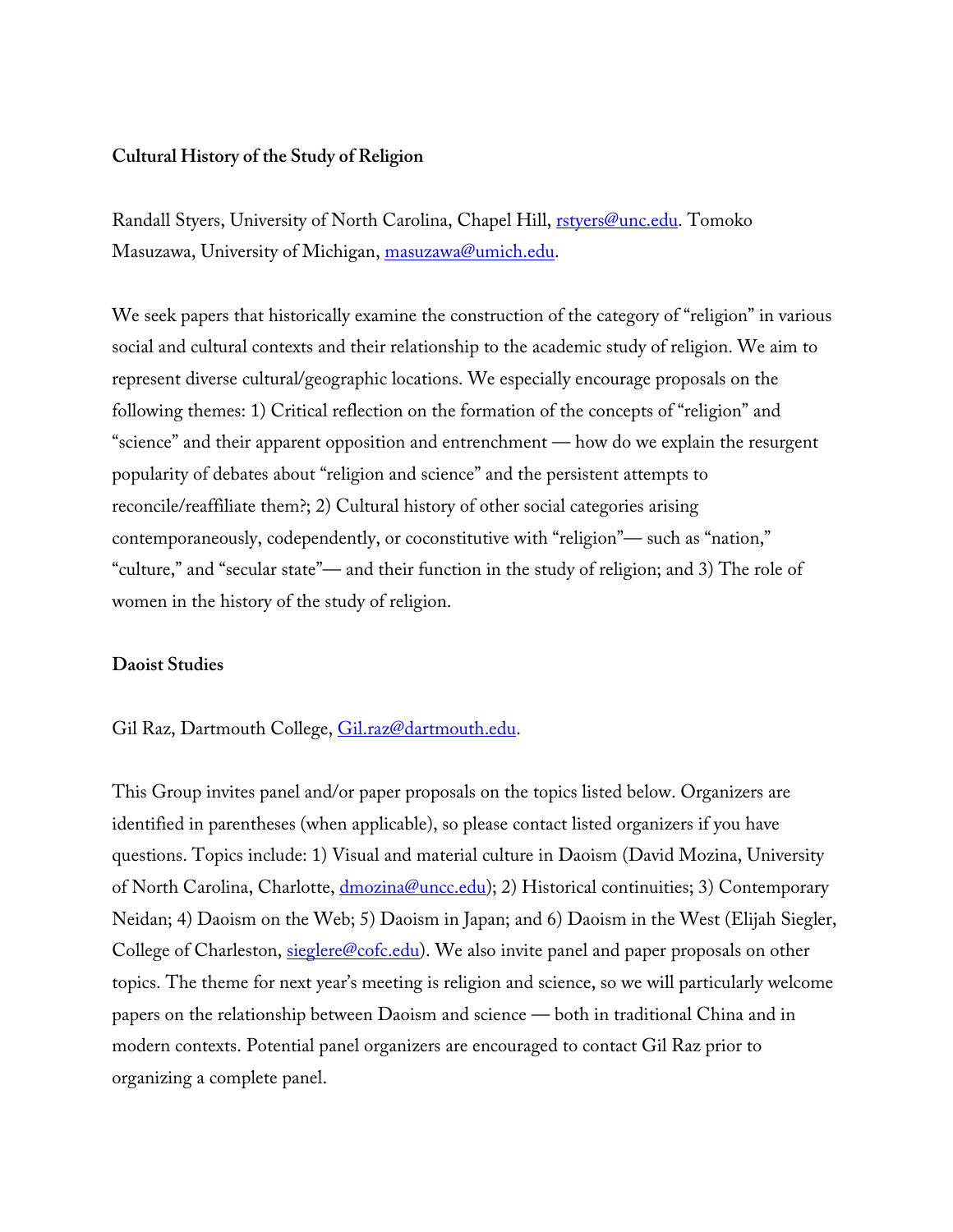**Cultural History of the Study of Religion**

Randall Styers, University of North Carolina, Chapel Hill, rstyers@unc.edu. Tomoko Masuzawa, University of Michigan, masuzawa@umich.edu.

We seek papers that historically examine the construction of the category of "religion" in various social and cultural contexts and their relationship to the academic study of religion. We aim to represent diverse cultural/geographic locations. We especially encourage proposals on the following themes: 1) Critical reflection on the formation of the concepts of "religion" and "science" and their apparent opposition and entrenchment — how do we explain the resurgent popularity of debates about "religion and science" and the persistent attempts to reconcile/reaffiliate them?; 2) Cultural history of other social categories arising contemporaneously, codependently, or coconstitutive with "religion"— such as "nation," "culture," and "secular state"— and their function in the study of religion; and 3) The role of women in the history of the study of religion.

**Daoist Studies**

Gil Raz, Dartmouth College, Gil.raz@dartmouth.edu.

This Group invites panel and/or paper proposals on the topics listed below. Organizers are identified in parentheses (when applicable), so please contact listed organizers if you have questions. Topics include: 1) Visual and material culture in Daoism (David Mozina, University of North Carolina, Charlotte, dmozina@uncc.edu); 2) Historical continuities; 3) Contemporary Neidan; 4) Daoism on the Web; 5) Daoism in Japan; and 6) Daoism in the West (Elijah Siegler, College of Charleston, sieglere@cofc.edu). We also invite panel and paper proposals on other topics. The theme for next year's meeting is religion and science, so we will particularly welcome papers on the relationship between Daoism and science — both in traditional China and in modern contexts. Potential panel organizers are encouraged to contact Gil Raz prior to organizing a complete panel.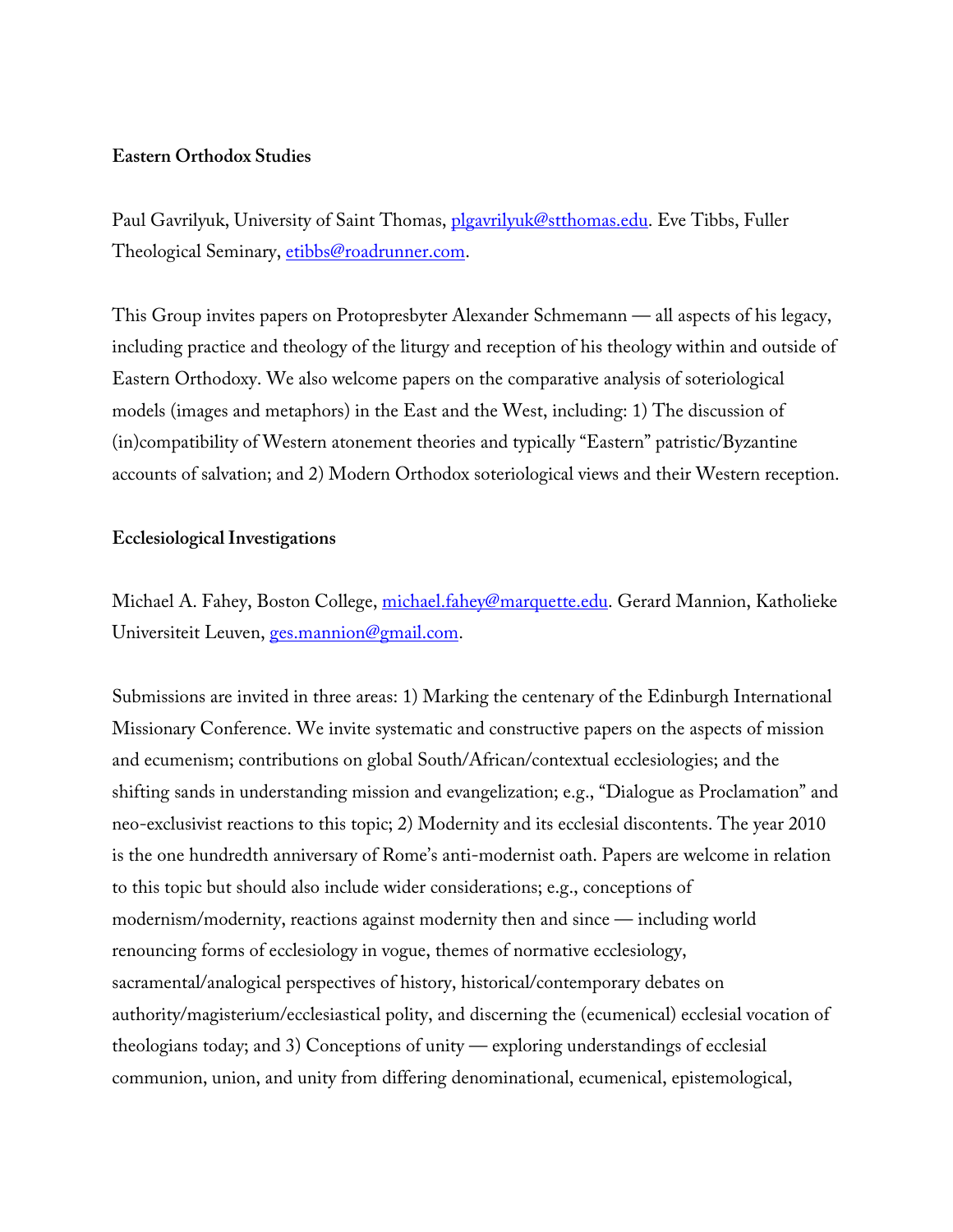**Eastern Orthodox Studies**

Paul Gavrilyuk, University of Saint Thomas, plgavrilyuk@stthomas.edu. Eve Tibbs, Fuller Theological Seminary, etibbs@roadrunner.com.

This Group invites papers on Protopresbyter Alexander Schmemann — all aspects of his legacy, including practice and theology of the liturgy and reception of his theology within and outside of Eastern Orthodoxy. We also welcome papers on the comparative analysis of soteriological models (images and metaphors) in the East and the West, including: 1) The discussion of (in)compatibility of Western atonement theories and typically "Eastern" patristic/Byzantine accounts of salvation; and 2) Modern Orthodox soteriological views and their Western reception.

**Ecclesiological Investigations**

Michael A. Fahey, Boston College, michael.fahey@marquette.edu. Gerard Mannion, Katholieke Universiteit Leuven, ges.mannion@gmail.com.

Submissions are invited in three areas: 1) Marking the centenary of the Edinburgh International Missionary Conference. We invite systematic and constructive papers on the aspects of mission and ecumenism; contributions on global South/African/contextual ecclesiologies; and the shifting sands in understanding mission and evangelization; e.g., "Dialogue as Proclamation" and neo-exclusivist reactions to this topic; 2) Modernity and its ecclesial discontents. The year 2010 is the one hundredth anniversary of Rome's anti-modernist oath. Papers are welcome in relation to this topic but should also include wider considerations; e.g., conceptions of modernism/modernity, reactions against modernity then and since — including world renouncing forms of ecclesiology in vogue, themes of normative ecclesiology, sacramental/analogical perspectives of history, historical/contemporary debates on authority/magisterium/ecclesiastical polity, and discerning the (ecumenical) ecclesial vocation of theologians today; and 3) Conceptions of unity — exploring understandings of ecclesial communion, union, and unity from differing denominational, ecumenical, epistemological,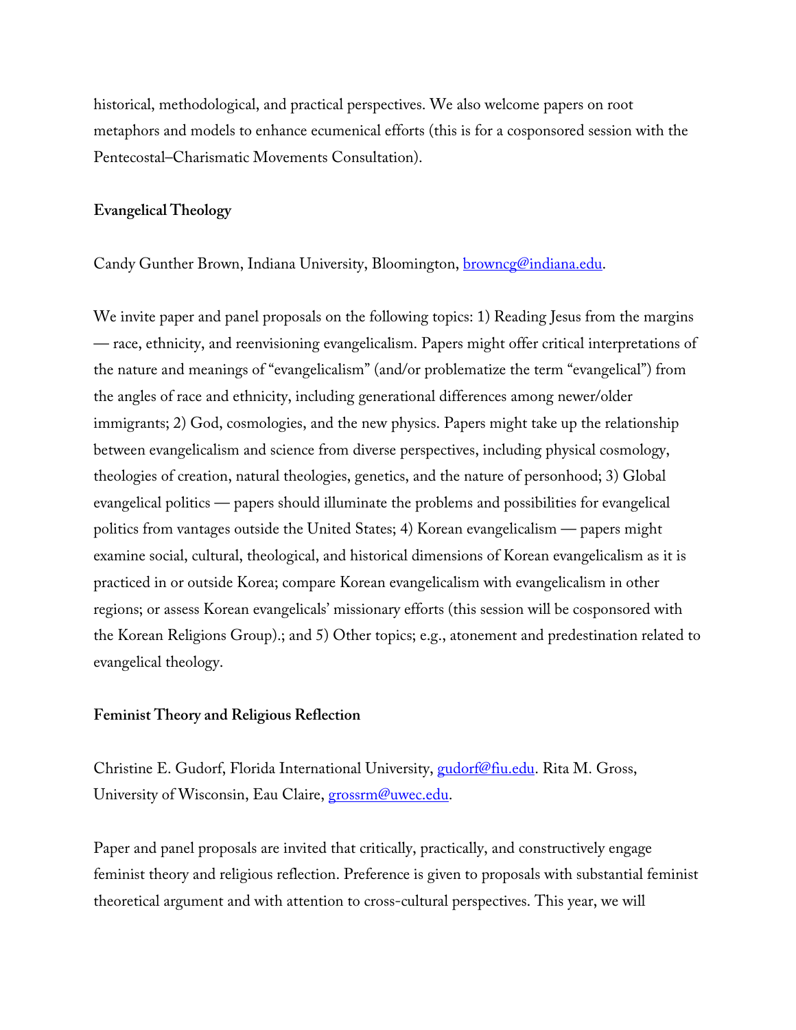historical, methodological, and practical perspectives. We also welcome papers on root metaphors and models to enhance ecumenical efforts (this is for a cosponsored session with the Pentecostal–Charismatic Movements Consultation).

**Evangelical Theology**

Candy Gunther Brown, Indiana University, Bloomington, browncg@indiana.edu.

We invite paper and panel proposals on the following topics: 1) Reading Jesus from the margins — race, ethnicity, and reenvisioning evangelicalism. Papers might offer critical interpretations of the nature and meanings of "evangelicalism" (and/or problematize the term "evangelical") from the angles of race and ethnicity, including generational differences among newer/older immigrants; 2) God, cosmologies, and the new physics. Papers might take up the relationship between evangelicalism and science from diverse perspectives, including physical cosmology, theologies of creation, natural theologies, genetics, and the nature of personhood; 3) Global evangelical politics — papers should illuminate the problems and possibilities for evangelical politics from vantages outside the United States; 4) Korean evangelicalism — papers might examine social, cultural, theological, and historical dimensions of Korean evangelicalism as it is practiced in or outside Korea; compare Korean evangelicalism with evangelicalism in other regions; or assess Korean evangelicals' missionary efforts (this session will be cosponsored with the Korean Religions Group).; and 5) Other topics; e.g., atonement and predestination related to evangelical theology.

**Feminist Theory and Religious Reflection**

Christine E. Gudorf, Florida International University, gudorf@fiu.edu. Rita M. Gross, University of Wisconsin, Eau Claire, grossrm@uwec.edu.

Paper and panel proposals are invited that critically, practically, and constructively engage feminist theory and religious reflection. Preference is given to proposals with substantial feminist theoretical argument and with attention to cross-cultural perspectives. This year, we will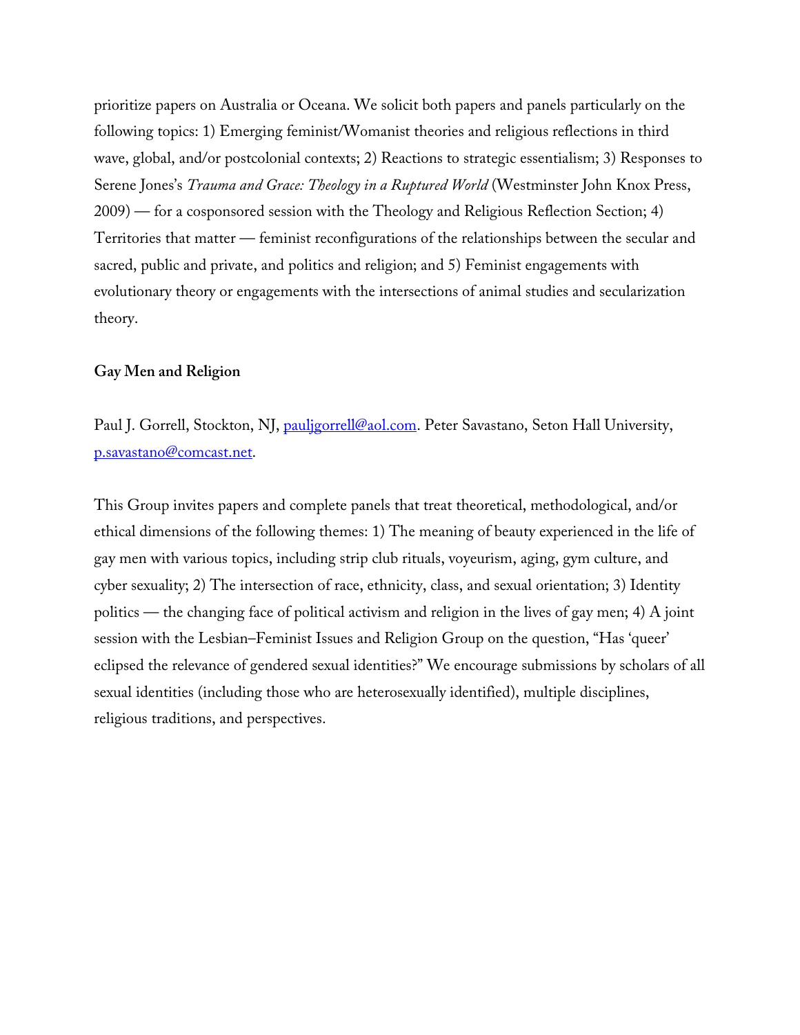prioritize papers on Australia or Oceana. We solicit both papers and panels particularly on the following topics: 1) Emerging feminist/Womanist theories and religious reflections in third wave, global, and/or postcolonial contexts; 2) Reactions to strategic essentialism; 3) Responses to Serene Jones's *Trauma and Grace: Theology in a Ruptured World* (Westminster John Knox Press, 2009) — for a cosponsored session with the Theology and Religious Reflection Section; 4) Territories that matter — feminist reconfigurations of the relationships between the secular and sacred, public and private, and politics and religion; and 5) Feminist engagements with evolutionary theory or engagements with the intersections of animal studies and secularization theory.

**Gay Men and Religion**

Paul J. Gorrell, Stockton, NJ, pauljgorrell@aol.com. Peter Savastano, Seton Hall University, p.savastano@comcast.net.

This Group invites papers and complete panels that treat theoretical, methodological, and/or ethical dimensions of the following themes: 1) The meaning of beauty experienced in the life of gay men with various topics, including strip club rituals, voyeurism, aging, gym culture, and cyber sexuality; 2) The intersection of race, ethnicity, class, and sexual orientation; 3) Identity politics — the changing face of political activism and religion in the lives of gay men; 4) A joint session with the Lesbian–Feminist Issues and Religion Group on the question, "Has 'queer' eclipsed the relevance of gendered sexual identities?" We encourage submissions by scholars of all sexual identities (including those who are heterosexually identified), multiple disciplines, religious traditions, and perspectives.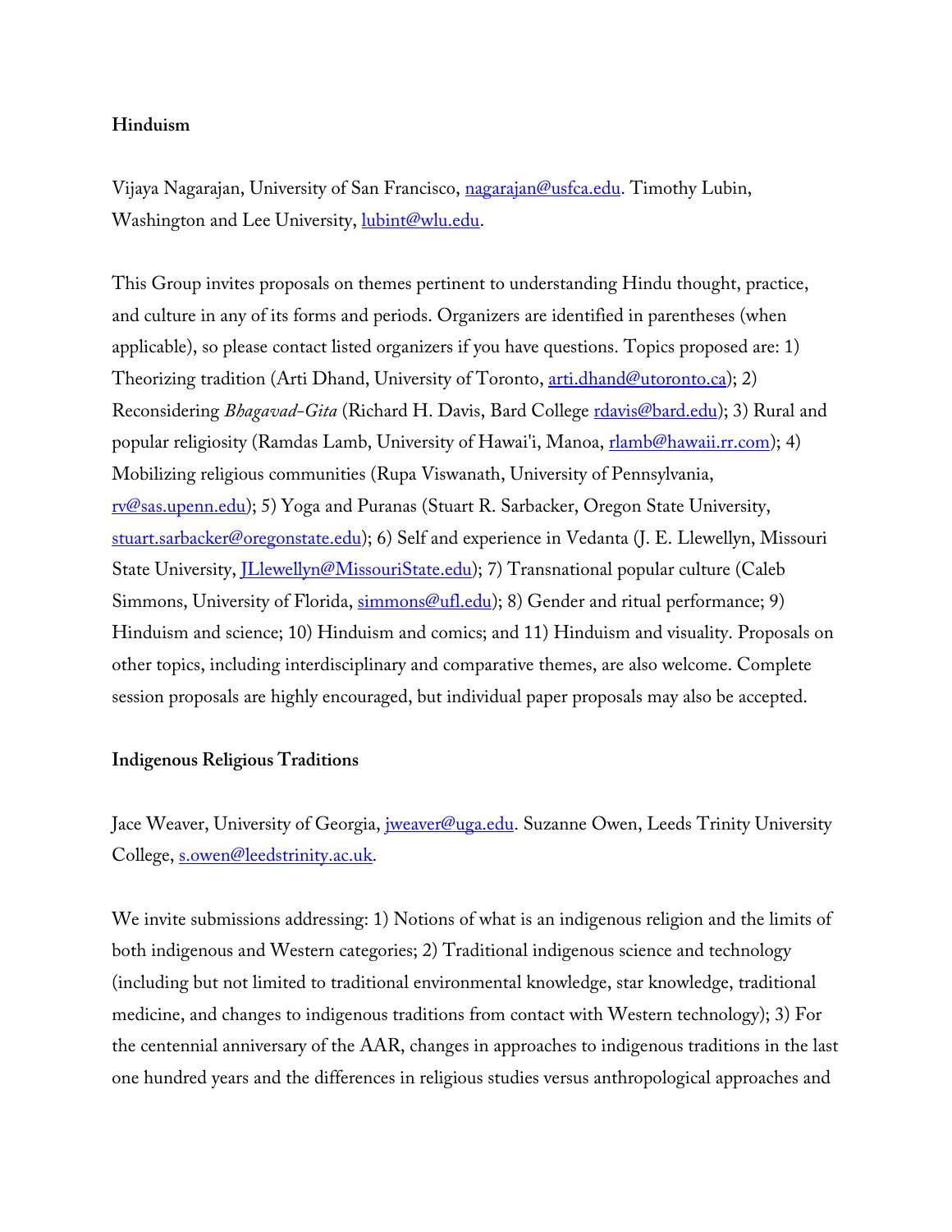**Hinduism**

Vijaya Nagarajan, University of San Francisco, nagarajan@usfca.edu. Timothy Lubin, Washington and Lee University, lubint@wlu.edu.

This Group invites proposals on themes pertinent to understanding Hindu thought, practice, and culture in any of its forms and periods. Organizers are identified in parentheses (when applicable), so please contact listed organizers if you have questions. Topics proposed are: 1) Theorizing tradition (Arti Dhand, University of Toronto, arti.dhand@utoronto.ca); 2) Reconsidering *Bhagavad-Gita* (Richard H. Davis, Bard College rdavis@bard.edu); 3) Rural and popular religiosity (Ramdas Lamb, University of Hawai'i, Manoa, rlamb@hawaii.rr.com); 4) Mobilizing religious communities (Rupa Viswanath, University of Pennsylvania, rv@sas.upenn.edu); 5) Yoga and Puranas (Stuart R. Sarbacker, Oregon State University, stuart.sarbacker@oregonstate.edu); 6) Self and experience in Vedanta (J. E. Llewellyn, Missouri State University, JLlewellyn@MissouriState.edu); 7) Transnational popular culture (Caleb Simmons, University of Florida, simmons@ufl.edu); 8) Gender and ritual performance; 9) Hinduism and science; 10) Hinduism and comics; and 11) Hinduism and visuality. Proposals on other topics, including interdisciplinary and comparative themes, are also welcome. Complete session proposals are highly encouraged, but individual paper proposals may also be accepted.

**Indigenous Religious Traditions**

Jace Weaver, University of Georgia, jweaver@uga.edu. Suzanne Owen, Leeds Trinity University College, s.owen@leedstrinity.ac.uk.

We invite submissions addressing: 1) Notions of what is an indigenous religion and the limits of both indigenous and Western categories; 2) Traditional indigenous science and technology (including but not limited to traditional environmental knowledge, star knowledge, traditional medicine, and changes to indigenous traditions from contact with Western technology); 3) For the centennial anniversary of the AAR, changes in approaches to indigenous traditions in the last one hundred years and the differences in religious studies versus anthropological approaches and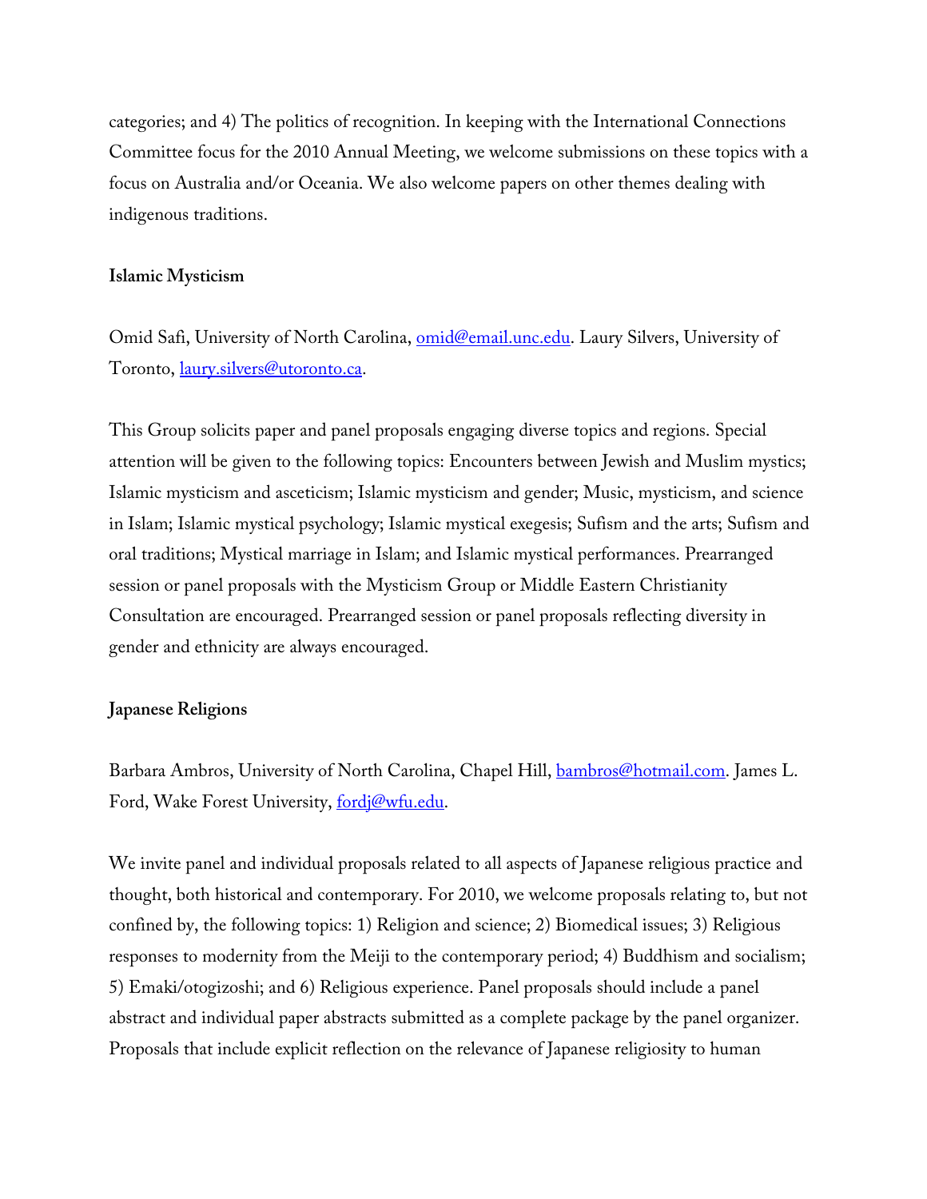categories; and 4) The politics of recognition. In keeping with the International Connections Committee focus for the 2010 Annual Meeting, we welcome submissions on these topics with a focus on Australia and/or Oceania. We also welcome papers on other themes dealing with indigenous traditions.

**Islamic Mysticism**

Omid Safi, University of North Carolina, omid@email.unc.edu. Laury Silvers, University of Toronto, laury.silvers@utoronto.ca.

This Group solicits paper and panel proposals engaging diverse topics and regions. Special attention will be given to the following topics: Encounters between Jewish and Muslim mystics; Islamic mysticism and asceticism; Islamic mysticism and gender; Music, mysticism, and science in Islam; Islamic mystical psychology; Islamic mystical exegesis; Sufism and the arts; Sufism and oral traditions; Mystical marriage in Islam; and Islamic mystical performances. Prearranged session or panel proposals with the Mysticism Group or Middle Eastern Christianity Consultation are encouraged. Prearranged session or panel proposals reflecting diversity in gender and ethnicity are always encouraged.

**Japanese Religions**

Barbara Ambros, University of North Carolina, Chapel Hill, bambros@hotmail.com. James L. Ford, Wake Forest University, fordj@wfu.edu.

We invite panel and individual proposals related to all aspects of Japanese religious practice and thought, both historical and contemporary. For 2010, we welcome proposals relating to, but not confined by, the following topics: 1) Religion and science; 2) Biomedical issues; 3) Religious responses to modernity from the Meiji to the contemporary period; 4) Buddhism and socialism; 5) Emaki/otogizoshi; and 6) Religious experience. Panel proposals should include a panel abstract and individual paper abstracts submitted as a complete package by the panel organizer. Proposals that include explicit reflection on the relevance of Japanese religiosity to human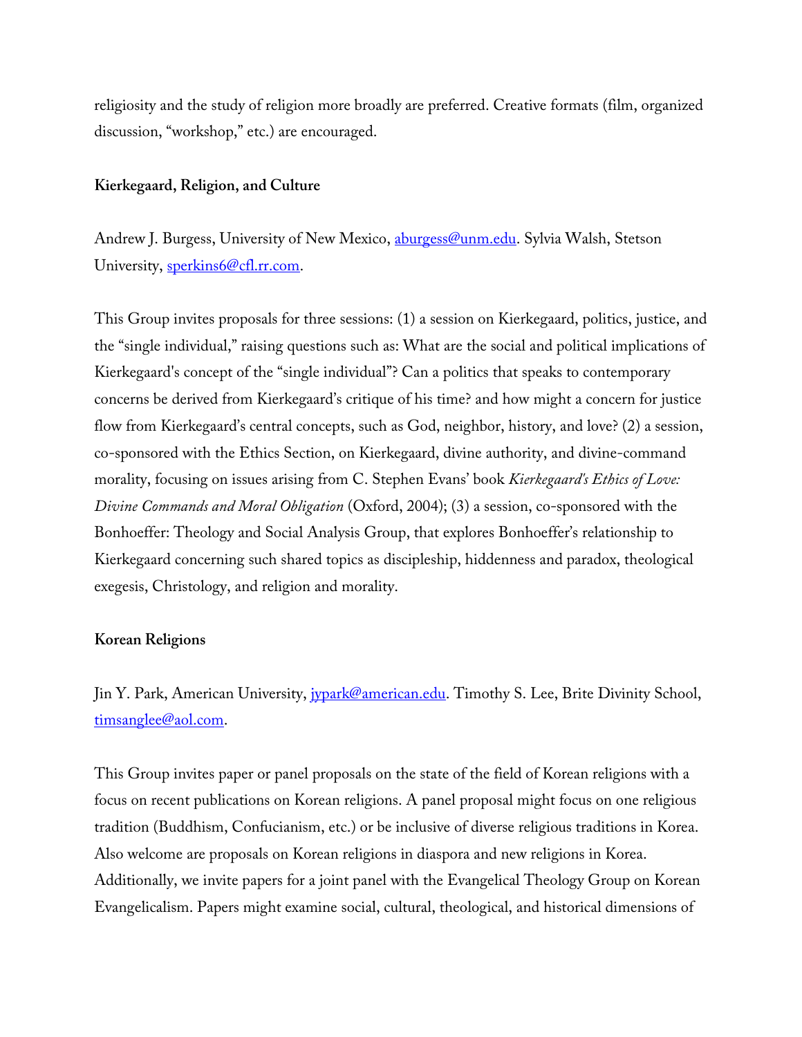religiosity and the study of religion more broadly are preferred. Creative formats (film, organized discussion, "workshop," etc.) are encouraged.

**Kierkegaard, Religion, and Culture**

Andrew J. Burgess, University of New Mexico, aburgess@unm.edu. Sylvia Walsh, Stetson University, sperkins6@cfl.rr.com.

This Group invites proposals for three sessions: (1) a session on Kierkegaard, politics, justice, and the "single individual," raising questions such as: What are the social and political implications of Kierkegaard's concept of the "single individual"? Can a politics that speaks to contemporary concerns be derived from Kierkegaard's critique of his time? and how might a concern for justice flow from Kierkegaard's central concepts, such as God, neighbor, history, and love? (2) a session, co-sponsored with the Ethics Section, on Kierkegaard, divine authority, and divine-command morality, focusing on issues arising from C. Stephen Evans' book *Kierkegaard's Ethics of Love: Divine Commands and Moral Obligation* (Oxford, 2004); (3) a session, co-sponsored with the Bonhoeffer: Theology and Social Analysis Group, that explores Bonhoeffer's relationship to Kierkegaard concerning such shared topics as discipleship, hiddenness and paradox, theological exegesis, Christology, and religion and morality.

**Korean Religions**

Jin Y. Park, American University, jypark@american.edu. Timothy S. Lee, Brite Divinity School, timsanglee@aol.com.

This Group invites paper or panel proposals on the state of the field of Korean religions with a focus on recent publications on Korean religions. A panel proposal might focus on one religious tradition (Buddhism, Confucianism, etc.) or be inclusive of diverse religious traditions in Korea. Also welcome are proposals on Korean religions in diaspora and new religions in Korea. Additionally, we invite papers for a joint panel with the Evangelical Theology Group on Korean Evangelicalism. Papers might examine social, cultural, theological, and historical dimensions of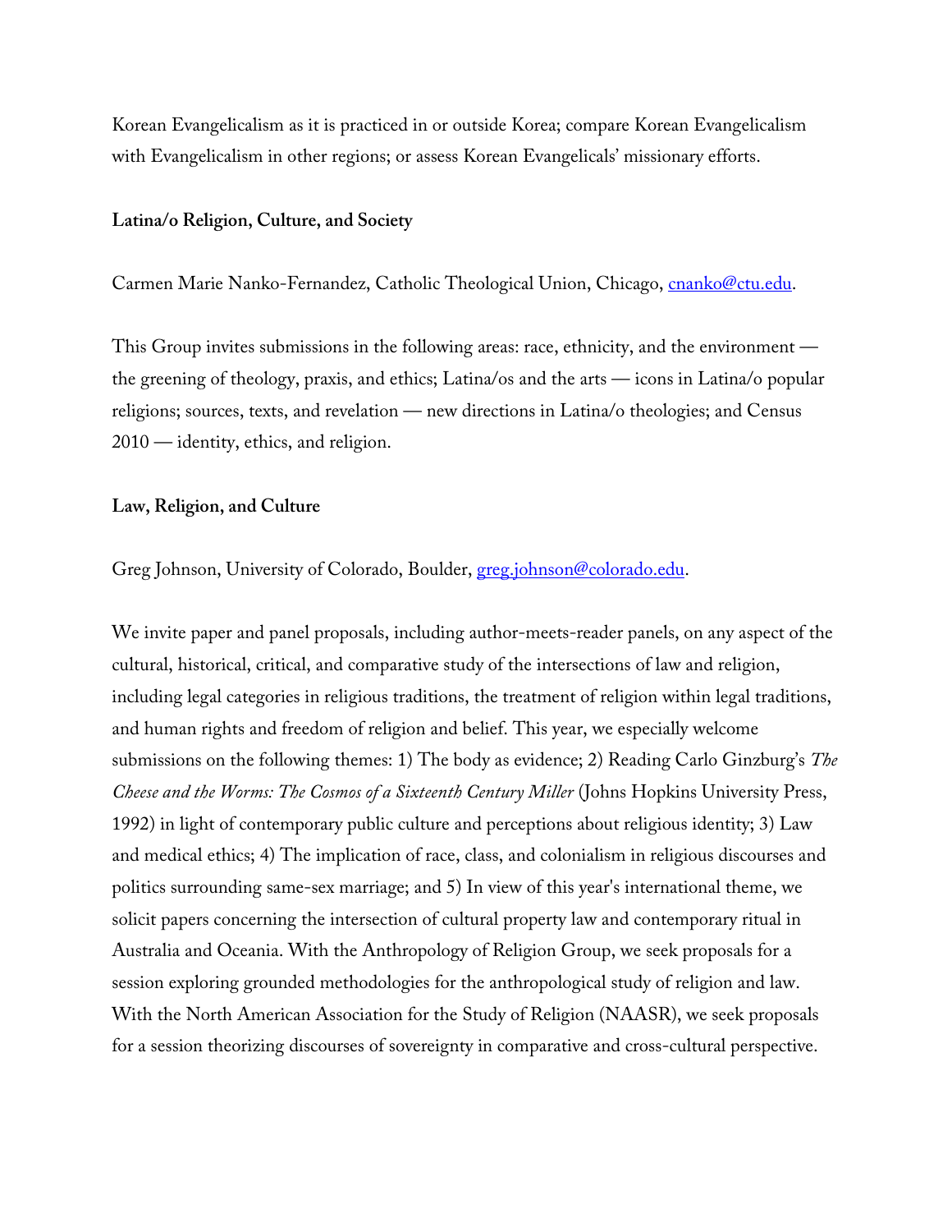Korean Evangelicalism as it is practiced in or outside Korea; compare Korean Evangelicalism with Evangelicalism in other regions; or assess Korean Evangelicals' missionary efforts.

**Latina/o Religion, Culture, and Society**

Carmen Marie Nanko-Fernandez, Catholic Theological Union, Chicago, cnanko@ctu.edu.

This Group invites submissions in the following areas: race, ethnicity, and the environment — the greening of theology, praxis, and ethics; Latina/os and the arts — icons in Latina/o popular religions; sources, texts, and revelation — new directions in Latina/o theologies; and Census 2010 — identity, ethics, and religion.

**Law, Religion, and Culture**

Greg Johnson, University of Colorado, Boulder, greg.johnson@colorado.edu.

We invite paper and panel proposals, including author-meets-reader panels, on any aspect of the cultural, historical, critical, and comparative study of the intersections of law and religion, including legal categories in religious traditions, the treatment of religion within legal traditions, and human rights and freedom of religion and belief. This year, we especially welcome submissions on the following themes: 1) The body as evidence; 2) Reading Carlo Ginzburg's *The Cheese and the Worms: The Cosmos of a Sixteenth Century Miller* (Johns Hopkins University Press, 1992) in light of contemporary public culture and perceptions about religious identity; 3) Law and medical ethics; 4) The implication of race, class, and colonialism in religious discourses and politics surrounding same-sex marriage; and 5) In view of this year's international theme, we solicit papers concerning the intersection of cultural property law and contemporary ritual in Australia and Oceania. With the Anthropology of Religion Group, we seek proposals for a session exploring grounded methodologies for the anthropological study of religion and law. With the North American Association for the Study of Religion (NAASR), we seek proposals for a session theorizing discourses of sovereignty in comparative and cross-cultural perspective.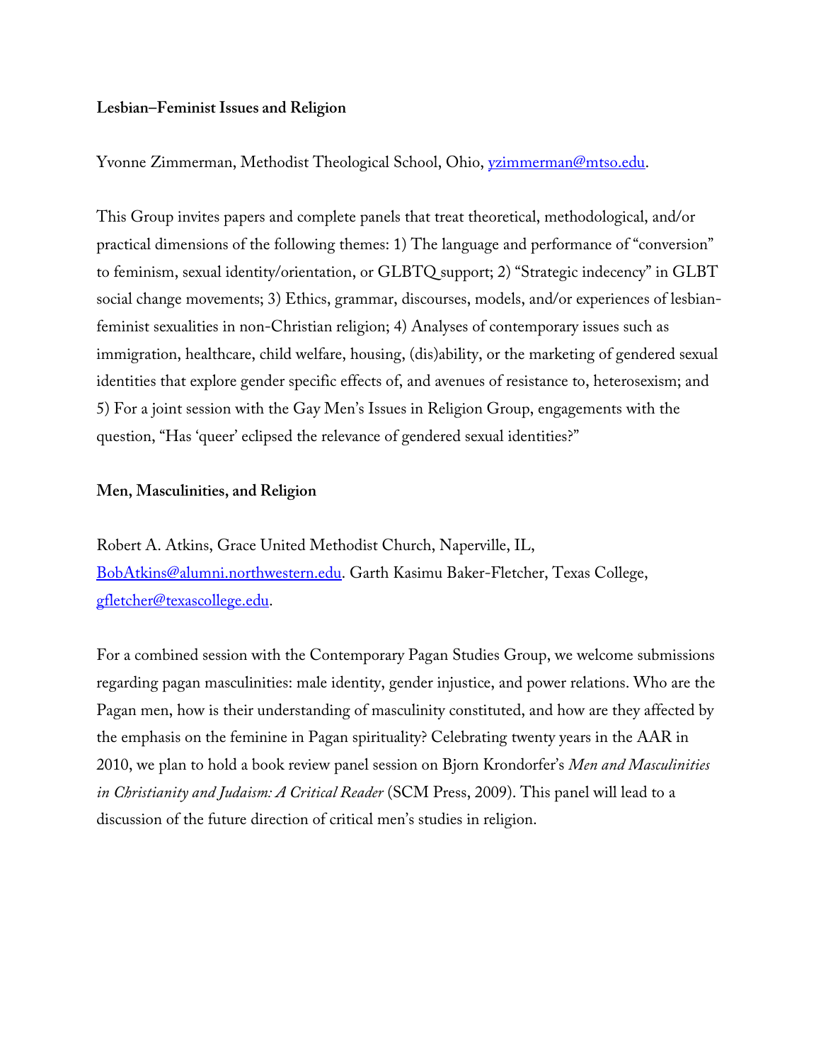**Lesbian–Feminist Issues and Religion**

Yvonne Zimmerman, Methodist Theological School, Ohio, yzimmerman@mtso.edu.

This Group invites papers and complete panels that treat theoretical, methodological, and/or practical dimensions of the following themes: 1) The language and performance of "conversion" to feminism, sexual identity/orientation, or GLBTQ support; 2) "Strategic indecency" in GLBT social change movements; 3) Ethics, grammar, discourses, models, and/or experiences of lesbian-feminist sexualities in non-Christian religion; 4) Analyses of contemporary issues such as immigration, healthcare, child welfare, housing, (dis)ability, or the marketing of gendered sexual identities that explore gender specific effects of, and avenues of resistance to, heterosexism; and 5) For a joint session with the Gay Men's Issues in Religion Group, engagements with the question, "Has 'queer' eclipsed the relevance of gendered sexual identities?"

**Men, Masculinities, and Religion**

Robert A. Atkins, Grace United Methodist Church, Naperville, IL, BobAtkins@alumni.northwestern.edu. Garth Kasimu Baker-Fletcher, Texas College, gfletcher@texascollege.edu.

For a combined session with the Contemporary Pagan Studies Group, we welcome submissions regarding pagan masculinities: male identity, gender injustice, and power relations. Who are the Pagan men, how is their understanding of masculinity constituted, and how are they affected by the emphasis on the feminine in Pagan spirituality? Celebrating twenty years in the AAR in 2010, we plan to hold a book review panel session on Bjorn Krondorfer's *Men and Masculinities in Christianity and Judaism: A Critical Reader* (SCM Press, 2009). This panel will lead to a discussion of the future direction of critical men's studies in religion.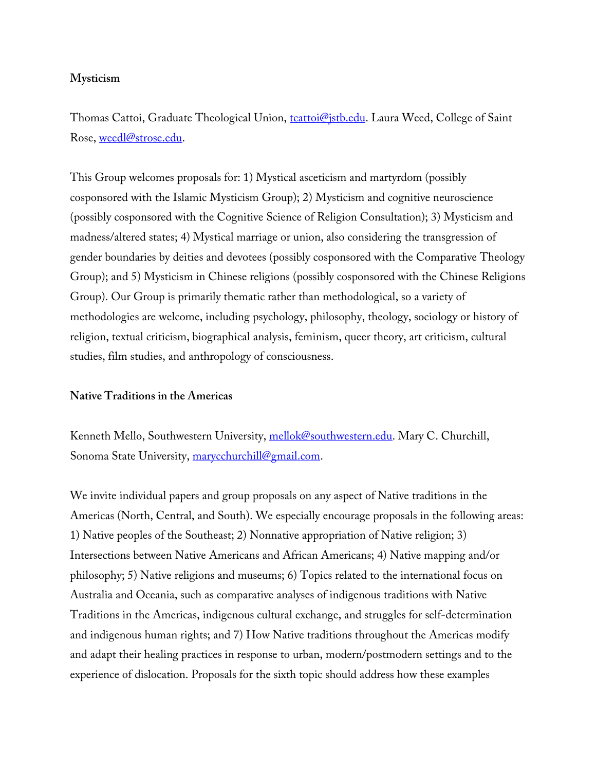**Mysticism**

Thomas Cattoi, Graduate Theological Union, tcattoi@jstb.edu. Laura Weed, College of Saint Rose, weedl@strose.edu.

This Group welcomes proposals for: 1) Mystical asceticism and martyrdom (possibly cosponsored with the Islamic Mysticism Group); 2) Mysticism and cognitive neuroscience (possibly cosponsored with the Cognitive Science of Religion Consultation); 3) Mysticism and madness/altered states; 4) Mystical marriage or union, also considering the transgression of gender boundaries by deities and devotees (possibly cosponsored with the Comparative Theology Group); and 5) Mysticism in Chinese religions (possibly cosponsored with the Chinese Religions Group). Our Group is primarily thematic rather than methodological, so a variety of methodologies are welcome, including psychology, philosophy, theology, sociology or history of religion, textual criticism, biographical analysis, feminism, queer theory, art criticism, cultural studies, film studies, and anthropology of consciousness.

**Native Traditions in the Americas**

Kenneth Mello, Southwestern University, mellok@southwestern.edu. Mary C. Churchill, Sonoma State University, marycchurchill@gmail.com.

We invite individual papers and group proposals on any aspect of Native traditions in the Americas (North, Central, and South). We especially encourage proposals in the following areas: 1) Native peoples of the Southeast; 2) Nonnative appropriation of Native religion; 3) Intersections between Native Americans and African Americans; 4) Native mapping and/or philosophy; 5) Native religions and museums; 6) Topics related to the international focus on Australia and Oceania, such as comparative analyses of indigenous traditions with Native Traditions in the Americas, indigenous cultural exchange, and struggles for self-determination and indigenous human rights; and 7) How Native traditions throughout the Americas modify and adapt their healing practices in response to urban, modern/postmodern settings and to the experience of dislocation. Proposals for the sixth topic should address how these examples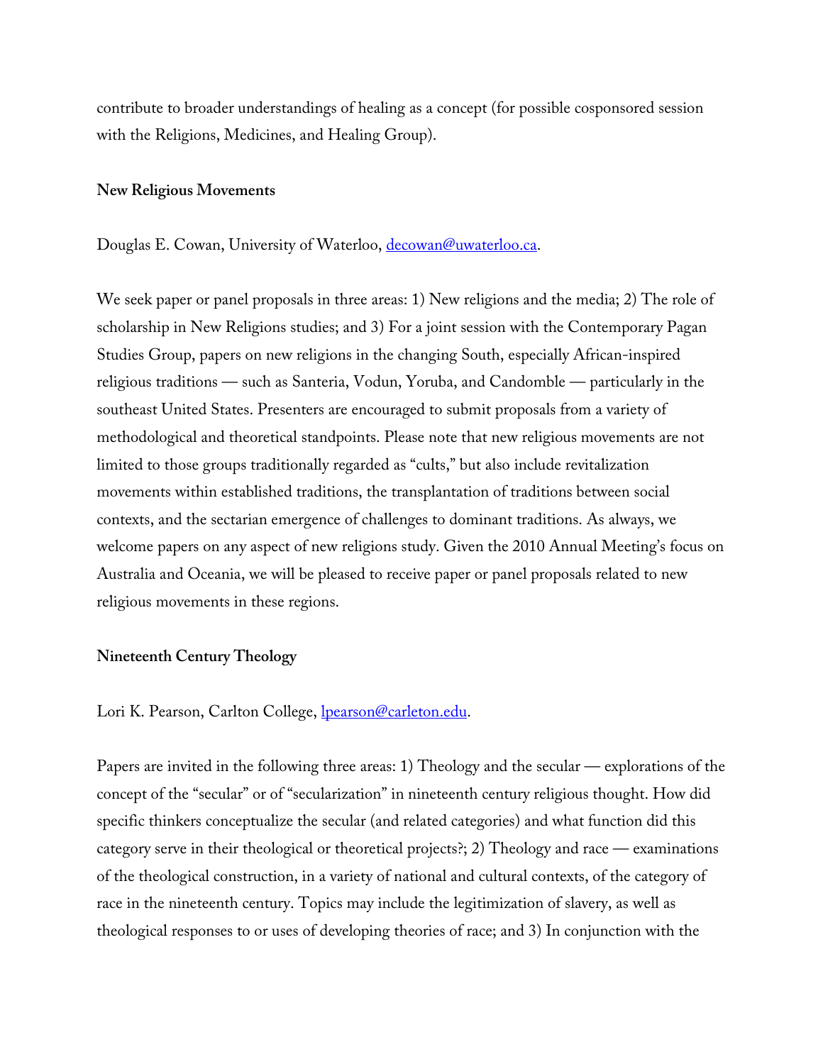contribute to broader understandings of healing as a concept (for possible cosponsored session with the Religions, Medicines, and Healing Group).

### New Religious Movements

Douglas E. Cowan, University of Waterloo, decowan@uwaterloo.ca.

We seek paper or panel proposals in three areas: 1) New religions and the media; 2) The role of scholarship in New Religions studies; and 3) For a joint session with the Contemporary Pagan Studies Group, papers on new religions in the changing South, especially African-inspired religious traditions — such as Santeria, Vodun, Yoruba, and Candomble — particularly in the southeast United States. Presenters are encouraged to submit proposals from a variety of methodological and theoretical standpoints. Please note that new religious movements are not limited to those groups traditionally regarded as "cults," but also include revitalization movements within established traditions, the transplantation of traditions between social contexts, and the sectarian emergence of challenges to dominant traditions. As always, we welcome papers on any aspect of new religions study. Given the 2010 Annual Meeting's focus on Australia and Oceania, we will be pleased to receive paper or panel proposals related to new religious movements in these regions.

### Nineteenth Century Theology

Lori K. Pearson, Carlton College, lpearson@carleton.edu.

Papers are invited in the following three areas: 1) Theology and the secular — explorations of the concept of the "secular" or of "secularization" in nineteenth century religious thought. How did specific thinkers conceptualize the secular (and related categories) and what function did this category serve in their theological or theoretical projects?; 2) Theology and race — examinations of the theological construction, in a variety of national and cultural contexts, of the category of race in the nineteenth century. Topics may include the legitimization of slavery, as well as theological responses to or uses of developing theories of race; and 3) In conjunction with the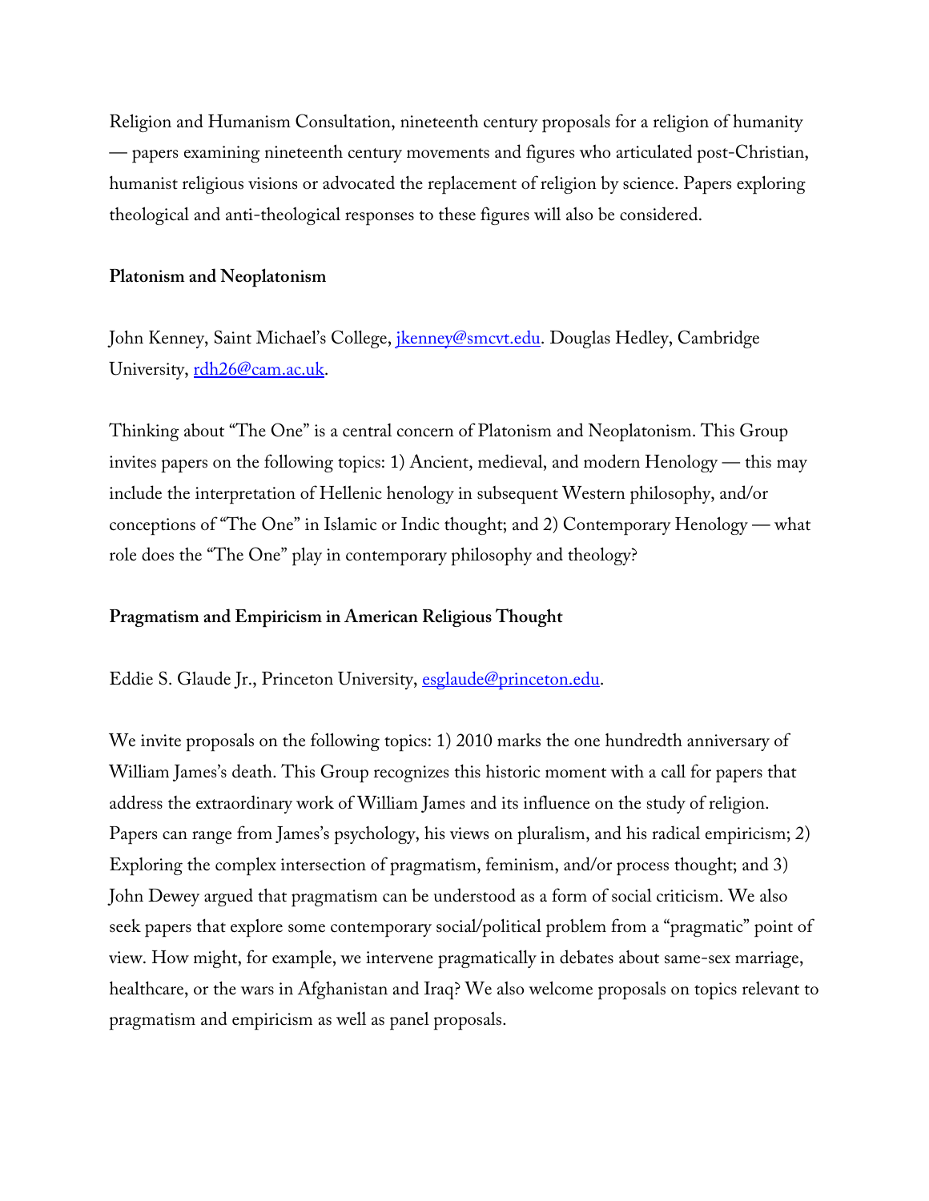Religion and Humanism Consultation, nineteenth century proposals for a religion of humanity — papers examining nineteenth century movements and figures who articulated post-Christian, humanist religious visions or advocated the replacement of religion by science. Papers exploring theological and anti-theological responses to these figures will also be considered.

**Platonism and Neoplatonism**

John Kenney, Saint Michael's College, jkenney@smcvt.edu. Douglas Hedley, Cambridge University, rdh26@cam.ac.uk.

Thinking about "The One" is a central concern of Platonism and Neoplatonism. This Group invites papers on the following topics: 1) Ancient, medieval, and modern Henology — this may include the interpretation of Hellenic henology in subsequent Western philosophy, and/or conceptions of "The One" in Islamic or Indic thought; and 2) Contemporary Henology — what role does the "The One" play in contemporary philosophy and theology?

**Pragmatism and Empiricism in American Religious Thought**

Eddie S. Glaude Jr., Princeton University, esglaude@princeton.edu.

We invite proposals on the following topics: 1) 2010 marks the one hundredth anniversary of William James's death. This Group recognizes this historic moment with a call for papers that address the extraordinary work of William James and its influence on the study of religion. Papers can range from James's psychology, his views on pluralism, and his radical empiricism; 2) Exploring the complex intersection of pragmatism, feminism, and/or process thought; and 3) John Dewey argued that pragmatism can be understood as a form of social criticism. We also seek papers that explore some contemporary social/political problem from a "pragmatic" point of view. How might, for example, we intervene pragmatically in debates about same-sex marriage, healthcare, or the wars in Afghanistan and Iraq? We also welcome proposals on topics relevant to pragmatism and empiricism as well as panel proposals.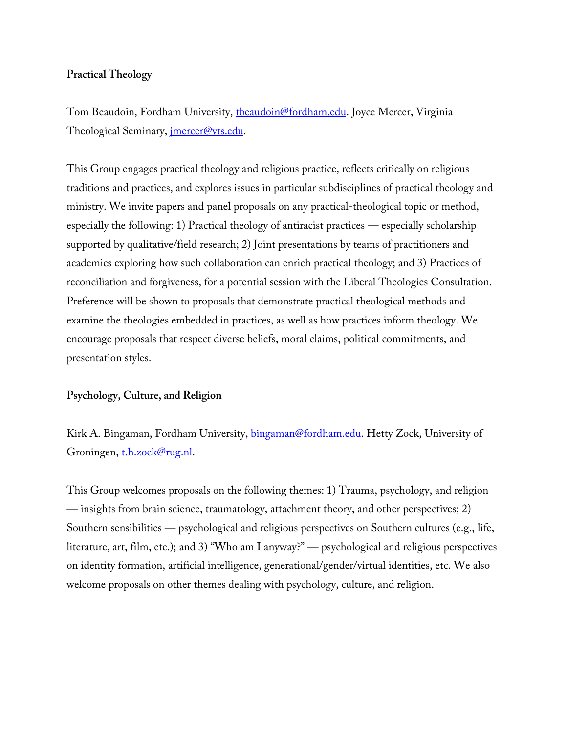**Practical Theology**

Tom Beaudoin, Fordham University, tbeaudoin@fordham.edu. Joyce Mercer, Virginia Theological Seminary, jmercer@vts.edu.

This Group engages practical theology and religious practice, reflects critically on religious traditions and practices, and explores issues in particular subdisciplines of practical theology and ministry. We invite papers and panel proposals on any practical-theological topic or method, especially the following: 1) Practical theology of antiracist practices — especially scholarship supported by qualitative/field research; 2) Joint presentations by teams of practitioners and academics exploring how such collaboration can enrich practical theology; and 3) Practices of reconciliation and forgiveness, for a potential session with the Liberal Theologies Consultation. Preference will be shown to proposals that demonstrate practical theological methods and examine the theologies embedded in practices, as well as how practices inform theology. We encourage proposals that respect diverse beliefs, moral claims, political commitments, and presentation styles.

**Psychology, Culture, and Religion**

Kirk A. Bingaman, Fordham University, bingaman@fordham.edu. Hetty Zock, University of Groningen, t.h.zock@rug.nl.

This Group welcomes proposals on the following themes: 1) Trauma, psychology, and religion — insights from brain science, traumatology, attachment theory, and other perspectives; 2) Southern sensibilities — psychological and religious perspectives on Southern cultures (e.g., life, literature, art, film, etc.); and 3) "Who am I anyway?" — psychological and religious perspectives on identity formation, artificial intelligence, generational/gender/virtual identities, etc. We also welcome proposals on other themes dealing with psychology, culture, and religion.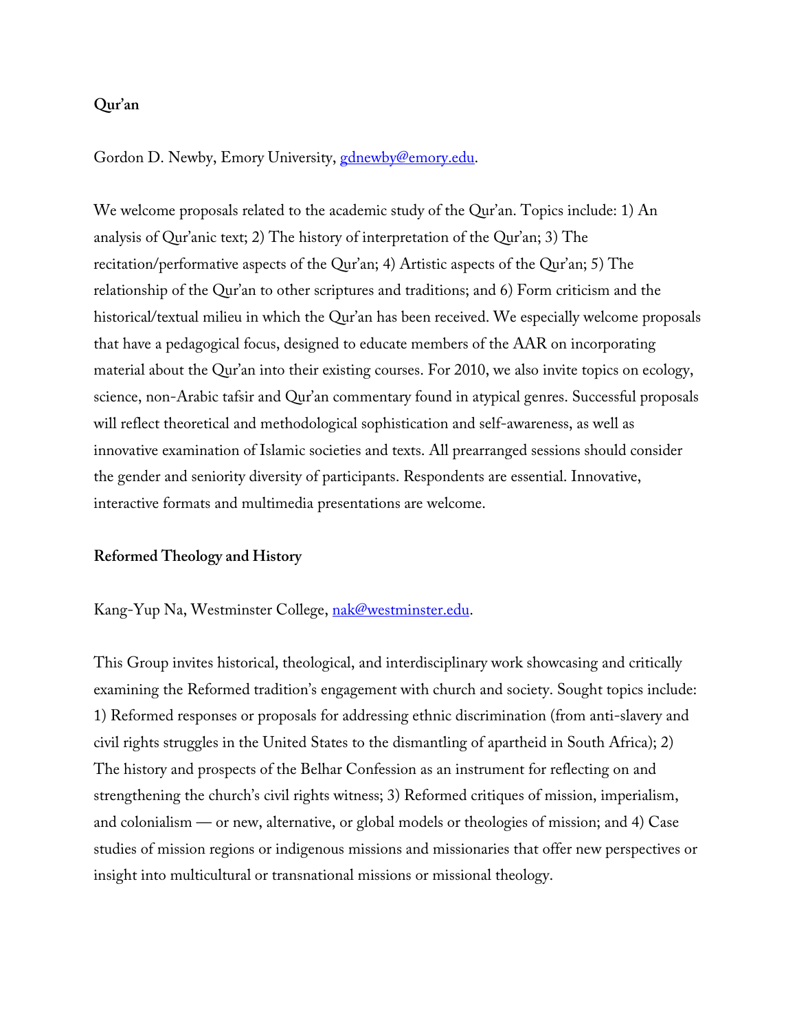### Qur'an

Gordon D. Newby, Emory University, gdnewby@emory.edu.

We welcome proposals related to the academic study of the Qur'an. Topics include: 1) An analysis of Qur'anic text; 2) The history of interpretation of the Qur'an; 3) The recitation/performative aspects of the Qur'an; 4) Artistic aspects of the Qur'an; 5) The relationship of the Qur'an to other scriptures and traditions; and 6) Form criticism and the historical/textual milieu in which the Qur'an has been received. We especially welcome proposals that have a pedagogical focus, designed to educate members of the AAR on incorporating material about the Qur'an into their existing courses. For 2010, we also invite topics on ecology, science, non-Arabic tafsir and Qur'an commentary found in atypical genres. Successful proposals will reflect theoretical and methodological sophistication and self-awareness, as well as innovative examination of Islamic societies and texts. All prearranged sessions should consider the gender and seniority diversity of participants. Respondents are essential. Innovative, interactive formats and multimedia presentations are welcome.

### Reformed Theology and History

Kang-Yup Na, Westminster College, nak@westminster.edu.

This Group invites historical, theological, and interdisciplinary work showcasing and critically examining the Reformed tradition's engagement with church and society. Sought topics include: 1) Reformed responses or proposals for addressing ethnic discrimination (from anti-slavery and civil rights struggles in the United States to the dismantling of apartheid in South Africa); 2) The history and prospects of the Belhar Confession as an instrument for reflecting on and strengthening the church's civil rights witness; 3) Reformed critiques of mission, imperialism, and colonialism — or new, alternative, or global models or theologies of mission; and 4) Case studies of mission regions or indigenous missions and missionaries that offer new perspectives or insight into multicultural or transnational missions or missional theology.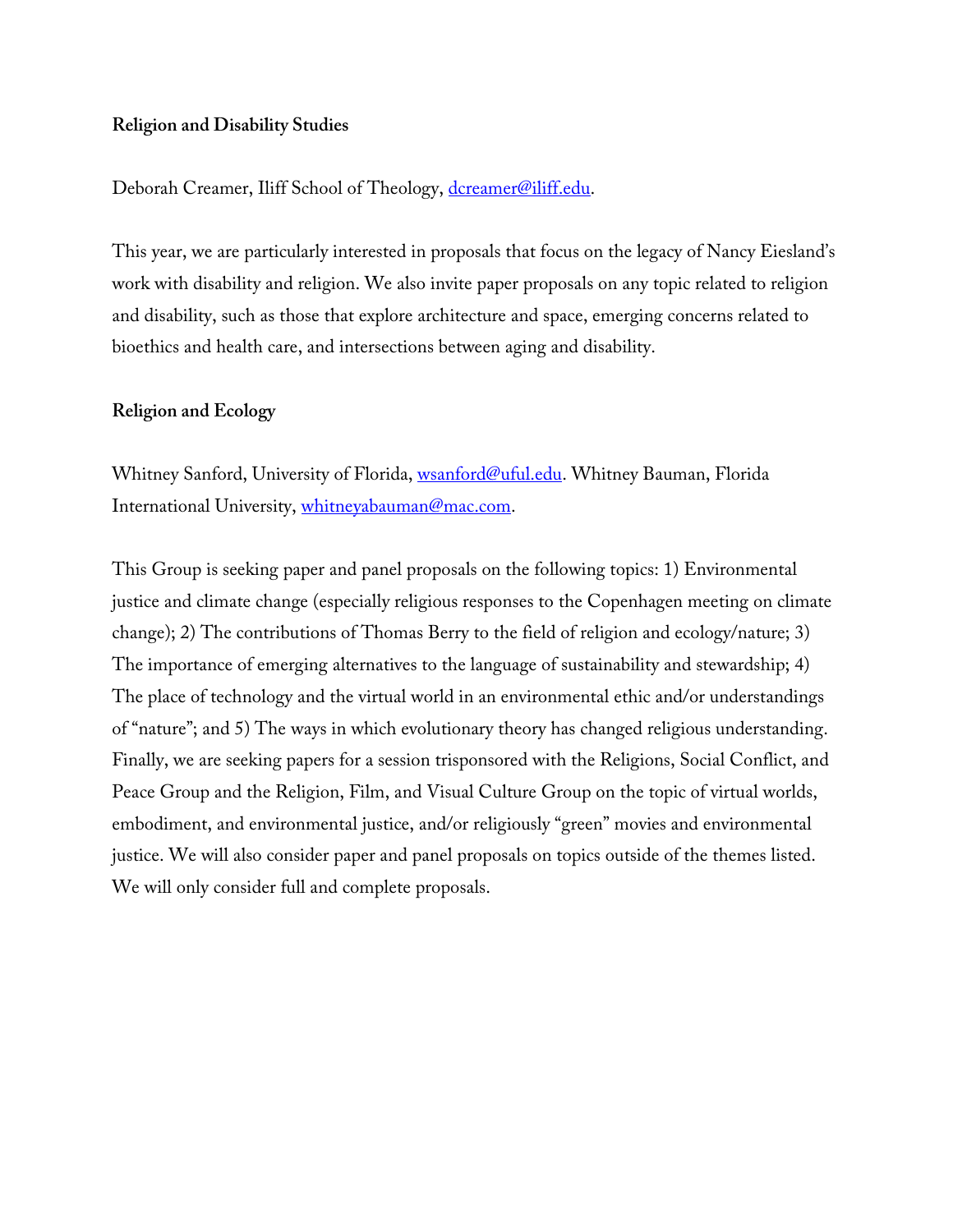**Religion and Disability Studies**

Deborah Creamer, Iliff School of Theology, dcreamer@iliff.edu.

This year, we are particularly interested in proposals that focus on the legacy of Nancy Eiesland's work with disability and religion. We also invite paper proposals on any topic related to religion and disability, such as those that explore architecture and space, emerging concerns related to bioethics and health care, and intersections between aging and disability.

**Religion and Ecology**

Whitney Sanford, University of Florida, wsanford@uful.edu. Whitney Bauman, Florida International University, whitneyabauman@mac.com.

This Group is seeking paper and panel proposals on the following topics: 1) Environmental justice and climate change (especially religious responses to the Copenhagen meeting on climate change); 2) The contributions of Thomas Berry to the field of religion and ecology/nature; 3) The importance of emerging alternatives to the language of sustainability and stewardship; 4) The place of technology and the virtual world in an environmental ethic and/or understandings of "nature"; and 5) The ways in which evolutionary theory has changed religious understanding. Finally, we are seeking papers for a session trisponsored with the Religions, Social Conflict, and Peace Group and the Religion, Film, and Visual Culture Group on the topic of virtual worlds, embodiment, and environmental justice, and/or religiously "green" movies and environmental justice. We will also consider paper and panel proposals on topics outside of the themes listed. We will only consider full and complete proposals.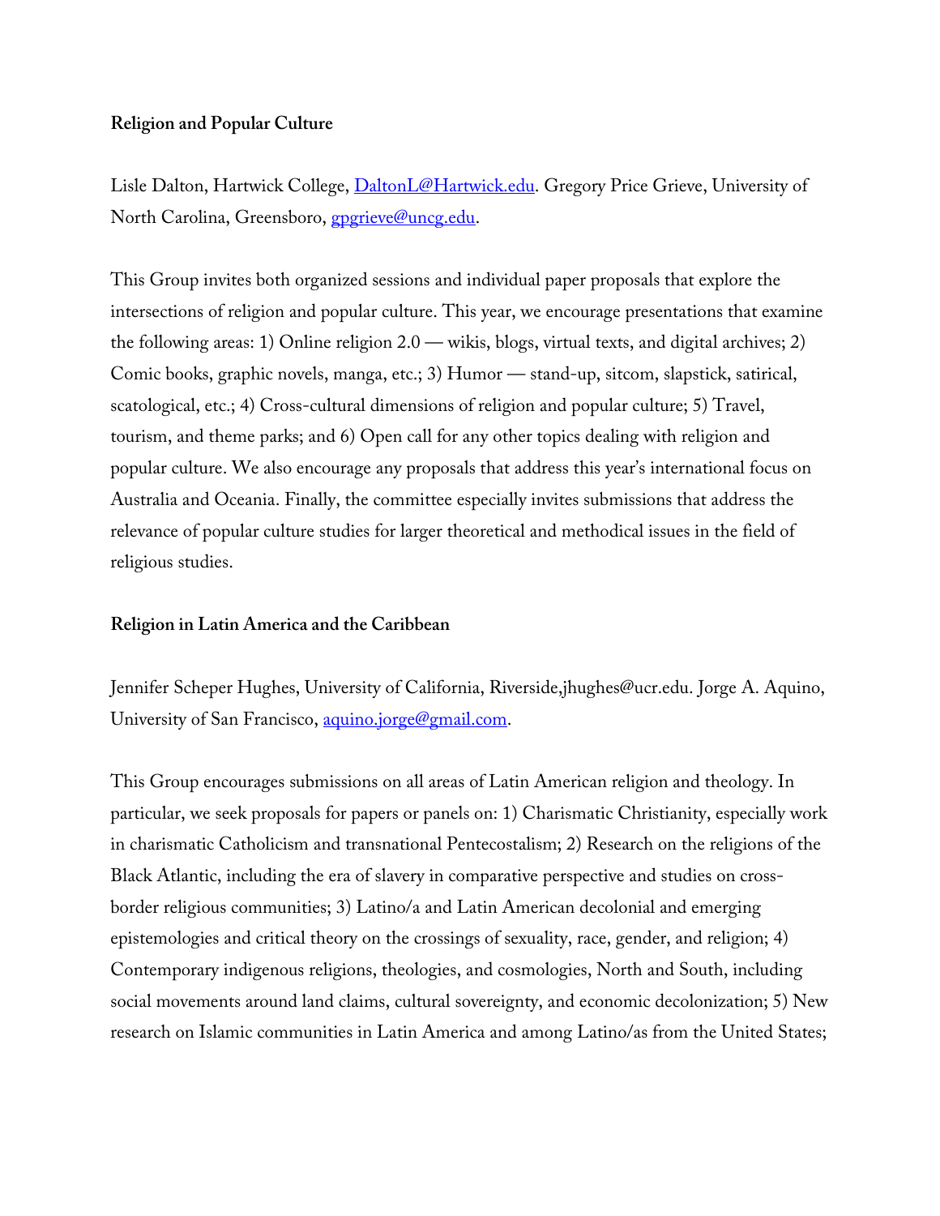**Religion and Popular Culture**

Lisle Dalton, Hartwick College, DaltonL@Hartwick.edu. Gregory Price Grieve, University of North Carolina, Greensboro, gpgrieve@uncg.edu.

This Group invites both organized sessions and individual paper proposals that explore the intersections of religion and popular culture. This year, we encourage presentations that examine the following areas: 1) Online religion 2.0 — wikis, blogs, virtual texts, and digital archives; 2) Comic books, graphic novels, manga, etc.; 3) Humor — stand-up, sitcom, slapstick, satirical, scatological, etc.; 4) Cross-cultural dimensions of religion and popular culture; 5) Travel, tourism, and theme parks; and 6) Open call for any other topics dealing with religion and popular culture. We also encourage any proposals that address this year's international focus on Australia and Oceania. Finally, the committee especially invites submissions that address the relevance of popular culture studies for larger theoretical and methodical issues in the field of religious studies.

**Religion in Latin America and the Caribbean**

Jennifer Scheper Hughes, University of California, Riverside,jhughes@ucr.edu. Jorge A. Aquino, University of San Francisco, aquino.jorge@gmail.com.

This Group encourages submissions on all areas of Latin American religion and theology. In particular, we seek proposals for papers or panels on: 1) Charismatic Christianity, especially work in charismatic Catholicism and transnational Pentecostalism; 2) Research on the religions of the Black Atlantic, including the era of slavery in comparative perspective and studies on cross-border religious communities; 3) Latino/a and Latin American decolonial and emerging epistemologies and critical theory on the crossings of sexuality, race, gender, and religion; 4) Contemporary indigenous religions, theologies, and cosmologies, North and South, including social movements around land claims, cultural sovereignty, and economic decolonization; 5) New research on Islamic communities in Latin America and among Latino/as from the United States;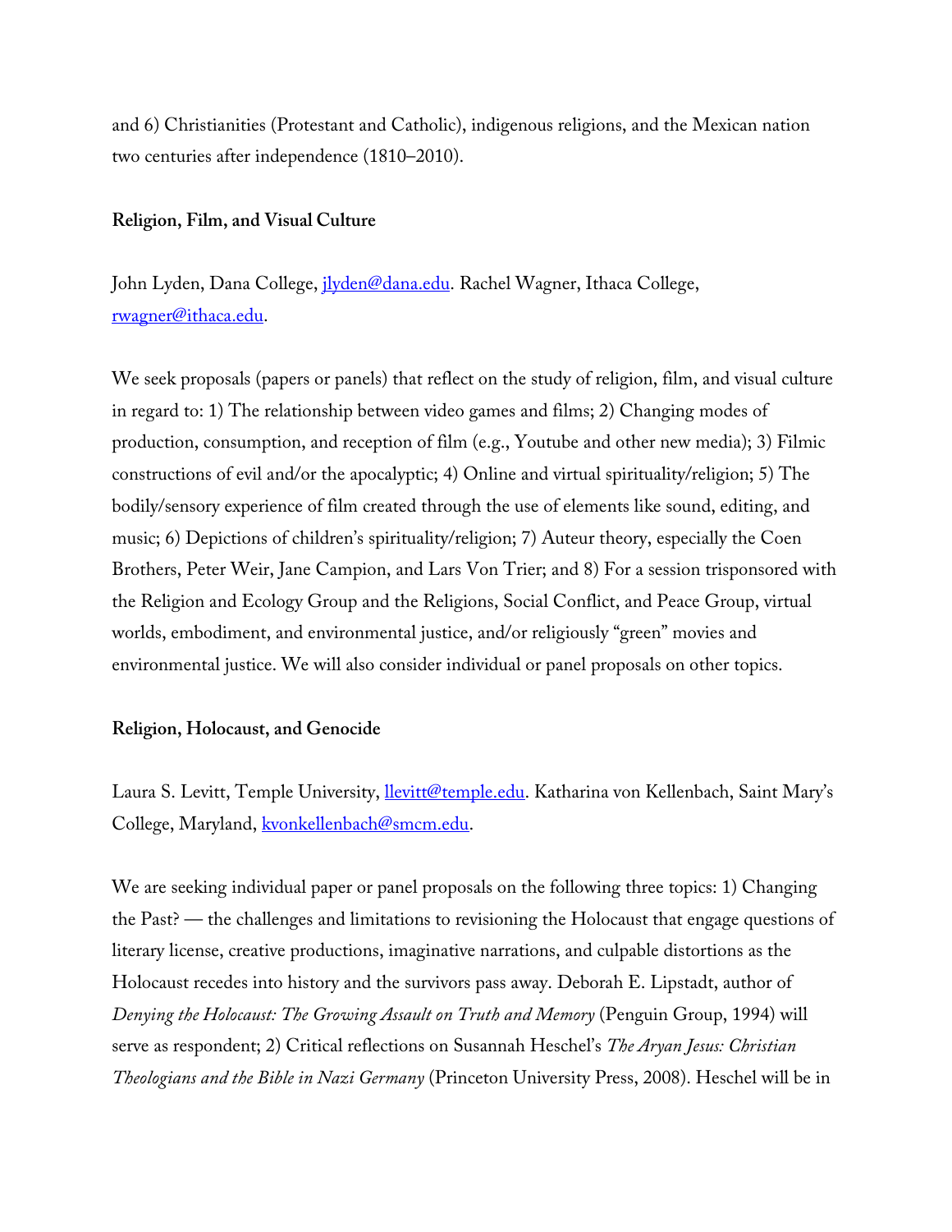and 6) Christianities (Protestant and Catholic), indigenous religions, and the Mexican nation two centuries after independence (1810–2010).

**Religion, Film, and Visual Culture**

John Lyden, Dana College, [jlyden@dana.edu](mailto:jlyden@dana.edu). Rachel Wagner, Ithaca College, [rwagner@ithaca.edu](mailto:rwagner@ithaca.edu).

We seek proposals (papers or panels) that reflect on the study of religion, film, and visual culture in regard to: 1) The relationship between video games and films; 2) Changing modes of production, consumption, and reception of film (e.g., Youtube and other new media); 3) Filmic constructions of evil and/or the apocalyptic; 4) Online and virtual spirituality/religion; 5) The bodily/sensory experience of film created through the use of elements like sound, editing, and music; 6) Depictions of children's spirituality/religion; 7) Auteur theory, especially the Coen Brothers, Peter Weir, Jane Campion, and Lars Von Trier; and 8) For a session trisponsored with the Religion and Ecology Group and the Religions, Social Conflict, and Peace Group, virtual worlds, embodiment, and environmental justice, and/or religiously "green" movies and environmental justice. We will also consider individual or panel proposals on other topics.

**Religion, Holocaust, and Genocide**

Laura S. Levitt, Temple University, [llevitt@temple.edu](mailto:llevitt@temple.edu). Katharina von Kellenbach, Saint Mary's College, Maryland, [kvonkellenbach@smcm.edu](mailto:kvonkellenbach@smcm.edu).

We are seeking individual paper or panel proposals on the following three topics: 1) Changing the Past? — the challenges and limitations to revisioning the Holocaust that engage questions of literary license, creative productions, imaginative narrations, and culpable distortions as the Holocaust recedes into history and the survivors pass away. Deborah E. Lipstadt, author of *Denying the Holocaust: The Growing Assault on Truth and Memory* (Penguin Group, 1994) will serve as respondent; 2) Critical reflections on Susannah Heschel's *The Aryan Jesus: Christian Theologians and the Bible in Nazi Germany* (Princeton University Press, 2008). Heschel will be in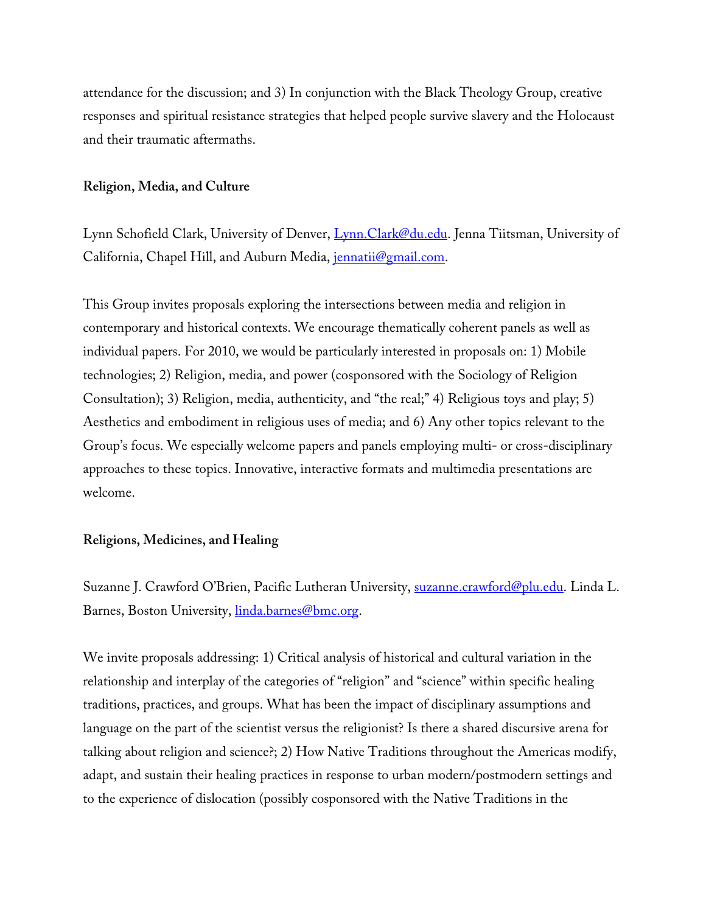attendance for the discussion; and 3) In conjunction with the Black Theology Group, creative responses and spiritual resistance strategies that helped people survive slavery and the Holocaust and their traumatic aftermaths.

**Religion, Media, and Culture**

Lynn Schofield Clark, University of Denver, Lynn.Clark@du.edu. Jenna Tiitsman, University of California, Chapel Hill, and Auburn Media, jennatii@gmail.com.

This Group invites proposals exploring the intersections between media and religion in contemporary and historical contexts. We encourage thematically coherent panels as well as individual papers. For 2010, we would be particularly interested in proposals on: 1) Mobile technologies; 2) Religion, media, and power (cosponsored with the Sociology of Religion Consultation); 3) Religion, media, authenticity, and "the real;" 4) Religious toys and play; 5) Aesthetics and embodiment in religious uses of media; and 6) Any other topics relevant to the Group's focus. We especially welcome papers and panels employing multi- or cross-disciplinary approaches to these topics. Innovative, interactive formats and multimedia presentations are welcome.

**Religions, Medicines, and Healing**

Suzanne J. Crawford O'Brien, Pacific Lutheran University, suzanne.crawford@plu.edu. Linda L. Barnes, Boston University, linda.barnes@bmc.org.

We invite proposals addressing: 1) Critical analysis of historical and cultural variation in the relationship and interplay of the categories of "religion" and "science" within specific healing traditions, practices, and groups. What has been the impact of disciplinary assumptions and language on the part of the scientist versus the religionist? Is there a shared discursive arena for talking about religion and science?; 2) How Native Traditions throughout the Americas modify, adapt, and sustain their healing practices in response to urban modern/postmodern settings and to the experience of dislocation (possibly cosponsored with the Native Traditions in the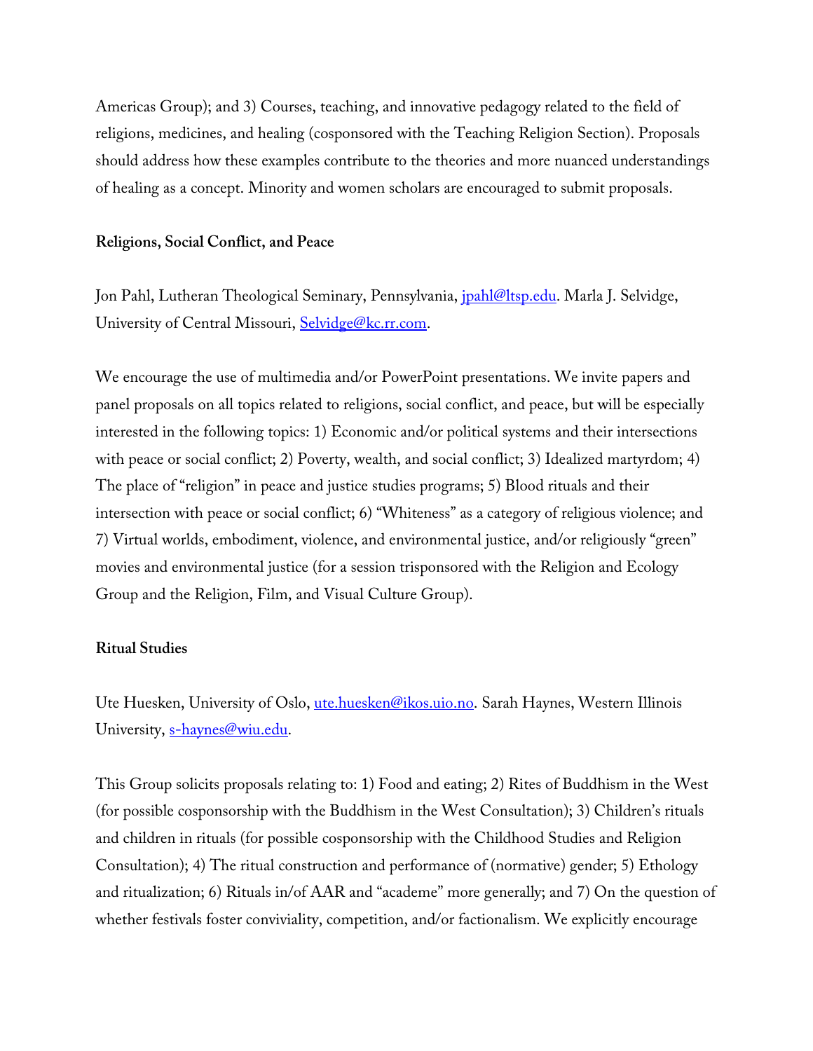Americas Group); and 3) Courses, teaching, and innovative pedagogy related to the field of religions, medicines, and healing (cosponsored with the Teaching Religion Section). Proposals should address how these examples contribute to the theories and more nuanced understandings of healing as a concept. Minority and women scholars are encouraged to submit proposals.

### Religions, Social Conflict, and Peace

Jon Pahl, Lutheran Theological Seminary, Pennsylvania, jpahl@ltsp.edu. Marla J. Selvidge, University of Central Missouri, Selvidge@kc.rr.com.

We encourage the use of multimedia and/or PowerPoint presentations. We invite papers and panel proposals on all topics related to religions, social conflict, and peace, but will be especially interested in the following topics: 1) Economic and/or political systems and their intersections with peace or social conflict; 2) Poverty, wealth, and social conflict; 3) Idealized martyrdom; 4) The place of "religion" in peace and justice studies programs; 5) Blood rituals and their intersection with peace or social conflict; 6) "Whiteness" as a category of religious violence; and 7) Virtual worlds, embodiment, violence, and environmental justice, and/or religiously "green" movies and environmental justice (for a session trisponsored with the Religion and Ecology Group and the Religion, Film, and Visual Culture Group).

### Ritual Studies

Ute Huesken, University of Oslo, ute.huesken@ikos.uio.no. Sarah Haynes, Western Illinois University, s-haynes@wiu.edu.

This Group solicits proposals relating to: 1) Food and eating; 2) Rites of Buddhism in the West (for possible cosponsorship with the Buddhism in the West Consultation); 3) Children's rituals and children in rituals (for possible cosponsorship with the Childhood Studies and Religion Consultation); 4) The ritual construction and performance of (normative) gender; 5) Ethology and ritualization; 6) Rituals in/of AAR and "academe" more generally; and 7) On the question of whether festivals foster conviviality, competition, and/or factionalism. We explicitly encourage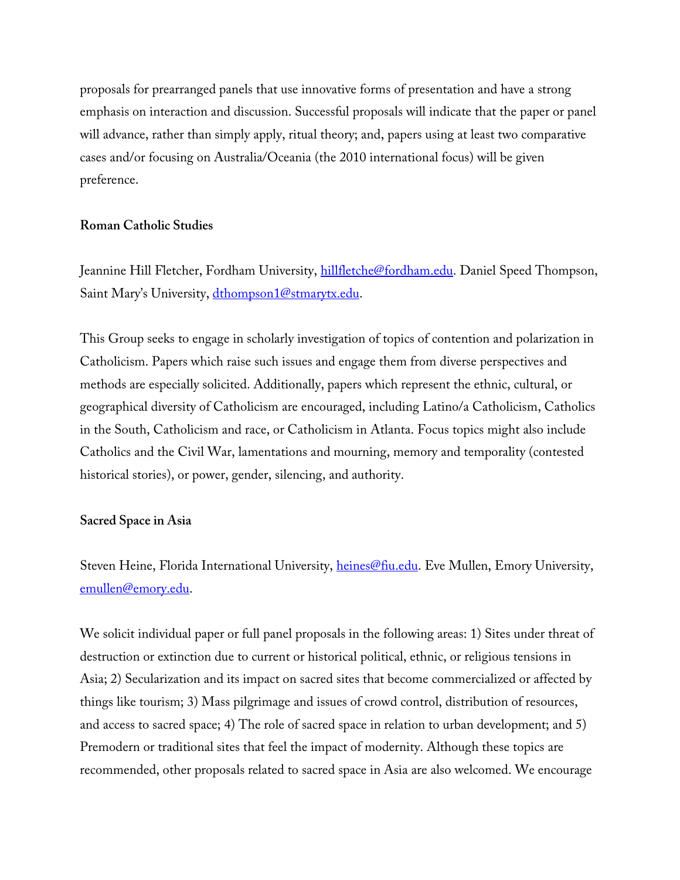proposals for prearranged panels that use innovative forms of presentation and have a strong emphasis on interaction and discussion. Successful proposals will indicate that the paper or panel will advance, rather than simply apply, ritual theory; and, papers using at least two comparative cases and/or focusing on Australia/Oceania (the 2010 international focus) will be given preference.

**Roman Catholic Studies**

Jeannine Hill Fletcher, Fordham University, hillfletche@fordham.edu. Daniel Speed Thompson, Saint Mary's University, dthompson1@stmarytx.edu.

This Group seeks to engage in scholarly investigation of topics of contention and polarization in Catholicism. Papers which raise such issues and engage them from diverse perspectives and methods are especially solicited. Additionally, papers which represent the ethnic, cultural, or geographical diversity of Catholicism are encouraged, including Latino/a Catholicism, Catholics in the South, Catholicism and race, or Catholicism in Atlanta. Focus topics might also include Catholics and the Civil War, lamentations and mourning, memory and temporality (contested historical stories), or power, gender, silencing, and authority.

**Sacred Space in Asia**

Steven Heine, Florida International University, heines@fiu.edu. Eve Mullen, Emory University, emullen@emory.edu.

We solicit individual paper or full panel proposals in the following areas: 1) Sites under threat of destruction or extinction due to current or historical political, ethnic, or religious tensions in Asia; 2) Secularization and its impact on sacred sites that become commercialized or affected by things like tourism; 3) Mass pilgrimage and issues of crowd control, distribution of resources, and access to sacred space; 4) The role of sacred space in relation to urban development; and 5) Premodern or traditional sites that feel the impact of modernity. Although these topics are recommended, other proposals related to sacred space in Asia are also welcomed. We encourage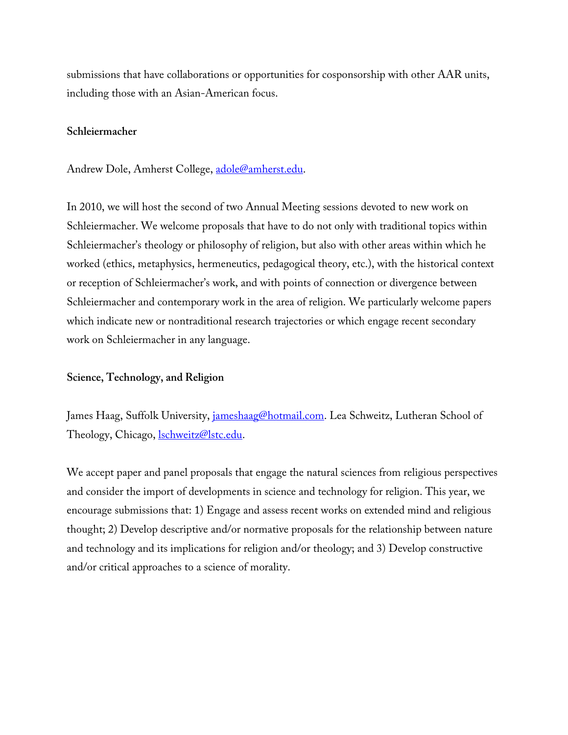submissions that have collaborations or opportunities for cosponsorship with other AAR units, including those with an Asian-American focus.

**Schleiermacher**

Andrew Dole, Amherst College, adole@amherst.edu.

In 2010, we will host the second of two Annual Meeting sessions devoted to new work on Schleiermacher. We welcome proposals that have to do not only with traditional topics within Schleiermacher's theology or philosophy of religion, but also with other areas within which he worked (ethics, metaphysics, hermeneutics, pedagogical theory, etc.), with the historical context or reception of Schleiermacher's work, and with points of connection or divergence between Schleiermacher and contemporary work in the area of religion. We particularly welcome papers which indicate new or nontraditional research trajectories or which engage recent secondary work on Schleiermacher in any language.

**Science, Technology, and Religion**

James Haag, Suffolk University, jameshaag@hotmail.com. Lea Schweitz, Lutheran School of Theology, Chicago, lschweitz@lstc.edu.

We accept paper and panel proposals that engage the natural sciences from religious perspectives and consider the import of developments in science and technology for religion. This year, we encourage submissions that: 1) Engage and assess recent works on extended mind and religious thought; 2) Develop descriptive and/or normative proposals for the relationship between nature and technology and its implications for religion and/or theology; and 3) Develop constructive and/or critical approaches to a science of morality.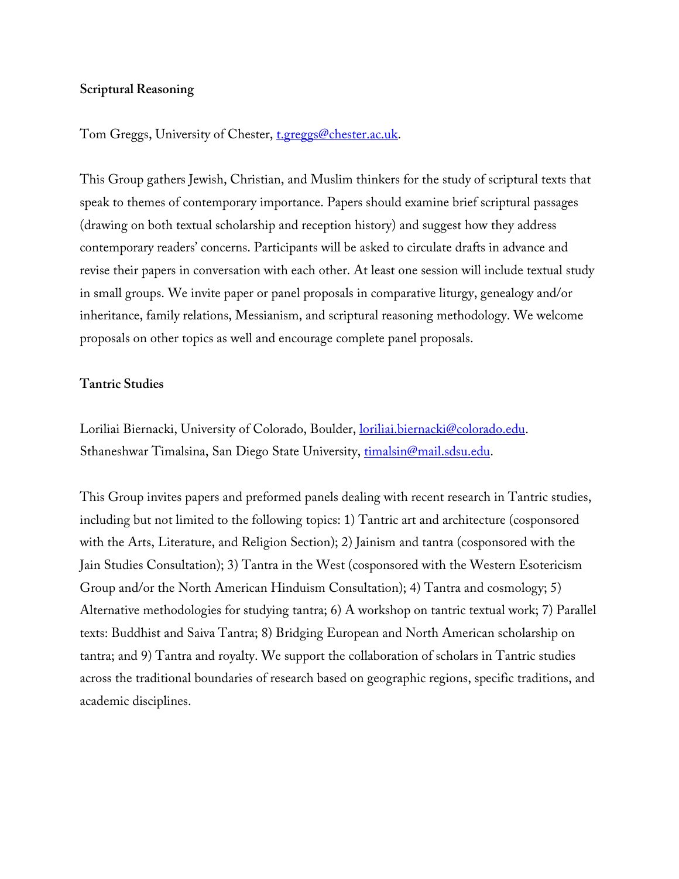**Scriptural Reasoning**

Tom Greggs, University of Chester, t.greggs@chester.ac.uk.

This Group gathers Jewish, Christian, and Muslim thinkers for the study of scriptural texts that speak to themes of contemporary importance. Papers should examine brief scriptural passages (drawing on both textual scholarship and reception history) and suggest how they address contemporary readers' concerns. Participants will be asked to circulate drafts in advance and revise their papers in conversation with each other. At least one session will include textual study in small groups. We invite paper or panel proposals in comparative liturgy, genealogy and/or inheritance, family relations, Messianism, and scriptural reasoning methodology. We welcome proposals on other topics as well and encourage complete panel proposals.

**Tantric Studies**

Loriliai Biernacki, University of Colorado, Boulder, loriliai.biernacki@colorado.edu.
Sthaneshwar Timalsina, San Diego State University, timalsin@mail.sdsu.edu.

This Group invites papers and preformed panels dealing with recent research in Tantric studies, including but not limited to the following topics: 1) Tantric art and architecture (cosponsored with the Arts, Literature, and Religion Section); 2) Jainism and tantra (cosponsored with the Jain Studies Consultation); 3) Tantra in the West (cosponsored with the Western Esotericism Group and/or the North American Hinduism Consultation); 4) Tantra and cosmology; 5) Alternative methodologies for studying tantra; 6) A workshop on tantric textual work; 7) Parallel texts: Buddhist and Saiva Tantra; 8) Bridging European and North American scholarship on tantra; and 9) Tantra and royalty. We support the collaboration of scholars in Tantric studies across the traditional boundaries of research based on geographic regions, specific traditions, and academic disciplines.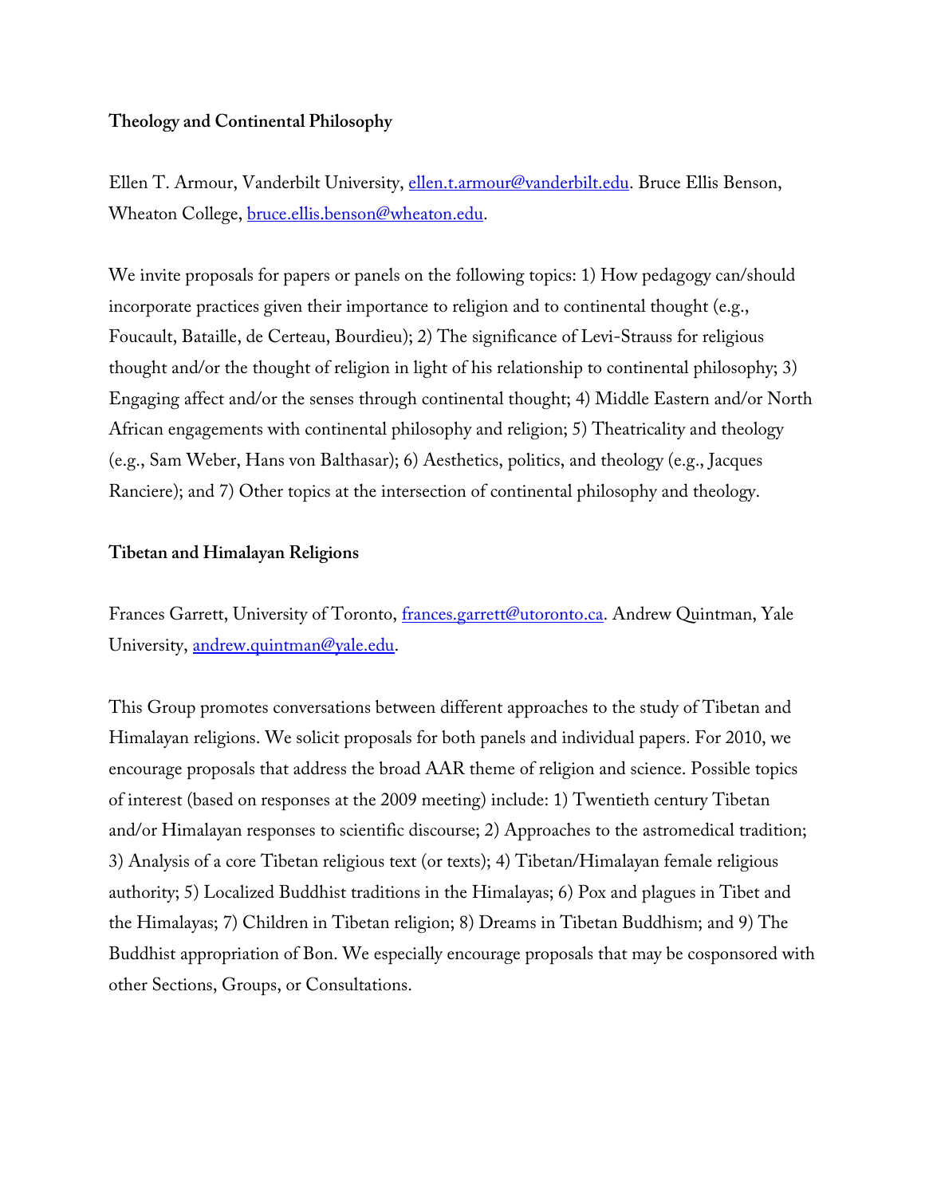**Theology and Continental Philosophy**

Ellen T. Armour, Vanderbilt University, ellen.t.armour@vanderbilt.edu. Bruce Ellis Benson, Wheaton College, bruce.ellis.benson@wheaton.edu.

We invite proposals for papers or panels on the following topics: 1) How pedagogy can/should incorporate practices given their importance to religion and to continental thought (e.g., Foucault, Bataille, de Certeau, Bourdieu); 2) The significance of Levi-Strauss for religious thought and/or the thought of religion in light of his relationship to continental philosophy; 3) Engaging affect and/or the senses through continental thought; 4) Middle Eastern and/or North African engagements with continental philosophy and religion; 5) Theatricality and theology (e.g., Sam Weber, Hans von Balthasar); 6) Aesthetics, politics, and theology (e.g., Jacques Ranciere); and 7) Other topics at the intersection of continental philosophy and theology.

**Tibetan and Himalayan Religions**

Frances Garrett, University of Toronto, frances.garrett@utoronto.ca. Andrew Quintman, Yale University, andrew.quintman@yale.edu.

This Group promotes conversations between different approaches to the study of Tibetan and Himalayan religions. We solicit proposals for both panels and individual papers. For 2010, we encourage proposals that address the broad AAR theme of religion and science. Possible topics of interest (based on responses at the 2009 meeting) include: 1) Twentieth century Tibetan and/or Himalayan responses to scientific discourse; 2) Approaches to the astromedical tradition; 3) Analysis of a core Tibetan religious text (or texts); 4) Tibetan/Himalayan female religious authority; 5) Localized Buddhist traditions in the Himalayas; 6) Pox and plagues in Tibet and the Himalayas; 7) Children in Tibetan religion; 8) Dreams in Tibetan Buddhism; and 9) The Buddhist appropriation of Bon. We especially encourage proposals that may be cosponsored with other Sections, Groups, or Consultations.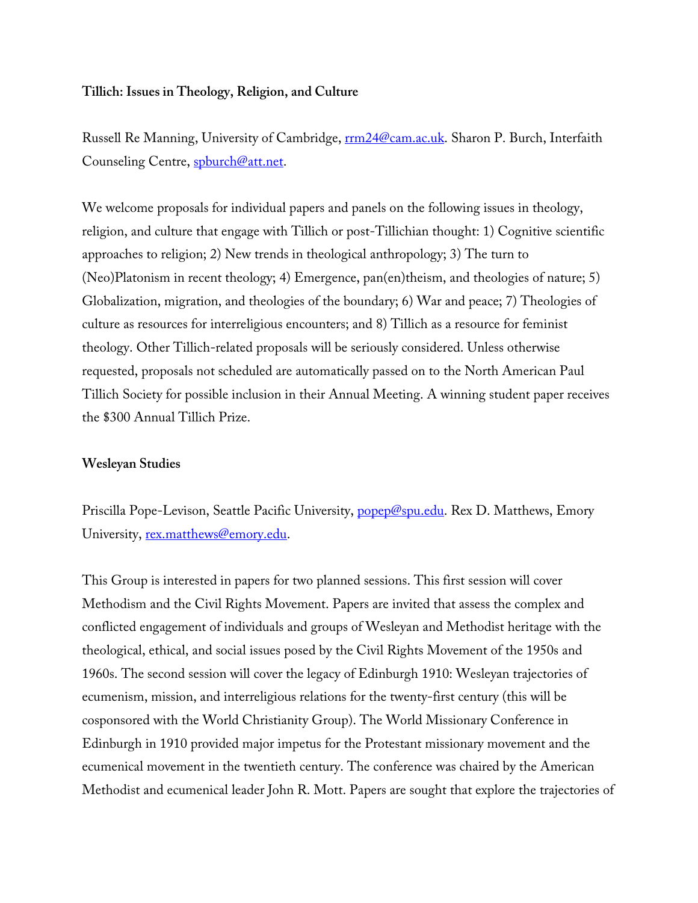**Tillich: Issues in Theology, Religion, and Culture**

Russell Re Manning, University of Cambridge, rrm24@cam.ac.uk. Sharon P. Burch, Interfaith Counseling Centre, spburch@att.net.

We welcome proposals for individual papers and panels on the following issues in theology, religion, and culture that engage with Tillich or post-Tillichian thought: 1) Cognitive scientific approaches to religion; 2) New trends in theological anthropology; 3) The turn to (Neo)Platonism in recent theology; 4) Emergence, pan(en)theism, and theologies of nature; 5) Globalization, migration, and theologies of the boundary; 6) War and peace; 7) Theologies of culture as resources for interreligious encounters; and 8) Tillich as a resource for feminist theology. Other Tillich-related proposals will be seriously considered. Unless otherwise requested, proposals not scheduled are automatically passed on to the North American Paul Tillich Society for possible inclusion in their Annual Meeting. A winning student paper receives the $300 Annual Tillich Prize.

**Wesleyan Studies**

Priscilla Pope-Levison, Seattle Pacific University, popep@spu.edu. Rex D. Matthews, Emory University, rex.matthews@emory.edu.

This Group is interested in papers for two planned sessions. This first session will cover Methodism and the Civil Rights Movement. Papers are invited that assess the complex and conflicted engagement of individuals and groups of Wesleyan and Methodist heritage with the theological, ethical, and social issues posed by the Civil Rights Movement of the 1950s and 1960s. The second session will cover the legacy of Edinburgh 1910: Wesleyan trajectories of ecumenism, mission, and interreligious relations for the twenty-first century (this will be cosponsored with the World Christianity Group). The World Missionary Conference in Edinburgh in 1910 provided major impetus for the Protestant missionary movement and the ecumenical movement in the twentieth century. The conference was chaired by the American Methodist and ecumenical leader John R. Mott. Papers are sought that explore the trajectories of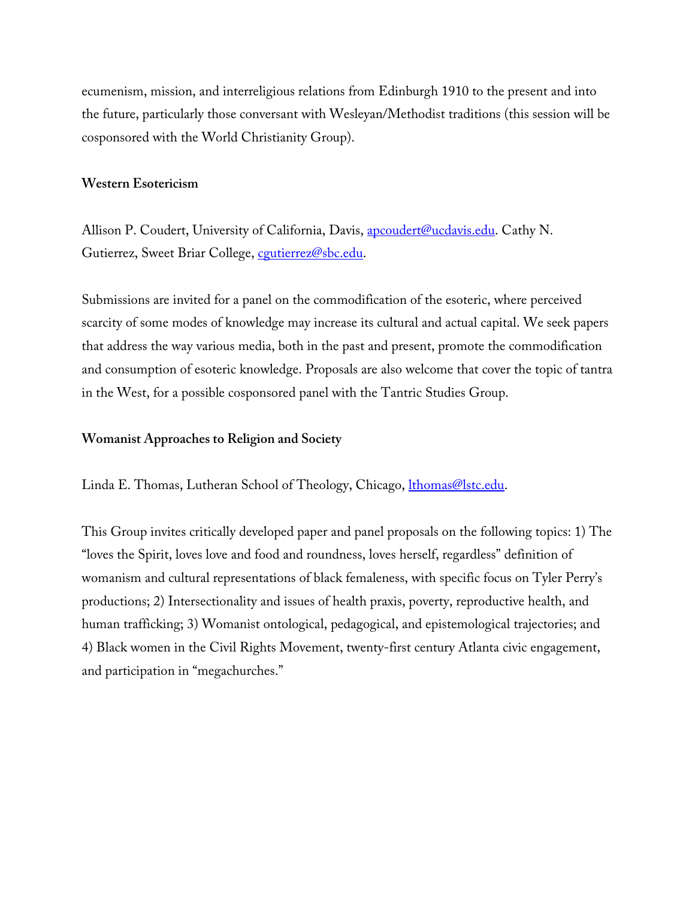ecumenism, mission, and interreligious relations from Edinburgh 1910 to the present and into the future, particularly those conversant with Wesleyan/Methodist traditions (this session will be cosponsored with the World Christianity Group).

**Western Esotericism**

Allison P. Coudert, University of California, Davis, apcoudert@ucdavis.edu. Cathy N. Gutierrez, Sweet Briar College, cgutierrez@sbc.edu.

Submissions are invited for a panel on the commodification of the esoteric, where perceived scarcity of some modes of knowledge may increase its cultural and actual capital. We seek papers that address the way various media, both in the past and present, promote the commodification and consumption of esoteric knowledge. Proposals are also welcome that cover the topic of tantra in the West, for a possible cosponsored panel with the Tantric Studies Group.

**Womanist Approaches to Religion and Society**

Linda E. Thomas, Lutheran School of Theology, Chicago, lthomas@lstc.edu.

This Group invites critically developed paper and panel proposals on the following topics: 1) The "loves the Spirit, loves love and food and roundness, loves herself, regardless" definition of womanism and cultural representations of black femaleness, with specific focus on Tyler Perry's productions; 2) Intersectionality and issues of health praxis, poverty, reproductive health, and human trafficking; 3) Womanist ontological, pedagogical, and epistemological trajectories; and 4) Black women in the Civil Rights Movement, twenty-first century Atlanta civic engagement, and participation in "megachurches."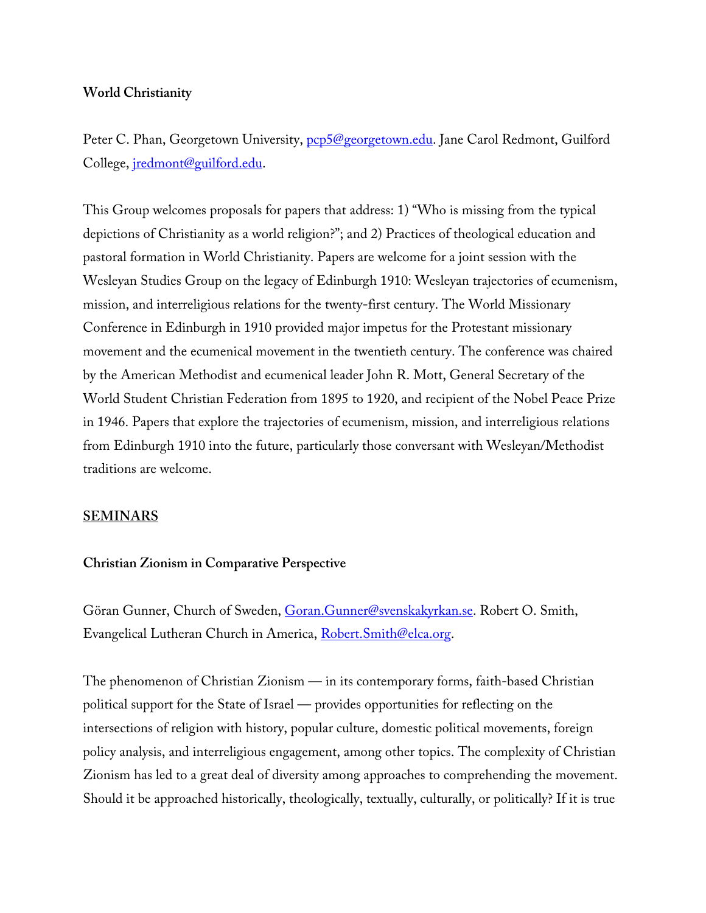**World Christianity**

Peter C. Phan, Georgetown University, pcp5@georgetown.edu. Jane Carol Redmont, Guilford College, jredmont@guilford.edu.

This Group welcomes proposals for papers that address: 1) "Who is missing from the typical depictions of Christianity as a world religion?"; and 2) Practices of theological education and pastoral formation in World Christianity. Papers are welcome for a joint session with the Wesleyan Studies Group on the legacy of Edinburgh 1910: Wesleyan trajectories of ecumenism, mission, and interreligious relations for the twenty-first century. The World Missionary Conference in Edinburgh in 1910 provided major impetus for the Protestant missionary movement and the ecumenical movement in the twentieth century. The conference was chaired by the American Methodist and ecumenical leader John R. Mott, General Secretary of the World Student Christian Federation from 1895 to 1920, and recipient of the Nobel Peace Prize in 1946. Papers that explore the trajectories of ecumenism, mission, and interreligious relations from Edinburgh 1910 into the future, particularly those conversant with Wesleyan/Methodist traditions are welcome.

## SEMINARS

**Christian Zionism in Comparative Perspective**

Göran Gunner, Church of Sweden, Goran.Gunner@svenskakyrkan.se. Robert O. Smith, Evangelical Lutheran Church in America, Robert.Smith@elca.org.

The phenomenon of Christian Zionism — in its contemporary forms, faith-based Christian political support for the State of Israel — provides opportunities for reflecting on the intersections of religion with history, popular culture, domestic political movements, foreign policy analysis, and interreligious engagement, among other topics. The complexity of Christian Zionism has led to a great deal of diversity among approaches to comprehending the movement. Should it be approached historically, theologically, textually, culturally, or politically? If it is true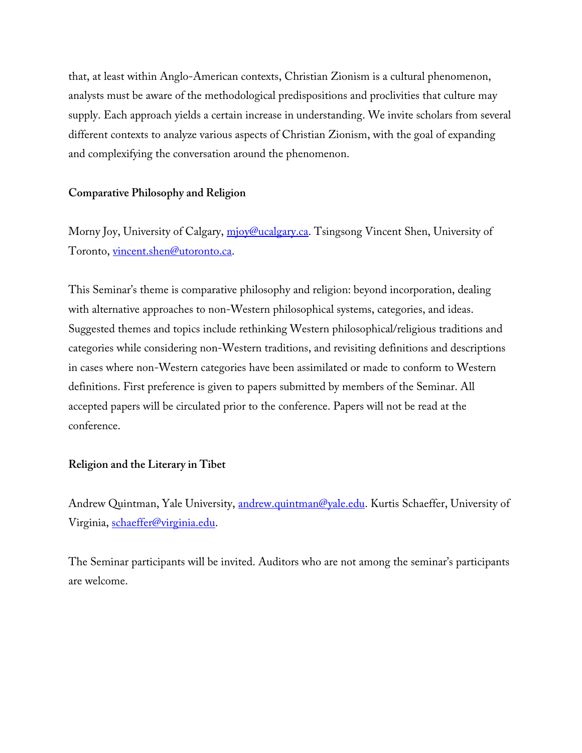that, at least within Anglo-American contexts, Christian Zionism is a cultural phenomenon, analysts must be aware of the methodological predispositions and proclivities that culture may supply. Each approach yields a certain increase in understanding. We invite scholars from several different contexts to analyze various aspects of Christian Zionism, with the goal of expanding and complexifying the conversation around the phenomenon.

**Comparative Philosophy and Religion**

Morny Joy, University of Calgary, mjoy@ucalgary.ca. Tsingsong Vincent Shen, University of Toronto, vincent.shen@utoronto.ca.

This Seminar's theme is comparative philosophy and religion: beyond incorporation, dealing with alternative approaches to non-Western philosophical systems, categories, and ideas. Suggested themes and topics include rethinking Western philosophical/religious traditions and categories while considering non-Western traditions, and revisiting definitions and descriptions in cases where non-Western categories have been assimilated or made to conform to Western definitions. First preference is given to papers submitted by members of the Seminar. All accepted papers will be circulated prior to the conference. Papers will not be read at the conference.

**Religion and the Literary in Tibet**

Andrew Quintman, Yale University, andrew.quintman@yale.edu. Kurtis Schaeffer, University of Virginia, schaeffer@virginia.edu.

The Seminar participants will be invited. Auditors who are not among the seminar's participants are welcome.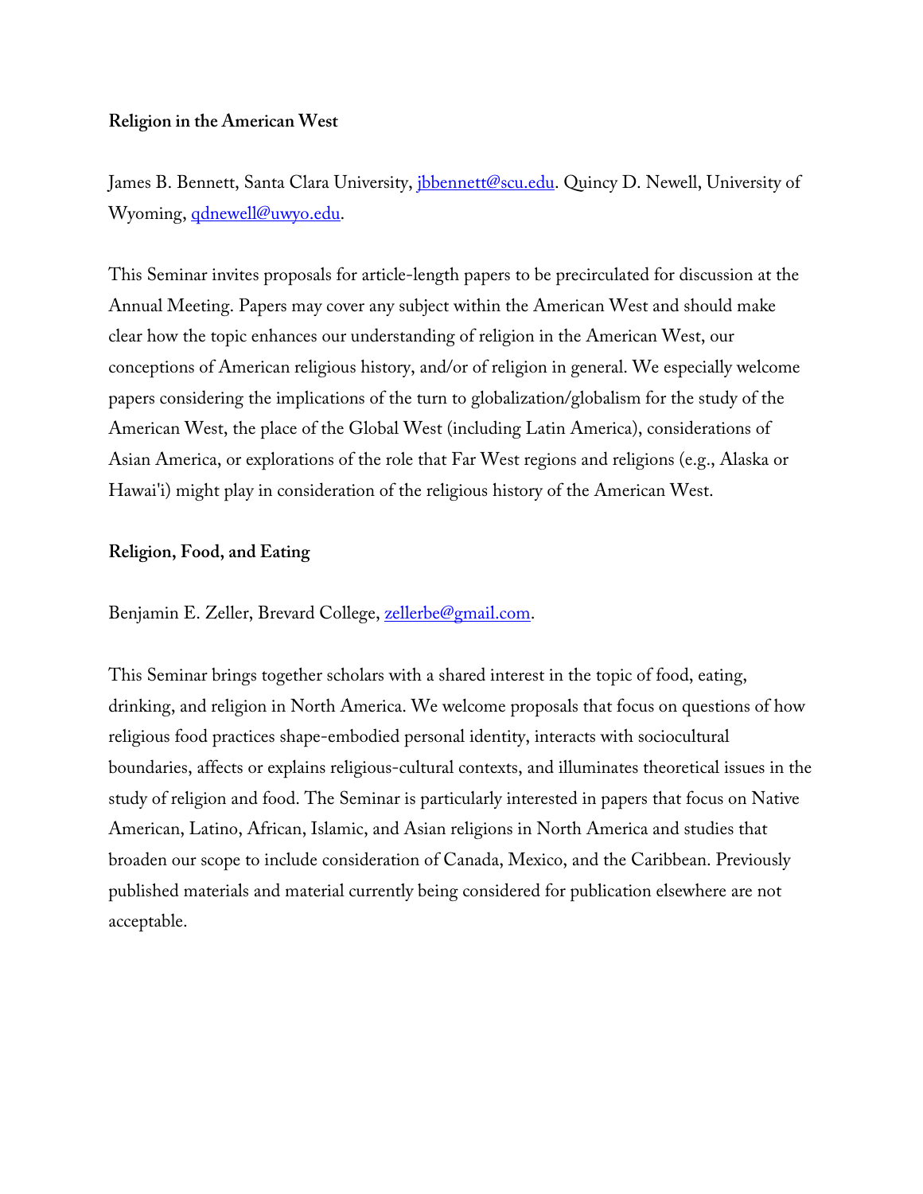**Religion in the American West**

James B. Bennett, Santa Clara University, jbbennett@scu.edu. Quincy D. Newell, University of Wyoming, qdnewell@uwyo.edu.

This Seminar invites proposals for article-length papers to be precirculated for discussion at the Annual Meeting. Papers may cover any subject within the American West and should make clear how the topic enhances our understanding of religion in the American West, our conceptions of American religious history, and/or of religion in general. We especially welcome papers considering the implications of the turn to globalization/globalism for the study of the American West, the place of the Global West (including Latin America), considerations of Asian America, or explorations of the role that Far West regions and religions (e.g., Alaska or Hawai'i) might play in consideration of the religious history of the American West.

**Religion, Food, and Eating**

Benjamin E. Zeller, Brevard College, zellerbe@gmail.com.

This Seminar brings together scholars with a shared interest in the topic of food, eating, drinking, and religion in North America. We welcome proposals that focus on questions of how religious food practices shape-embodied personal identity, interacts with sociocultural boundaries, affects or explains religious-cultural contexts, and illuminates theoretical issues in the study of religion and food. The Seminar is particularly interested in papers that focus on Native American, Latino, African, Islamic, and Asian religions in North America and studies that broaden our scope to include consideration of Canada, Mexico, and the Caribbean. Previously published materials and material currently being considered for publication elsewhere are not acceptable.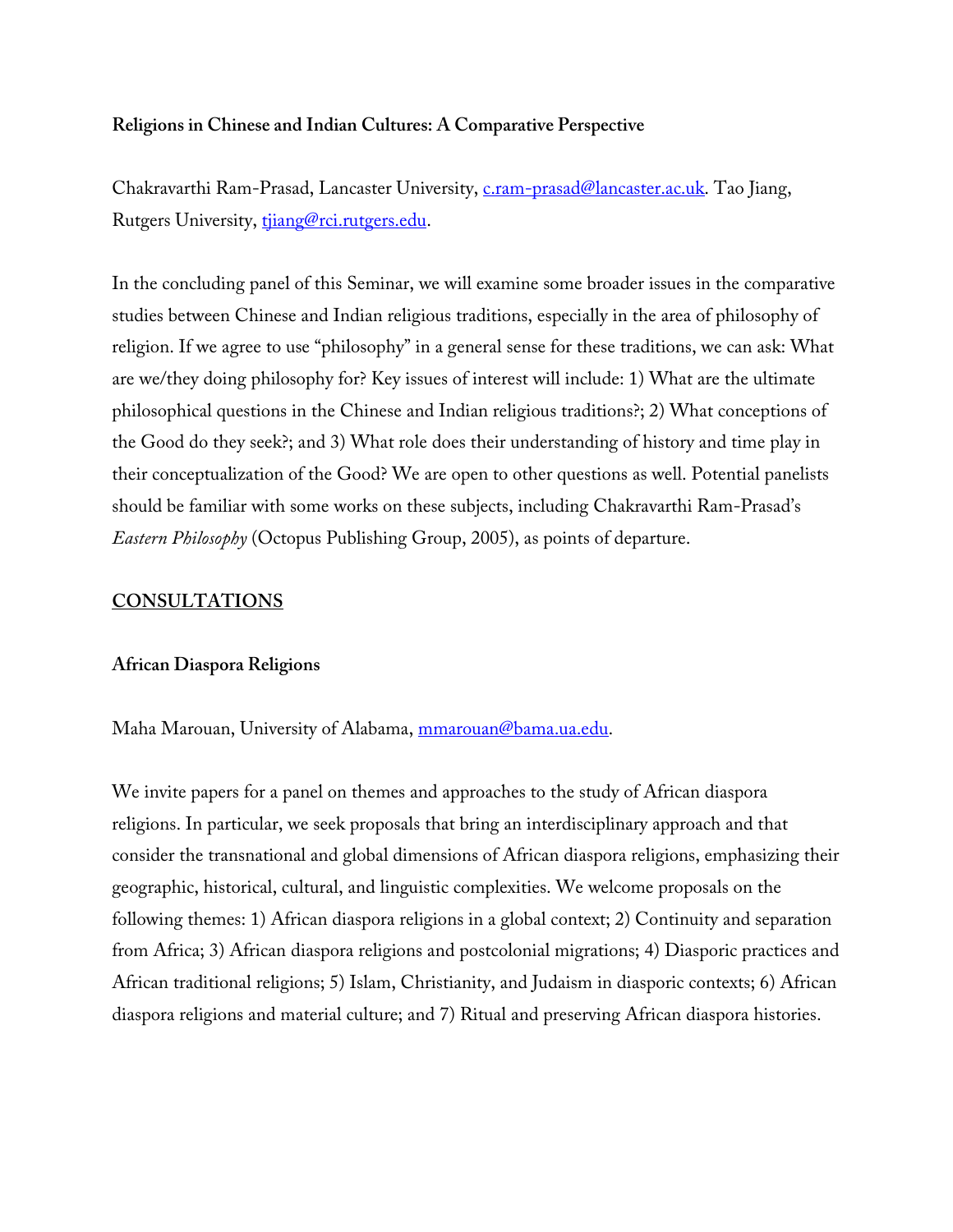**Religions in Chinese and Indian Cultures: A Comparative Perspective**

Chakravarthi Ram-Prasad, Lancaster University, c.ram-prasad@lancaster.ac.uk. Tao Jiang, Rutgers University, tjiang@rci.rutgers.edu.

In the concluding panel of this Seminar, we will examine some broader issues in the comparative studies between Chinese and Indian religious traditions, especially in the area of philosophy of religion. If we agree to use "philosophy" in a general sense for these traditions, we can ask: What are we/they doing philosophy for? Key issues of interest will include: 1) What are the ultimate philosophical questions in the Chinese and Indian religious traditions?; 2) What conceptions of the Good do they seek?; and 3) What role does their understanding of history and time play in their conceptualization of the Good? We are open to other questions as well. Potential panelists should be familiar with some works on these subjects, including Chakravarthi Ram-Prasad's *Eastern Philosophy* (Octopus Publishing Group, 2005), as points of departure.

## CONSULTATIONS

**African Diaspora Religions**

Maha Marouan, University of Alabama, mmarouan@bama.ua.edu.

We invite papers for a panel on themes and approaches to the study of African diaspora religions. In particular, we seek proposals that bring an interdisciplinary approach and that consider the transnational and global dimensions of African diaspora religions, emphasizing their geographic, historical, cultural, and linguistic complexities. We welcome proposals on the following themes: 1) African diaspora religions in a global context; 2) Continuity and separation from Africa; 3) African diaspora religions and postcolonial migrations; 4) Diasporic practices and African traditional religions; 5) Islam, Christianity, and Judaism in diasporic contexts; 6) African diaspora religions and material culture; and 7) Ritual and preserving African diaspora histories.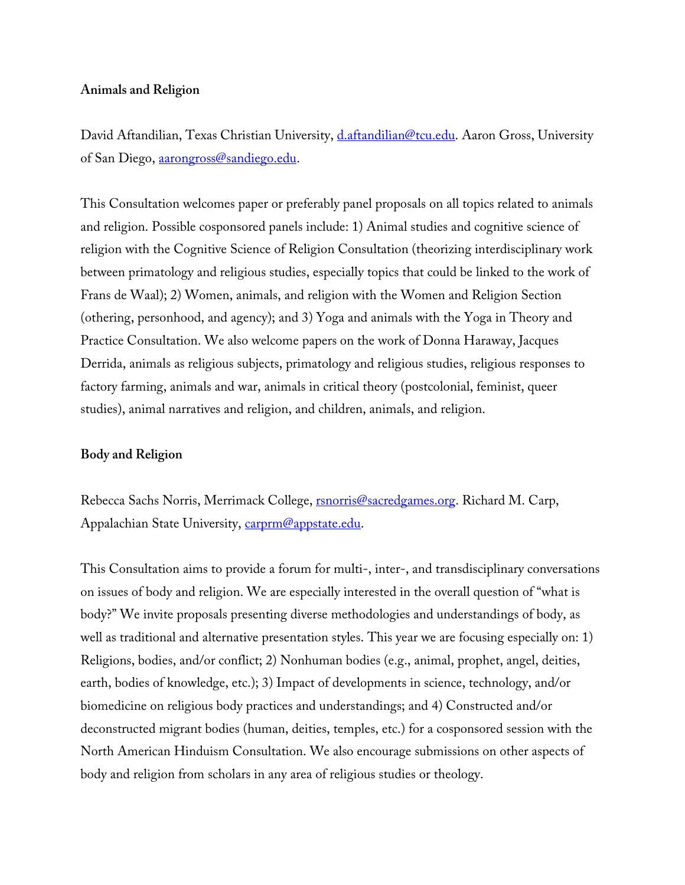**Animals and Religion**

David Aftandilian, Texas Christian University, d.aftandilian@tcu.edu. Aaron Gross, University of San Diego, aarongross@sandiego.edu.

This Consultation welcomes paper or preferably panel proposals on all topics related to animals and religion. Possible cosponsored panels include: 1) Animal studies and cognitive science of religion with the Cognitive Science of Religion Consultation (theorizing interdisciplinary work between primatology and religious studies, especially topics that could be linked to the work of Frans de Waal); 2) Women, animals, and religion with the Women and Religion Section (othering, personhood, and agency); and 3) Yoga and animals with the Yoga in Theory and Practice Consultation. We also welcome papers on the work of Donna Haraway, Jacques Derrida, animals as religious subjects, primatology and religious studies, religious responses to factory farming, animals and war, animals in critical theory (postcolonial, feminist, queer studies), animal narratives and religion, and children, animals, and religion.

**Body and Religion**

Rebecca Sachs Norris, Merrimack College, rsnorris@sacredgames.org. Richard M. Carp, Appalachian State University, carprm@appstate.edu.

This Consultation aims to provide a forum for multi-, inter-, and transdisciplinary conversations on issues of body and religion. We are especially interested in the overall question of "what is body?" We invite proposals presenting diverse methodologies and understandings of body, as well as traditional and alternative presentation styles. This year we are focusing especially on: 1) Religions, bodies, and/or conflict; 2) Nonhuman bodies (e.g., animal, prophet, angel, deities, earth, bodies of knowledge, etc.); 3) Impact of developments in science, technology, and/or biomedicine on religious body practices and understandings; and 4) Constructed and/or deconstructed migrant bodies (human, deities, temples, etc.) for a cosponsored session with the North American Hinduism Consultation. We also encourage submissions on other aspects of body and religion from scholars in any area of religious studies or theology.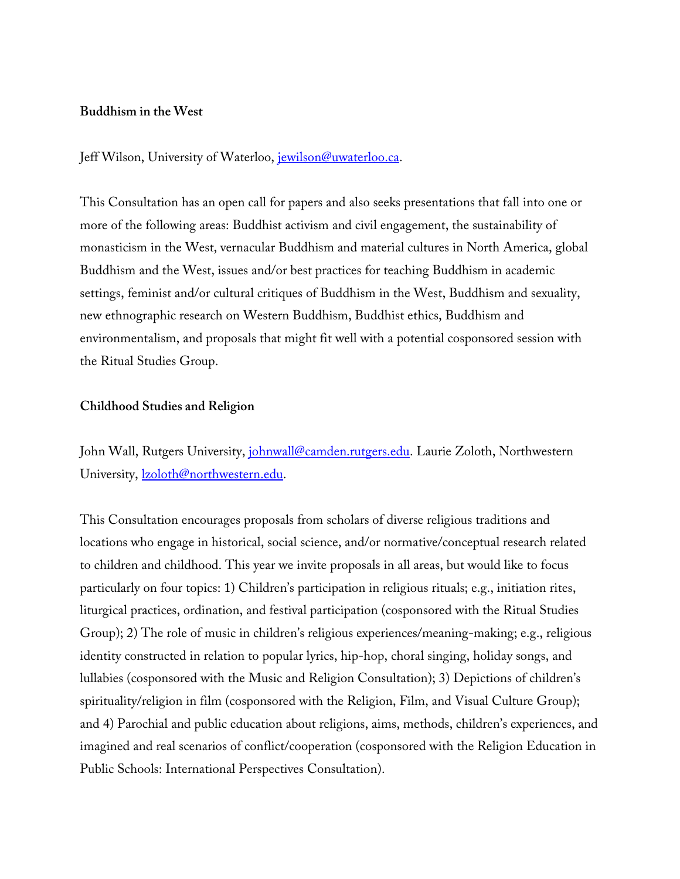**Buddhism in the West**

Jeff Wilson, University of Waterloo, jewilson@uwaterloo.ca.

This Consultation has an open call for papers and also seeks presentations that fall into one or more of the following areas: Buddhist activism and civil engagement, the sustainability of monasticism in the West, vernacular Buddhism and material cultures in North America, global Buddhism and the West, issues and/or best practices for teaching Buddhism in academic settings, feminist and/or cultural critiques of Buddhism in the West, Buddhism and sexuality, new ethnographic research on Western Buddhism, Buddhist ethics, Buddhism and environmentalism, and proposals that might fit well with a potential cosponsored session with the Ritual Studies Group.

**Childhood Studies and Religion**

John Wall, Rutgers University, johnwall@camden.rutgers.edu. Laurie Zoloth, Northwestern University, lzoloth@northwestern.edu.

This Consultation encourages proposals from scholars of diverse religious traditions and locations who engage in historical, social science, and/or normative/conceptual research related to children and childhood. This year we invite proposals in all areas, but would like to focus particularly on four topics: 1) Children's participation in religious rituals; e.g., initiation rites, liturgical practices, ordination, and festival participation (cosponsored with the Ritual Studies Group); 2) The role of music in children's religious experiences/meaning-making; e.g., religious identity constructed in relation to popular lyrics, hip-hop, choral singing, holiday songs, and lullabies (cosponsored with the Music and Religion Consultation); 3) Depictions of children's spirituality/religion in film (cosponsored with the Religion, Film, and Visual Culture Group); and 4) Parochial and public education about religions, aims, methods, children's experiences, and imagined and real scenarios of conflict/cooperation (cosponsored with the Religion Education in Public Schools: International Perspectives Consultation).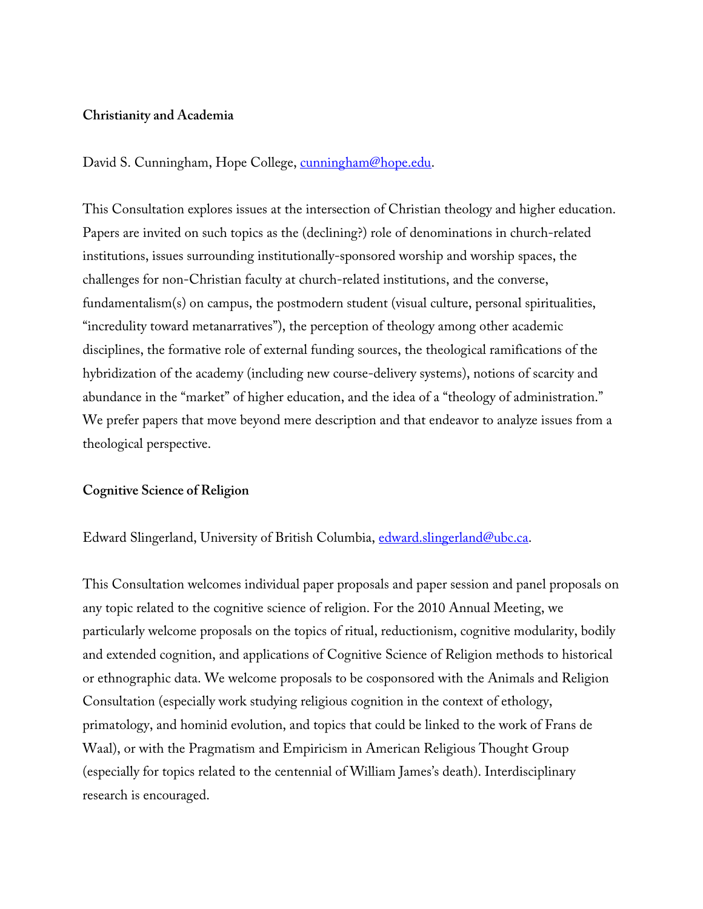**Christianity and Academia**

David S. Cunningham, Hope College, cunningham@hope.edu.

This Consultation explores issues at the intersection of Christian theology and higher education. Papers are invited on such topics as the (declining?) role of denominations in church-related institutions, issues surrounding institutionally-sponsored worship and worship spaces, the challenges for non-Christian faculty at church-related institutions, and the converse, fundamentalism(s) on campus, the postmodern student (visual culture, personal spiritualities, "incredulity toward metanarratives"), the perception of theology among other academic disciplines, the formative role of external funding sources, the theological ramifications of the hybridization of the academy (including new course-delivery systems), notions of scarcity and abundance in the "market" of higher education, and the idea of a "theology of administration." We prefer papers that move beyond mere description and that endeavor to analyze issues from a theological perspective.

**Cognitive Science of Religion**

Edward Slingerland, University of British Columbia, edward.slingerland@ubc.ca.

This Consultation welcomes individual paper proposals and paper session and panel proposals on any topic related to the cognitive science of religion. For the 2010 Annual Meeting, we particularly welcome proposals on the topics of ritual, reductionism, cognitive modularity, bodily and extended cognition, and applications of Cognitive Science of Religion methods to historical or ethnographic data. We welcome proposals to be cosponsored with the Animals and Religion Consultation (especially work studying religious cognition in the context of ethology, primatology, and hominid evolution, and topics that could be linked to the work of Frans de Waal), or with the Pragmatism and Empiricism in American Religious Thought Group (especially for topics related to the centennial of William James's death). Interdisciplinary research is encouraged.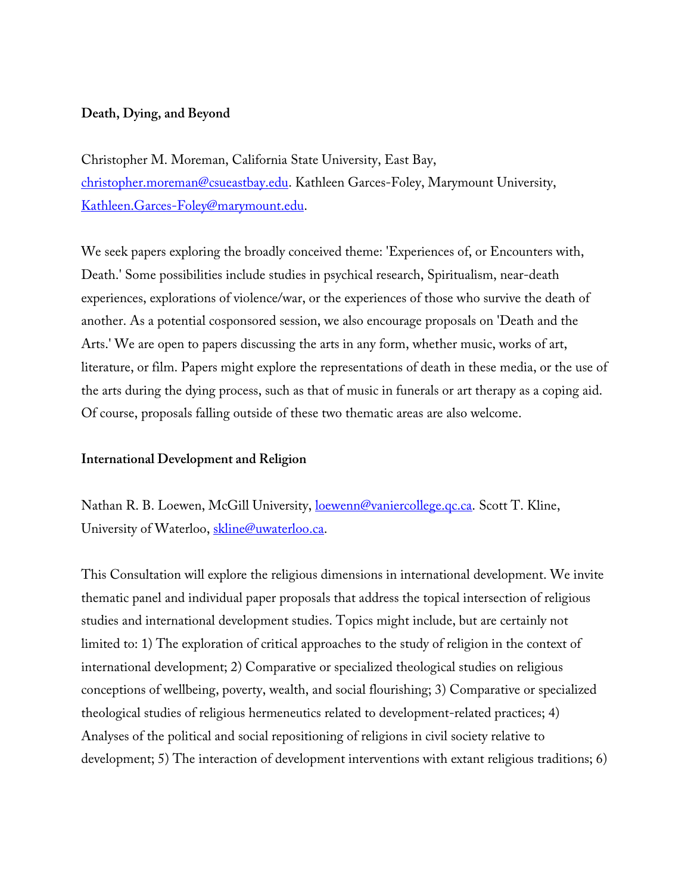**Death, Dying, and Beyond**

Christopher M. Moreman, California State University, East Bay, christopher.moreman@csueastbay.edu. Kathleen Garces-Foley, Marymount University, Kathleen.Garces-Foley@marymount.edu.

We seek papers exploring the broadly conceived theme: 'Experiences of, or Encounters with, Death.' Some possibilities include studies in psychical research, Spiritualism, near-death experiences, explorations of violence/war, or the experiences of those who survive the death of another. As a potential cosponsored session, we also encourage proposals on 'Death and the Arts.' We are open to papers discussing the arts in any form, whether music, works of art, literature, or film. Papers might explore the representations of death in these media, or the use of the arts during the dying process, such as that of music in funerals or art therapy as a coping aid. Of course, proposals falling outside of these two thematic areas are also welcome.

**International Development and Religion**

Nathan R. B. Loewen, McGill University, loewenn@vaniercollege.qc.ca. Scott T. Kline, University of Waterloo, skline@uwaterloo.ca.

This Consultation will explore the religious dimensions in international development. We invite thematic panel and individual paper proposals that address the topical intersection of religious studies and international development studies. Topics might include, but are certainly not limited to: 1) The exploration of critical approaches to the study of religion in the context of international development; 2) Comparative or specialized theological studies on religious conceptions of wellbeing, poverty, wealth, and social flourishing; 3) Comparative or specialized theological studies of religious hermeneutics related to development-related practices; 4) Analyses of the political and social repositioning of religions in civil society relative to development; 5) The interaction of development interventions with extant religious traditions; 6)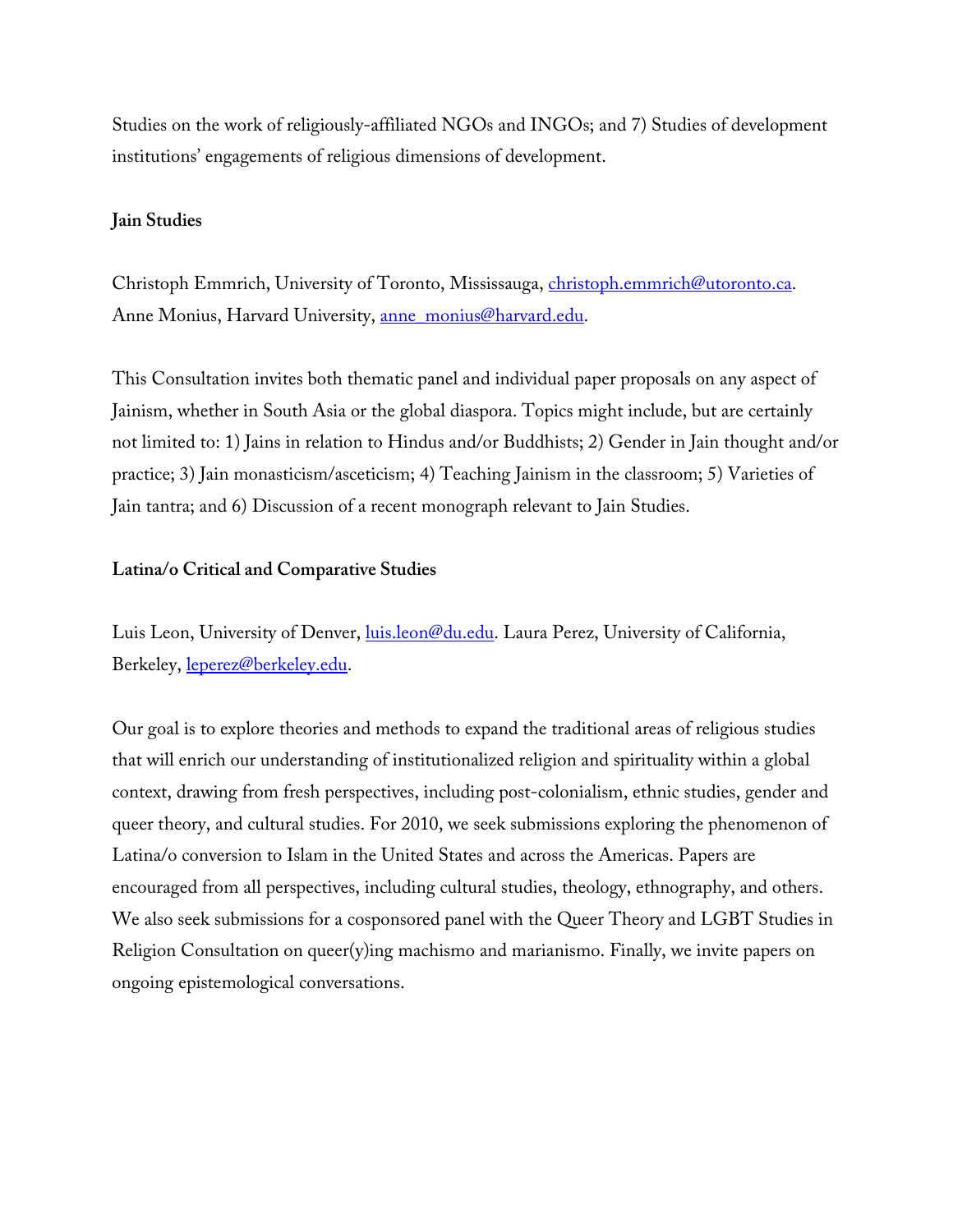Studies on the work of religiously-affiliated NGOs and INGOs; and 7) Studies of development institutions' engagements of religious dimensions of development.

**Jain Studies**

Christoph Emmrich, University of Toronto, Mississauga, christoph.emmrich@utoronto.ca. Anne Monius, Harvard University, anne_monius@harvard.edu.

This Consultation invites both thematic panel and individual paper proposals on any aspect of Jainism, whether in South Asia or the global diaspora. Topics might include, but are certainly not limited to: 1) Jains in relation to Hindus and/or Buddhists; 2) Gender in Jain thought and/or practice; 3) Jain monasticism/asceticism; 4) Teaching Jainism in the classroom; 5) Varieties of Jain tantra; and 6) Discussion of a recent monograph relevant to Jain Studies.

**Latina/o Critical and Comparative Studies**

Luis Leon, University of Denver, luis.leon@du.edu. Laura Perez, University of California, Berkeley, leperez@berkeley.edu.

Our goal is to explore theories and methods to expand the traditional areas of religious studies that will enrich our understanding of institutionalized religion and spirituality within a global context, drawing from fresh perspectives, including post-colonialism, ethnic studies, gender and queer theory, and cultural studies. For 2010, we seek submissions exploring the phenomenon of Latina/o conversion to Islam in the United States and across the Americas. Papers are encouraged from all perspectives, including cultural studies, theology, ethnography, and others. We also seek submissions for a cosponsored panel with the Queer Theory and LGBT Studies in Religion Consultation on queer(y)ing machismo and marianismo. Finally, we invite papers on ongoing epistemological conversations.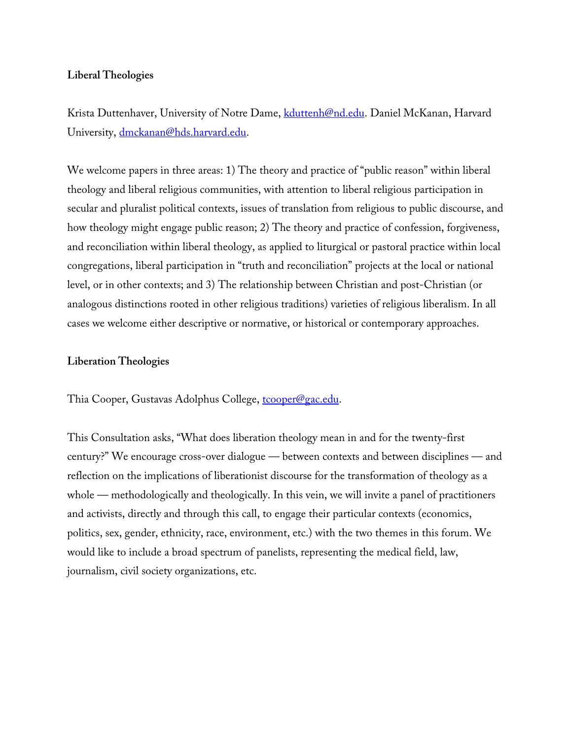**Liberal Theologies**

Krista Duttenhaver, University of Notre Dame, kduttenh@nd.edu. Daniel McKanan, Harvard University, dmckanan@hds.harvard.edu.

We welcome papers in three areas: 1) The theory and practice of "public reason" within liberal theology and liberal religious communities, with attention to liberal religious participation in secular and pluralist political contexts, issues of translation from religious to public discourse, and how theology might engage public reason; 2) The theory and practice of confession, forgiveness, and reconciliation within liberal theology, as applied to liturgical or pastoral practice within local congregations, liberal participation in "truth and reconciliation" projects at the local or national level, or in other contexts; and 3) The relationship between Christian and post-Christian (or analogous distinctions rooted in other religious traditions) varieties of religious liberalism. In all cases we welcome either descriptive or normative, or historical or contemporary approaches.

**Liberation Theologies**

Thia Cooper, Gustavas Adolphus College, tcooper@gac.edu.

This Consultation asks, "What does liberation theology mean in and for the twenty-first century?" We encourage cross-over dialogue — between contexts and between disciplines — and reflection on the implications of liberationist discourse for the transformation of theology as a whole — methodologically and theologically. In this vein, we will invite a panel of practitioners and activists, directly and through this call, to engage their particular contexts (economics, politics, sex, gender, ethnicity, race, environment, etc.) with the two themes in this forum. We would like to include a broad spectrum of panelists, representing the medical field, law, journalism, civil society organizations, etc.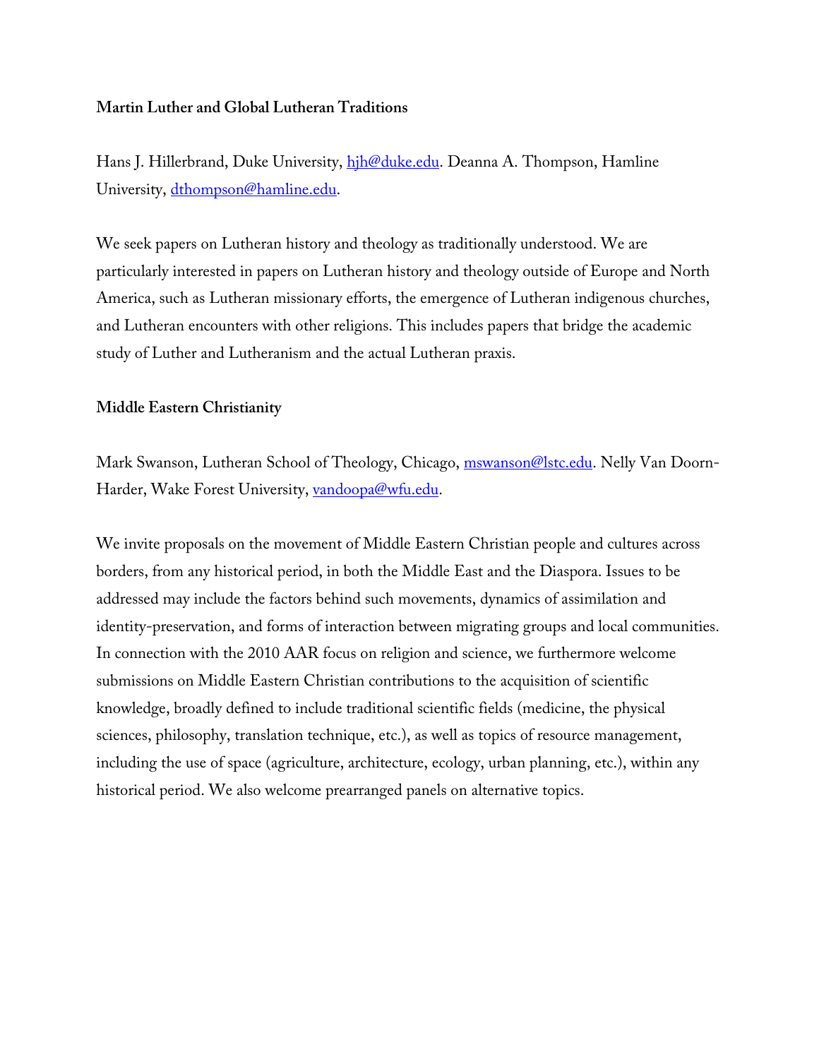**Martin Luther and Global Lutheran Traditions**

Hans J. Hillerbrand, Duke University, hjh@duke.edu. Deanna A. Thompson, Hamline University, dthompson@hamline.edu.

We seek papers on Lutheran history and theology as traditionally understood. We are particularly interested in papers on Lutheran history and theology outside of Europe and North America, such as Lutheran missionary efforts, the emergence of Lutheran indigenous churches, and Lutheran encounters with other religions. This includes papers that bridge the academic study of Luther and Lutheranism and the actual Lutheran praxis.

**Middle Eastern Christianity**

Mark Swanson, Lutheran School of Theology, Chicago, mswanson@lstc.edu. Nelly Van Doorn-Harder, Wake Forest University, vandoopa@wfu.edu.

We invite proposals on the movement of Middle Eastern Christian people and cultures across borders, from any historical period, in both the Middle East and the Diaspora. Issues to be addressed may include the factors behind such movements, dynamics of assimilation and identity-preservation, and forms of interaction between migrating groups and local communities. In connection with the 2010 AAR focus on religion and science, we furthermore welcome submissions on Middle Eastern Christian contributions to the acquisition of scientific knowledge, broadly defined to include traditional scientific fields (medicine, the physical sciences, philosophy, translation technique, etc.), as well as topics of resource management, including the use of space (agriculture, architecture, ecology, urban planning, etc.), within any historical period. We also welcome prearranged panels on alternative topics.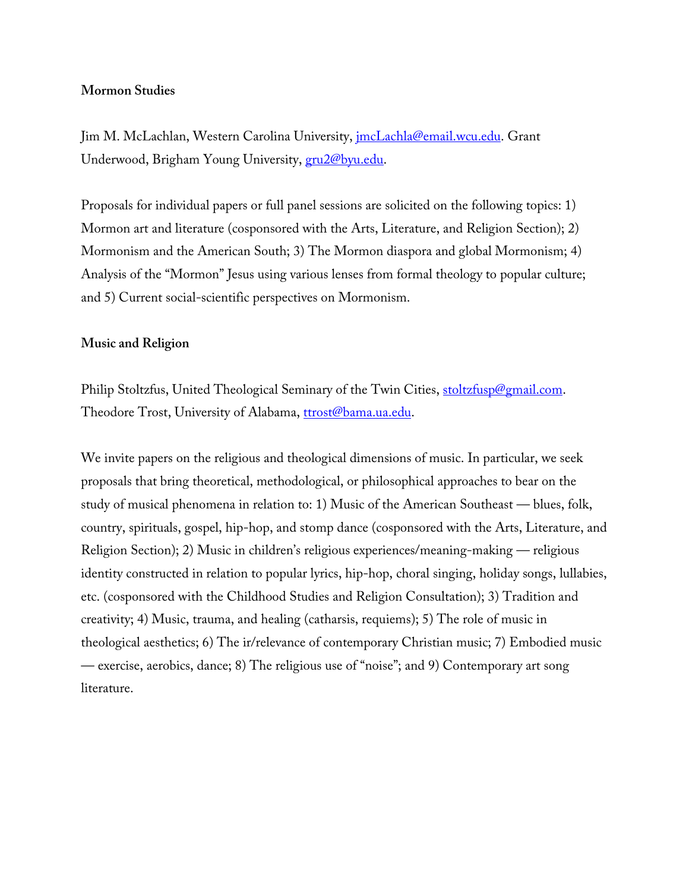**Mormon Studies**

Jim M. McLachlan, Western Carolina University, jmcLachla@email.wcu.edu. Grant Underwood, Brigham Young University, gru2@byu.edu.

Proposals for individual papers or full panel sessions are solicited on the following topics: 1) Mormon art and literature (cosponsored with the Arts, Literature, and Religion Section); 2) Mormonism and the American South; 3) The Mormon diaspora and global Mormonism; 4) Analysis of the "Mormon" Jesus using various lenses from formal theology to popular culture; and 5) Current social-scientific perspectives on Mormonism.

**Music and Religion**

Philip Stoltzfus, United Theological Seminary of the Twin Cities, stoltzfusp@gmail.com. Theodore Trost, University of Alabama, ttrost@bama.ua.edu.

We invite papers on the religious and theological dimensions of music. In particular, we seek proposals that bring theoretical, methodological, or philosophical approaches to bear on the study of musical phenomena in relation to: 1) Music of the American Southeast — blues, folk, country, spirituals, gospel, hip-hop, and stomp dance (cosponsored with the Arts, Literature, and Religion Section); 2) Music in children's religious experiences/meaning-making — religious identity constructed in relation to popular lyrics, hip-hop, choral singing, holiday songs, lullabies, etc. (cosponsored with the Childhood Studies and Religion Consultation); 3) Tradition and creativity; 4) Music, trauma, and healing (catharsis, requiems); 5) The role of music in theological aesthetics; 6) The ir/relevance of contemporary Christian music; 7) Embodied music — exercise, aerobics, dance; 8) The religious use of "noise"; and 9) Contemporary art song literature.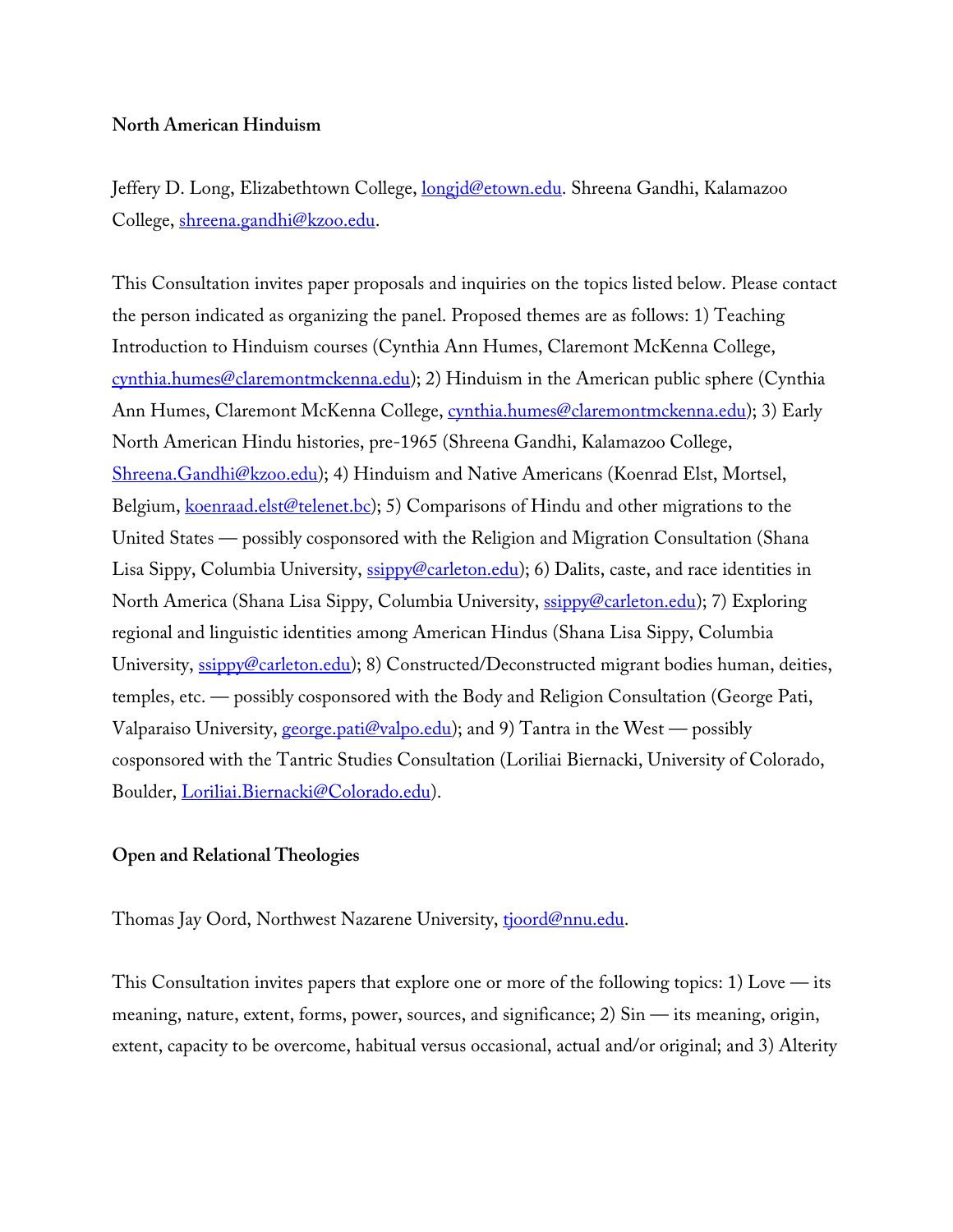**North American Hinduism**

Jeffery D. Long, Elizabethtown College, longjd@etown.edu. Shreena Gandhi, Kalamazoo College, shreena.gandhi@kzoo.edu.

This Consultation invites paper proposals and inquiries on the topics listed below. Please contact the person indicated as organizing the panel. Proposed themes are as follows: 1) Teaching Introduction to Hinduism courses (Cynthia Ann Humes, Claremont McKenna College, cynthia.humes@claremontmckenna.edu); 2) Hinduism in the American public sphere (Cynthia Ann Humes, Claremont McKenna College, cynthia.humes@claremontmckenna.edu); 3) Early North American Hindu histories, pre-1965 (Shreena Gandhi, Kalamazoo College, Shreena.Gandhi@kzoo.edu); 4) Hinduism and Native Americans (Koenrad Elst, Mortsel, Belgium, koenraad.elst@telenet.bc); 5) Comparisons of Hindu and other migrations to the United States — possibly cosponsored with the Religion and Migration Consultation (Shana Lisa Sippy, Columbia University, ssippy@carleton.edu); 6) Dalits, caste, and race identities in North America (Shana Lisa Sippy, Columbia University, ssippy@carleton.edu); 7) Exploring regional and linguistic identities among American Hindus (Shana Lisa Sippy, Columbia University, ssippy@carleton.edu); 8) Constructed/Deconstructed migrant bodies human, deities, temples, etc. — possibly cosponsored with the Body and Religion Consultation (George Pati, Valparaiso University, george.pati@valpo.edu); and 9) Tantra in the West — possibly cosponsored with the Tantric Studies Consultation (Loriliai Biernacki, University of Colorado, Boulder, Loriliai.Biernacki@Colorado.edu).

**Open and Relational Theologies**

Thomas Jay Oord, Northwest Nazarene University, tjoord@nnu.edu.

This Consultation invites papers that explore one or more of the following topics: 1) Love — its meaning, nature, extent, forms, power, sources, and significance; 2) Sin — its meaning, origin, extent, capacity to be overcome, habitual versus occasional, actual and/or original; and 3) Alterity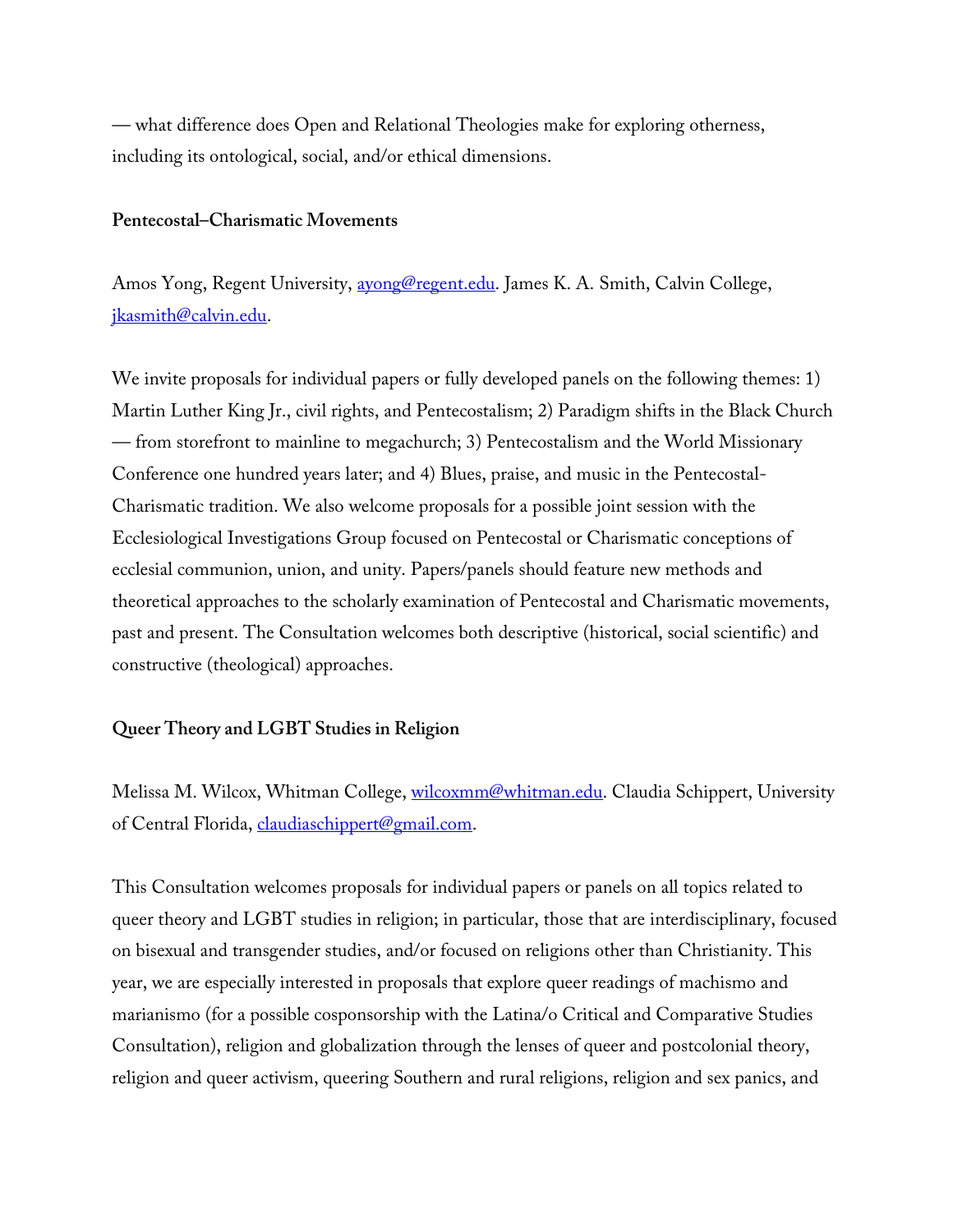— what difference does Open and Relational Theologies make for exploring otherness, including its ontological, social, and/or ethical dimensions.

**Pentecostal–Charismatic Movements**

Amos Yong, Regent University, ayong@regent.edu. James K. A. Smith, Calvin College, jkasmith@calvin.edu.

We invite proposals for individual papers or fully developed panels on the following themes: 1) Martin Luther King Jr., civil rights, and Pentecostalism; 2) Paradigm shifts in the Black Church — from storefront to mainline to megachurch; 3) Pentecostalism and the World Missionary Conference one hundred years later; and 4) Blues, praise, and music in the Pentecostal-Charismatic tradition. We also welcome proposals for a possible joint session with the Ecclesiological Investigations Group focused on Pentecostal or Charismatic conceptions of ecclesial communion, union, and unity. Papers/panels should feature new methods and theoretical approaches to the scholarly examination of Pentecostal and Charismatic movements, past and present. The Consultation welcomes both descriptive (historical, social scientific) and constructive (theological) approaches.

**Queer Theory and LGBT Studies in Religion**

Melissa M. Wilcox, Whitman College, wilcoxmm@whitman.edu. Claudia Schippert, University of Central Florida, claudiaschippert@gmail.com.

This Consultation welcomes proposals for individual papers or panels on all topics related to queer theory and LGBT studies in religion; in particular, those that are interdisciplinary, focused on bisexual and transgender studies, and/or focused on religions other than Christianity. This year, we are especially interested in proposals that explore queer readings of machismo and marianismo (for a possible cosponsorship with the Latina/o Critical and Comparative Studies Consultation), religion and globalization through the lenses of queer and postcolonial theory, religion and queer activism, queering Southern and rural religions, religion and sex panics, and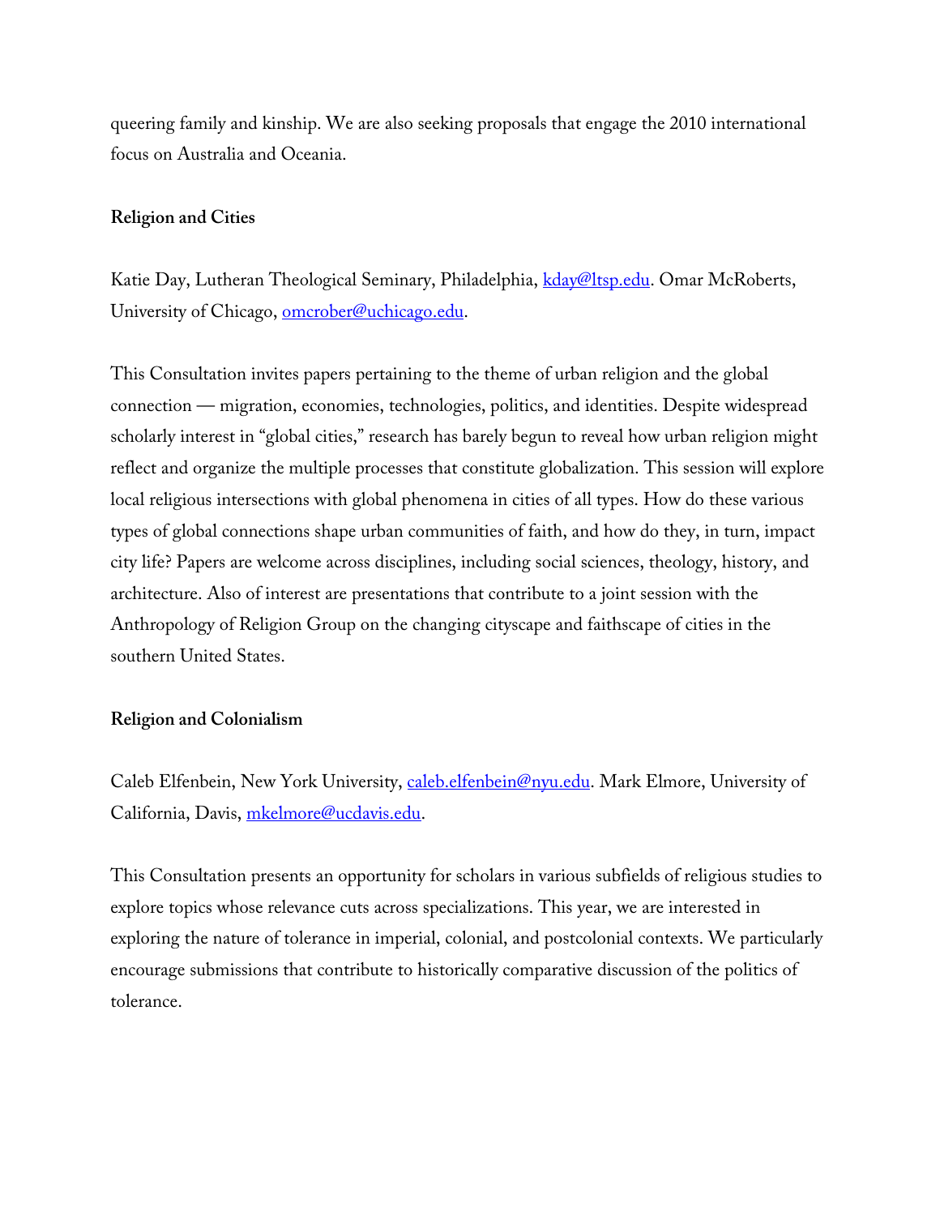queering family and kinship. We are also seeking proposals that engage the 2010 international focus on Australia and Oceania.

### Religion and Cities

Katie Day, Lutheran Theological Seminary, Philadelphia, kday@ltsp.edu. Omar McRoberts, University of Chicago, omcrober@uchicago.edu.

This Consultation invites papers pertaining to the theme of urban religion and the global connection — migration, economies, technologies, politics, and identities. Despite widespread scholarly interest in "global cities," research has barely begun to reveal how urban religion might reflect and organize the multiple processes that constitute globalization. This session will explore local religious intersections with global phenomena in cities of all types. How do these various types of global connections shape urban communities of faith, and how do they, in turn, impact city life? Papers are welcome across disciplines, including social sciences, theology, history, and architecture. Also of interest are presentations that contribute to a joint session with the Anthropology of Religion Group on the changing cityscape and faithscape of cities in the southern United States.

### Religion and Colonialism

Caleb Elfenbein, New York University, caleb.elfenbein@nyu.edu. Mark Elmore, University of California, Davis, mkelmore@ucdavis.edu.

This Consultation presents an opportunity for scholars in various subfields of religious studies to explore topics whose relevance cuts across specializations. This year, we are interested in exploring the nature of tolerance in imperial, colonial, and postcolonial contexts. We particularly encourage submissions that contribute to historically comparative discussion of the politics of tolerance.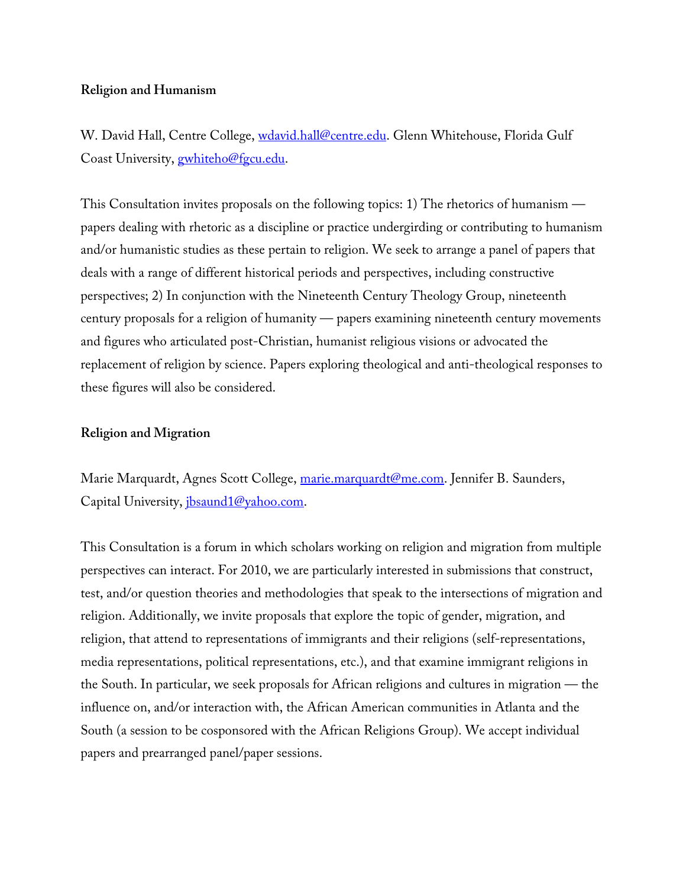**Religion and Humanism**

W. David Hall, Centre College, wdavid.hall@centre.edu. Glenn Whitehouse, Florida Gulf Coast University, gwhiteho@fgcu.edu.

This Consultation invites proposals on the following topics: 1) The rhetorics of humanism — papers dealing with rhetoric as a discipline or practice undergirding or contributing to humanism and/or humanistic studies as these pertain to religion. We seek to arrange a panel of papers that deals with a range of different historical periods and perspectives, including constructive perspectives; 2) In conjunction with the Nineteenth Century Theology Group, nineteenth century proposals for a religion of humanity — papers examining nineteenth century movements and figures who articulated post-Christian, humanist religious visions or advocated the replacement of religion by science. Papers exploring theological and anti-theological responses to these figures will also be considered.

**Religion and Migration**

Marie Marquardt, Agnes Scott College, marie.marquardt@me.com. Jennifer B. Saunders, Capital University, jbsaund1@yahoo.com.

This Consultation is a forum in which scholars working on religion and migration from multiple perspectives can interact. For 2010, we are particularly interested in submissions that construct, test, and/or question theories and methodologies that speak to the intersections of migration and religion. Additionally, we invite proposals that explore the topic of gender, migration, and religion, that attend to representations of immigrants and their religions (self-representations, media representations, political representations, etc.), and that examine immigrant religions in the South. In particular, we seek proposals for African religions and cultures in migration — the influence on, and/or interaction with, the African American communities in Atlanta and the South (a session to be cosponsored with the African Religions Group). We accept individual papers and prearranged panel/paper sessions.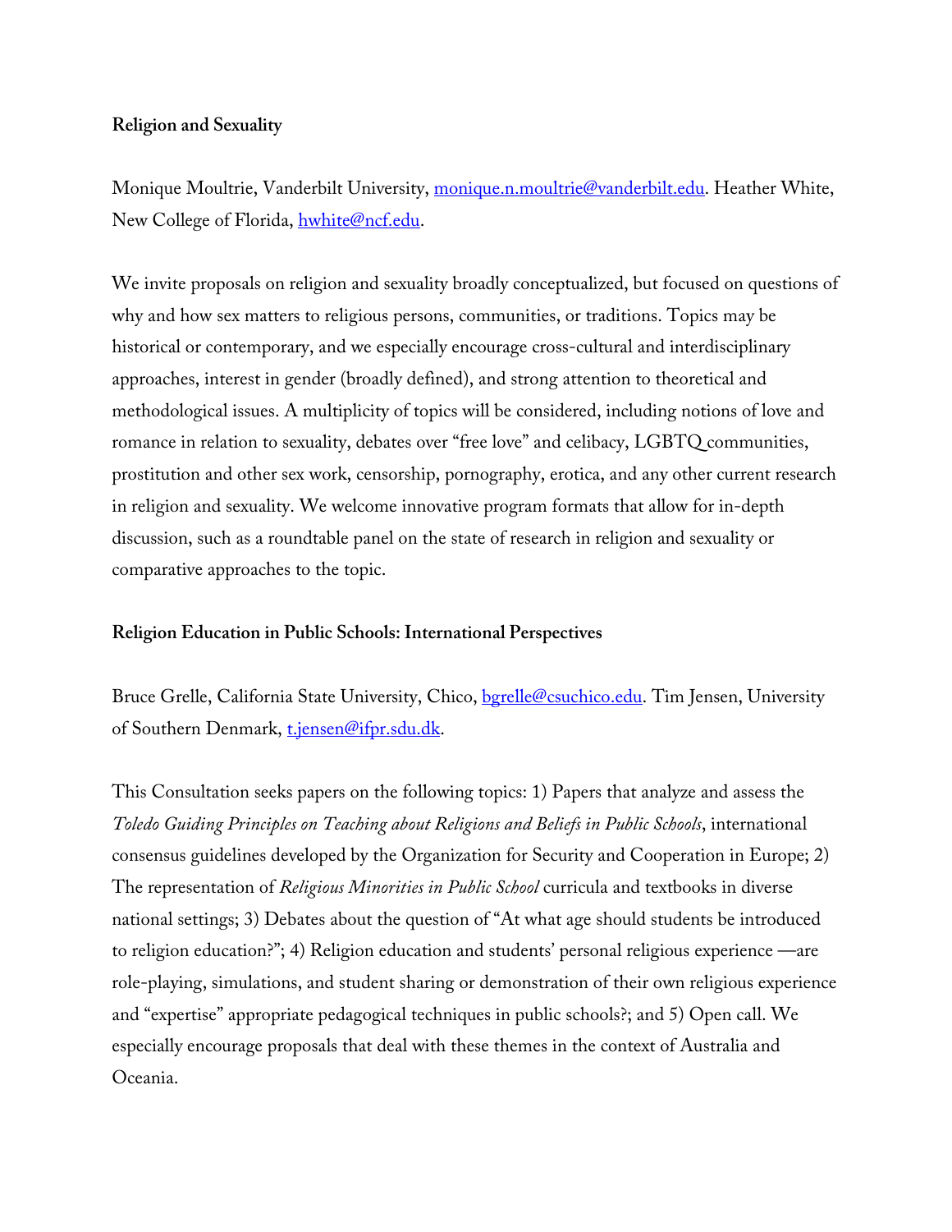**Religion and Sexuality**

Monique Moultrie, Vanderbilt University, monique.n.moultrie@vanderbilt.edu. Heather White, New College of Florida, hwhite@ncf.edu.

We invite proposals on religion and sexuality broadly conceptualized, but focused on questions of why and how sex matters to religious persons, communities, or traditions. Topics may be historical or contemporary, and we especially encourage cross-cultural and interdisciplinary approaches, interest in gender (broadly defined), and strong attention to theoretical and methodological issues. A multiplicity of topics will be considered, including notions of love and romance in relation to sexuality, debates over "free love" and celibacy, LGBTQ communities, prostitution and other sex work, censorship, pornography, erotica, and any other current research in religion and sexuality. We welcome innovative program formats that allow for in-depth discussion, such as a roundtable panel on the state of research in religion and sexuality or comparative approaches to the topic.

**Religion Education in Public Schools: International Perspectives**

Bruce Grelle, California State University, Chico, bgrelle@csuchico.edu. Tim Jensen, University of Southern Denmark, t.jensen@ifpr.sdu.dk.

This Consultation seeks papers on the following topics: 1) Papers that analyze and assess the *Toledo Guiding Principles on Teaching about Religions and Beliefs in Public Schools*, international consensus guidelines developed by the Organization for Security and Cooperation in Europe; 2) The representation of *Religious Minorities in Public School* curricula and textbooks in diverse national settings; 3) Debates about the question of "At what age should students be introduced to religion education?"; 4) Religion education and students' personal religious experience —are role-playing, simulations, and student sharing or demonstration of their own religious experience and "expertise" appropriate pedagogical techniques in public schools?; and 5) Open call. We especially encourage proposals that deal with these themes in the context of Australia and Oceania.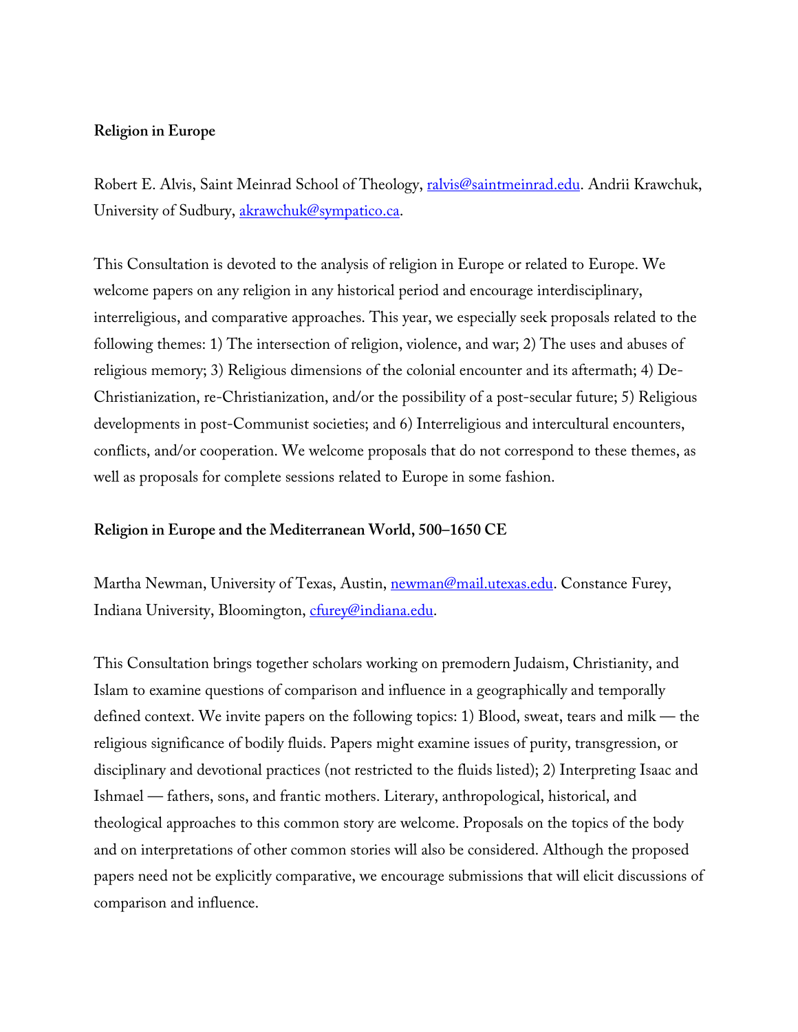**Religion in Europe**

Robert E. Alvis, Saint Meinrad School of Theology, ralvis@saintmeinrad.edu. Andrii Krawchuk, University of Sudbury, akrawchuk@sympatico.ca.

This Consultation is devoted to the analysis of religion in Europe or related to Europe. We welcome papers on any religion in any historical period and encourage interdisciplinary, interreligious, and comparative approaches. This year, we especially seek proposals related to the following themes: 1) The intersection of religion, violence, and war; 2) The uses and abuses of religious memory; 3) Religious dimensions of the colonial encounter and its aftermath; 4) De-Christianization, re-Christianization, and/or the possibility of a post-secular future; 5) Religious developments in post-Communist societies; and 6) Interreligious and intercultural encounters, conflicts, and/or cooperation. We welcome proposals that do not correspond to these themes, as well as proposals for complete sessions related to Europe in some fashion.

**Religion in Europe and the Mediterranean World, 500–1650 CE**

Martha Newman, University of Texas, Austin, newman@mail.utexas.edu. Constance Furey, Indiana University, Bloomington, cfurey@indiana.edu.

This Consultation brings together scholars working on premodern Judaism, Christianity, and Islam to examine questions of comparison and influence in a geographically and temporally defined context. We invite papers on the following topics: 1) Blood, sweat, tears and milk — the religious significance of bodily fluids. Papers might examine issues of purity, transgression, or disciplinary and devotional practices (not restricted to the fluids listed); 2) Interpreting Isaac and Ishmael — fathers, sons, and frantic mothers. Literary, anthropological, historical, and theological approaches to this common story are welcome. Proposals on the topics of the body and on interpretations of other common stories will also be considered. Although the proposed papers need not be explicitly comparative, we encourage submissions that will elicit discussions of comparison and influence.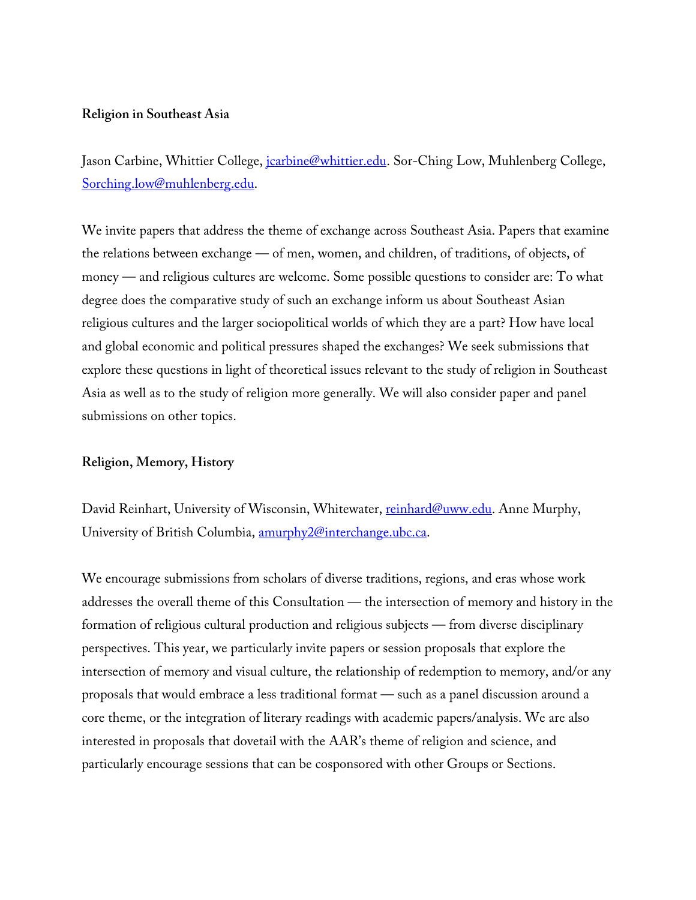**Religion in Southeast Asia**

Jason Carbine, Whittier College, jcarbine@whittier.edu. Sor-Ching Low, Muhlenberg College, Sorching.low@muhlenberg.edu.

We invite papers that address the theme of exchange across Southeast Asia. Papers that examine the relations between exchange — of men, women, and children, of traditions, of objects, of money — and religious cultures are welcome. Some possible questions to consider are: To what degree does the comparative study of such an exchange inform us about Southeast Asian religious cultures and the larger sociopolitical worlds of which they are a part? How have local and global economic and political pressures shaped the exchanges? We seek submissions that explore these questions in light of theoretical issues relevant to the study of religion in Southeast Asia as well as to the study of religion more generally. We will also consider paper and panel submissions on other topics.

**Religion, Memory, History**

David Reinhart, University of Wisconsin, Whitewater, reinhard@uww.edu. Anne Murphy, University of British Columbia, amurphy2@interchange.ubc.ca.

We encourage submissions from scholars of diverse traditions, regions, and eras whose work addresses the overall theme of this Consultation — the intersection of memory and history in the formation of religious cultural production and religious subjects — from diverse disciplinary perspectives. This year, we particularly invite papers or session proposals that explore the intersection of memory and visual culture, the relationship of redemption to memory, and/or any proposals that would embrace a less traditional format — such as a panel discussion around a core theme, or the integration of literary readings with academic papers/analysis. We are also interested in proposals that dovetail with the AAR's theme of religion and science, and particularly encourage sessions that can be cosponsored with other Groups or Sections.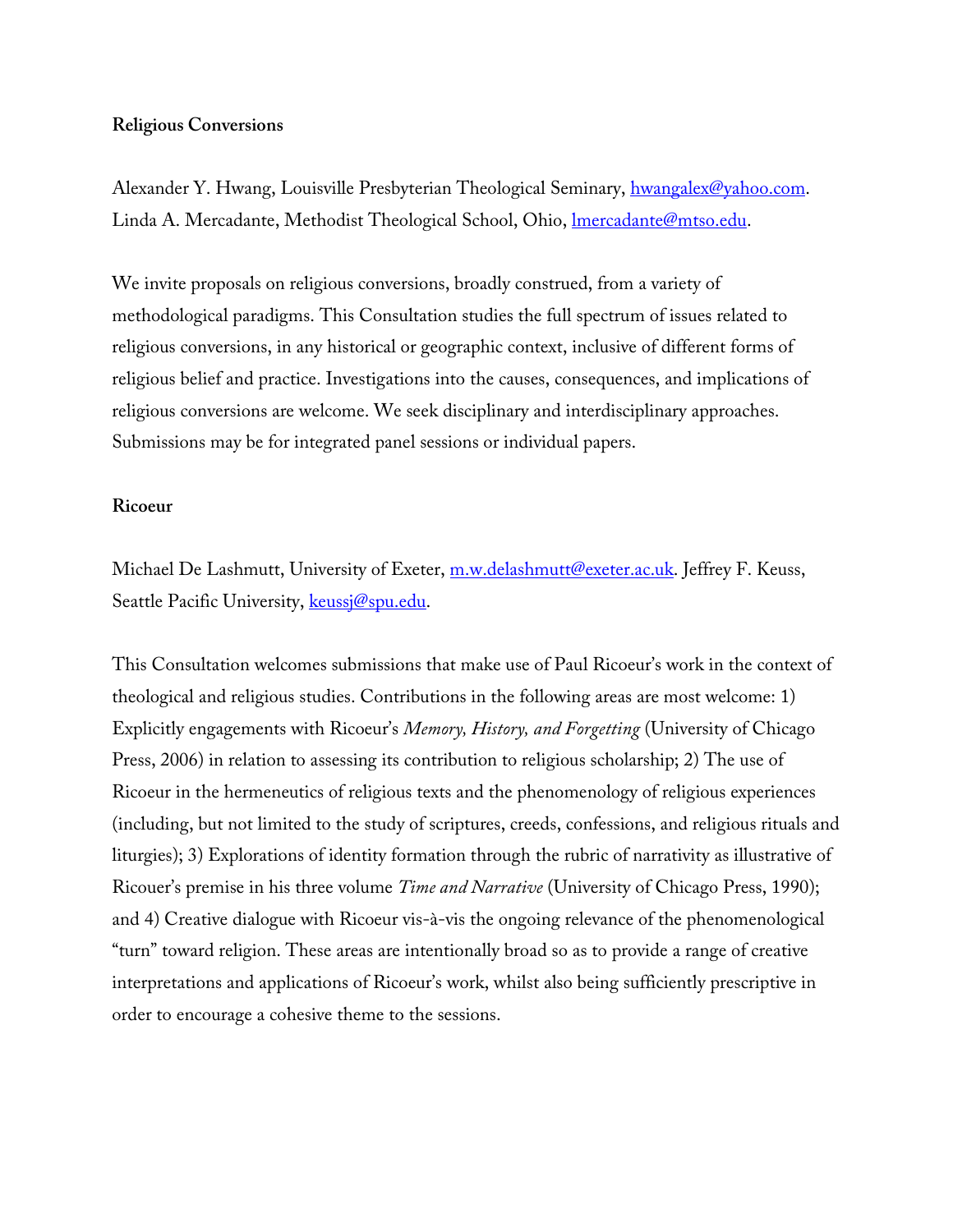**Religious Conversions**

Alexander Y. Hwang, Louisville Presbyterian Theological Seminary, hwangalex@yahoo.com. Linda A. Mercadante, Methodist Theological School, Ohio, lmercadante@mtso.edu.

We invite proposals on religious conversions, broadly construed, from a variety of methodological paradigms. This Consultation studies the full spectrum of issues related to religious conversions, in any historical or geographic context, inclusive of different forms of religious belief and practice. Investigations into the causes, consequences, and implications of religious conversions are welcome. We seek disciplinary and interdisciplinary approaches. Submissions may be for integrated panel sessions or individual papers.

**Ricoeur**

Michael De Lashmutt, University of Exeter, m.w.delashmutt@exeter.ac.uk. Jeffrey F. Keuss, Seattle Pacific University, keussj@spu.edu.

This Consultation welcomes submissions that make use of Paul Ricoeur's work in the context of theological and religious studies. Contributions in the following areas are most welcome: 1) Explicitly engagements with Ricoeur's *Memory, History, and Forgetting* (University of Chicago Press, 2006) in relation to assessing its contribution to religious scholarship; 2) The use of Ricoeur in the hermeneutics of religious texts and the phenomenology of religious experiences (including, but not limited to the study of scriptures, creeds, confessions, and religious rituals and liturgies); 3) Explorations of identity formation through the rubric of narrativity as illustrative of Ricouer's premise in his three volume *Time and Narrative* (University of Chicago Press, 1990); and 4) Creative dialogue with Ricoeur vis-à-vis the ongoing relevance of the phenomenological "turn" toward religion. These areas are intentionally broad so as to provide a range of creative interpretations and applications of Ricoeur's work, whilst also being sufficiently prescriptive in order to encourage a cohesive theme to the sessions.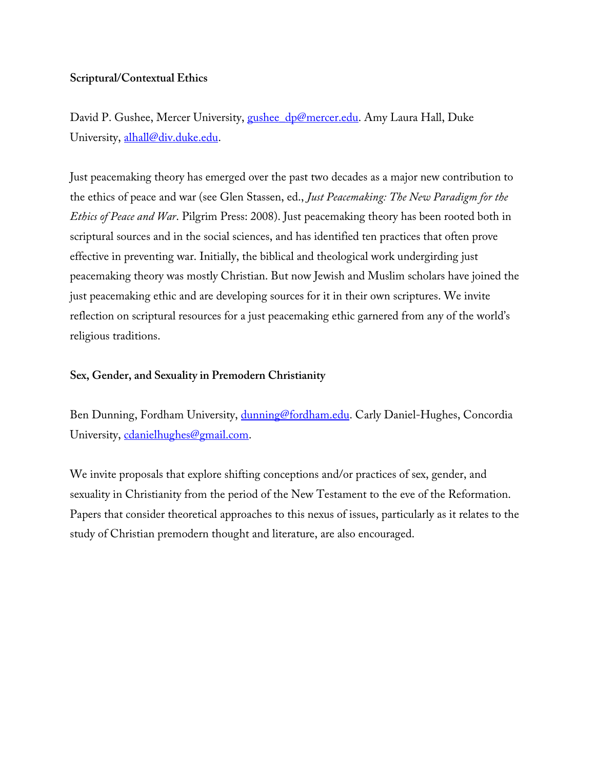**Scriptural/Contextual Ethics**

David P. Gushee, Mercer University, gushee_dp@mercer.edu. Amy Laura Hall, Duke University, alhall@div.duke.edu.

Just peacemaking theory has emerged over the past two decades as a major new contribution to the ethics of peace and war (see Glen Stassen, ed., *Just Peacemaking: The New Paradigm for the Ethics of Peace and War*. Pilgrim Press: 2008). Just peacemaking theory has been rooted both in scriptural sources and in the social sciences, and has identified ten practices that often prove effective in preventing war. Initially, the biblical and theological work undergirding just peacemaking theory was mostly Christian. But now Jewish and Muslim scholars have joined the just peacemaking ethic and are developing sources for it in their own scriptures. We invite reflection on scriptural resources for a just peacemaking ethic garnered from any of the world's religious traditions.

**Sex, Gender, and Sexuality in Premodern Christianity**

Ben Dunning, Fordham University, dunning@fordham.edu. Carly Daniel-Hughes, Concordia University, cdanielhughes@gmail.com.

We invite proposals that explore shifting conceptions and/or practices of sex, gender, and sexuality in Christianity from the period of the New Testament to the eve of the Reformation. Papers that consider theoretical approaches to this nexus of issues, particularly as it relates to the study of Christian premodern thought and literature, are also encouraged.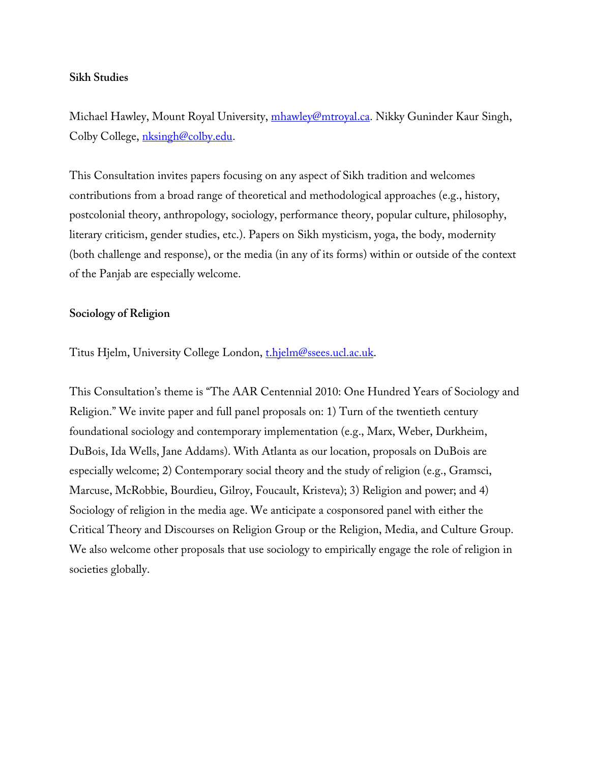**Sikh Studies**

Michael Hawley, Mount Royal University, mhawley@mtroyal.ca. Nikky Guninder Kaur Singh, Colby College, nksingh@colby.edu.

This Consultation invites papers focusing on any aspect of Sikh tradition and welcomes contributions from a broad range of theoretical and methodological approaches (e.g., history, postcolonial theory, anthropology, sociology, performance theory, popular culture, philosophy, literary criticism, gender studies, etc.). Papers on Sikh mysticism, yoga, the body, modernity (both challenge and response), or the media (in any of its forms) within or outside of the context of the Panjab are especially welcome.

**Sociology of Religion**

Titus Hjelm, University College London, t.hjelm@ssees.ucl.ac.uk.

This Consultation's theme is "The AAR Centennial 2010: One Hundred Years of Sociology and Religion." We invite paper and full panel proposals on: 1) Turn of the twentieth century foundational sociology and contemporary implementation (e.g., Marx, Weber, Durkheim, DuBois, Ida Wells, Jane Addams). With Atlanta as our location, proposals on DuBois are especially welcome; 2) Contemporary social theory and the study of religion (e.g., Gramsci, Marcuse, McRobbie, Bourdieu, Gilroy, Foucault, Kristeva); 3) Religion and power; and 4) Sociology of religion in the media age. We anticipate a cosponsored panel with either the Critical Theory and Discourses on Religion Group or the Religion, Media, and Culture Group. We also welcome other proposals that use sociology to empirically engage the role of religion in societies globally.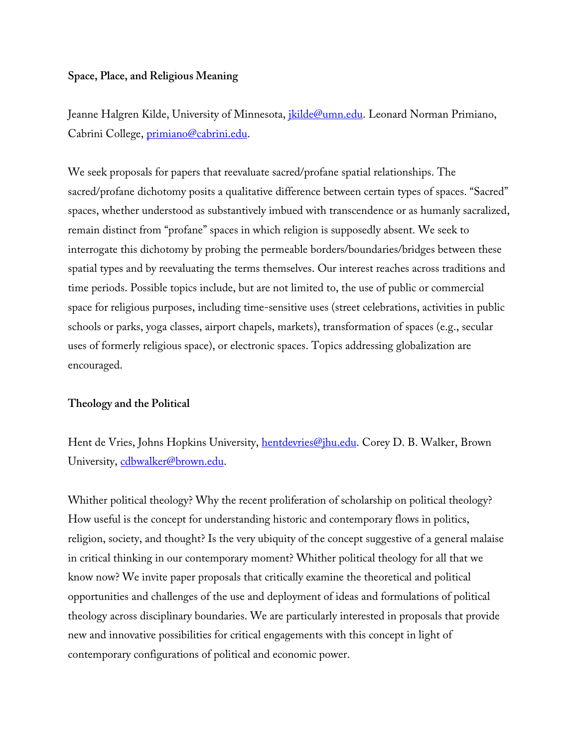**Space, Place, and Religious Meaning**

Jeanne Halgren Kilde, University of Minnesota, jkilde@umn.edu. Leonard Norman Primiano, Cabrini College, primiano@cabrini.edu.

We seek proposals for papers that reevaluate sacred/profane spatial relationships. The sacred/profane dichotomy posits a qualitative difference between certain types of spaces. "Sacred" spaces, whether understood as substantively imbued with transcendence or as humanly sacralized, remain distinct from "profane" spaces in which religion is supposedly absent. We seek to interrogate this dichotomy by probing the permeable borders/boundaries/bridges between these spatial types and by reevaluating the terms themselves. Our interest reaches across traditions and time periods. Possible topics include, but are not limited to, the use of public or commercial space for religious purposes, including time-sensitive uses (street celebrations, activities in public schools or parks, yoga classes, airport chapels, markets), transformation of spaces (e.g., secular uses of formerly religious space), or electronic spaces. Topics addressing globalization are encouraged.

**Theology and the Political**

Hent de Vries, Johns Hopkins University, hentdevries@jhu.edu. Corey D. B. Walker, Brown University, cdbwalker@brown.edu.

Whither political theology? Why the recent proliferation of scholarship on political theology? How useful is the concept for understanding historic and contemporary flows in politics, religion, society, and thought? Is the very ubiquity of the concept suggestive of a general malaise in critical thinking in our contemporary moment? Whither political theology for all that we know now? We invite paper proposals that critically examine the theoretical and political opportunities and challenges of the use and deployment of ideas and formulations of political theology across disciplinary boundaries. We are particularly interested in proposals that provide new and innovative possibilities for critical engagements with this concept in light of contemporary configurations of political and economic power.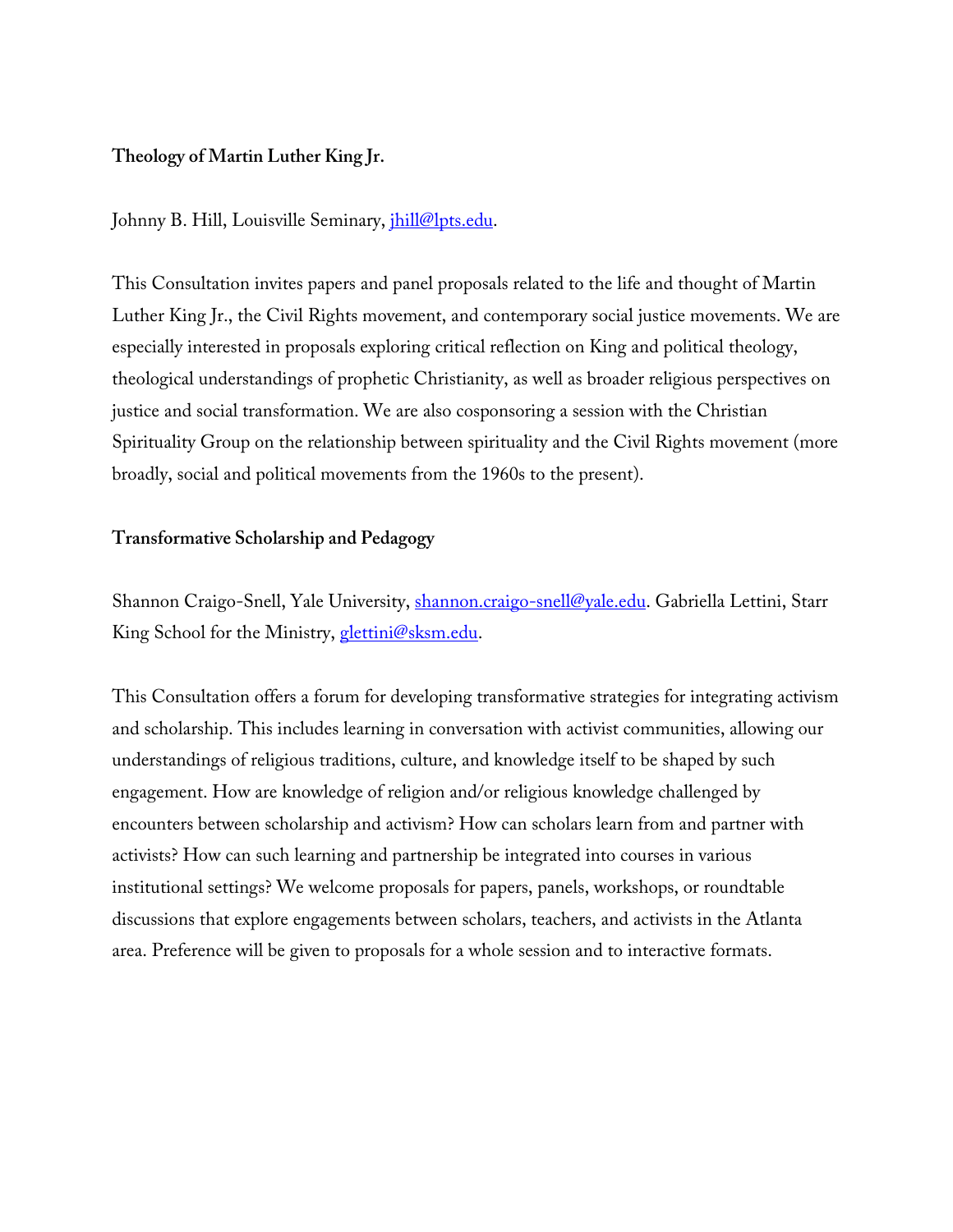**Theology of Martin Luther King Jr.**

Johnny B. Hill, Louisville Seminary, jhill@lpts.edu.

This Consultation invites papers and panel proposals related to the life and thought of Martin Luther King Jr., the Civil Rights movement, and contemporary social justice movements. We are especially interested in proposals exploring critical reflection on King and political theology, theological understandings of prophetic Christianity, as well as broader religious perspectives on justice and social transformation. We are also cosponsoring a session with the Christian Spirituality Group on the relationship between spirituality and the Civil Rights movement (more broadly, social and political movements from the 1960s to the present).

**Transformative Scholarship and Pedagogy**

Shannon Craigo-Snell, Yale University, shannon.craigo-snell@yale.edu. Gabriella Lettini, Starr King School for the Ministry, glettini@sksm.edu.

This Consultation offers a forum for developing transformative strategies for integrating activism and scholarship. This includes learning in conversation with activist communities, allowing our understandings of religious traditions, culture, and knowledge itself to be shaped by such engagement. How are knowledge of religion and/or religious knowledge challenged by encounters between scholarship and activism? How can scholars learn from and partner with activists? How can such learning and partnership be integrated into courses in various institutional settings? We welcome proposals for papers, panels, workshops, or roundtable discussions that explore engagements between scholars, teachers, and activists in the Atlanta area. Preference will be given to proposals for a whole session and to interactive formats.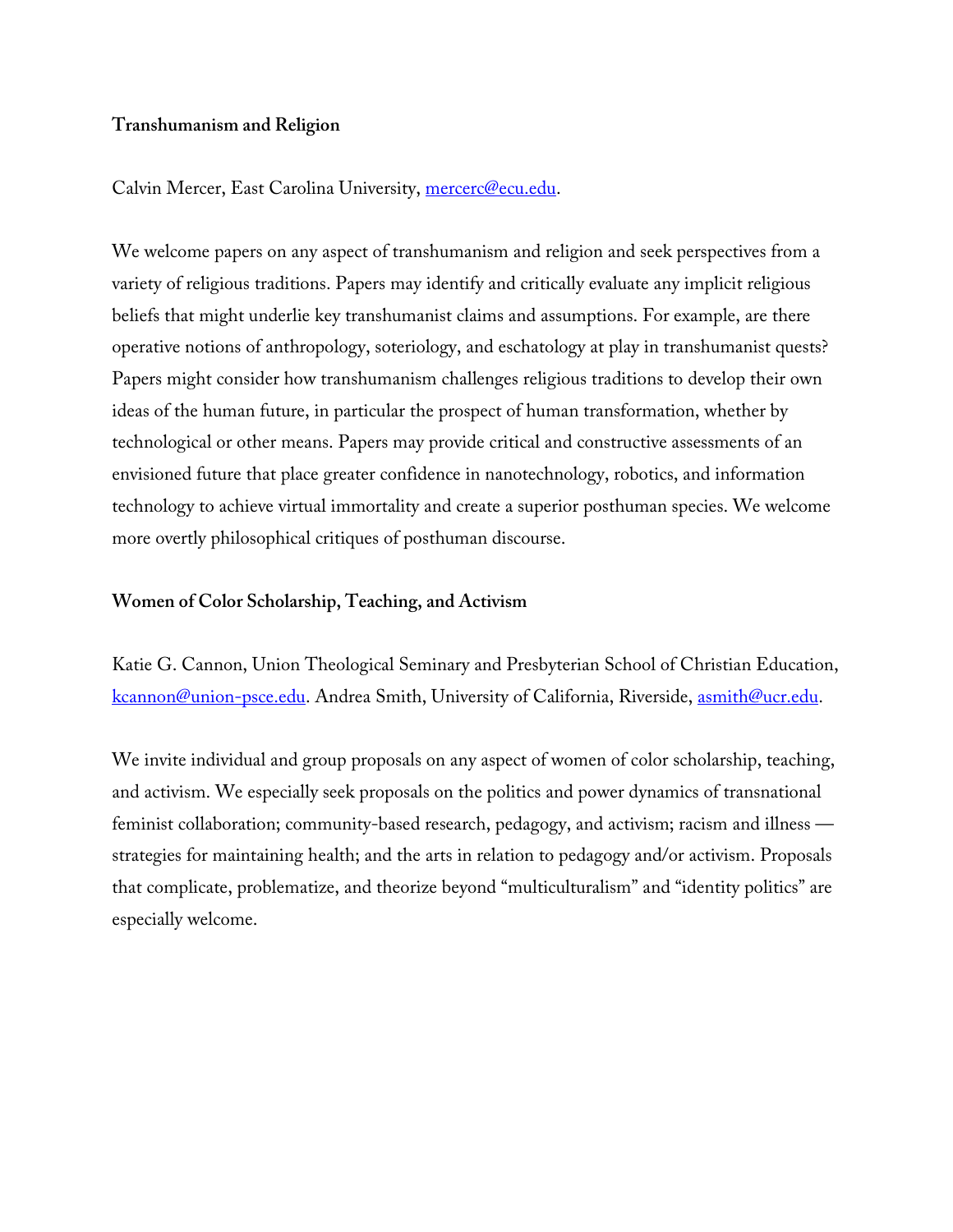**Transhumanism and Religion**

Calvin Mercer, East Carolina University, mercerc@ecu.edu.

We welcome papers on any aspect of transhumanism and religion and seek perspectives from a variety of religious traditions. Papers may identify and critically evaluate any implicit religious beliefs that might underlie key transhumanist claims and assumptions. For example, are there operative notions of anthropology, soteriology, and eschatology at play in transhumanist quests? Papers might consider how transhumanism challenges religious traditions to develop their own ideas of the human future, in particular the prospect of human transformation, whether by technological or other means. Papers may provide critical and constructive assessments of an envisioned future that place greater confidence in nanotechnology, robotics, and information technology to achieve virtual immortality and create a superior posthuman species. We welcome more overtly philosophical critiques of posthuman discourse.

**Women of Color Scholarship, Teaching, and Activism**

Katie G. Cannon, Union Theological Seminary and Presbyterian School of Christian Education, kcannon@union-psce.edu. Andrea Smith, University of California, Riverside, asmith@ucr.edu.

We invite individual and group proposals on any aspect of women of color scholarship, teaching, and activism. We especially seek proposals on the politics and power dynamics of transnational feminist collaboration; community-based research, pedagogy, and activism; racism and illness — strategies for maintaining health; and the arts in relation to pedagogy and/or activism. Proposals that complicate, problematize, and theorize beyond "multiculturalism" and "identity politics" are especially welcome.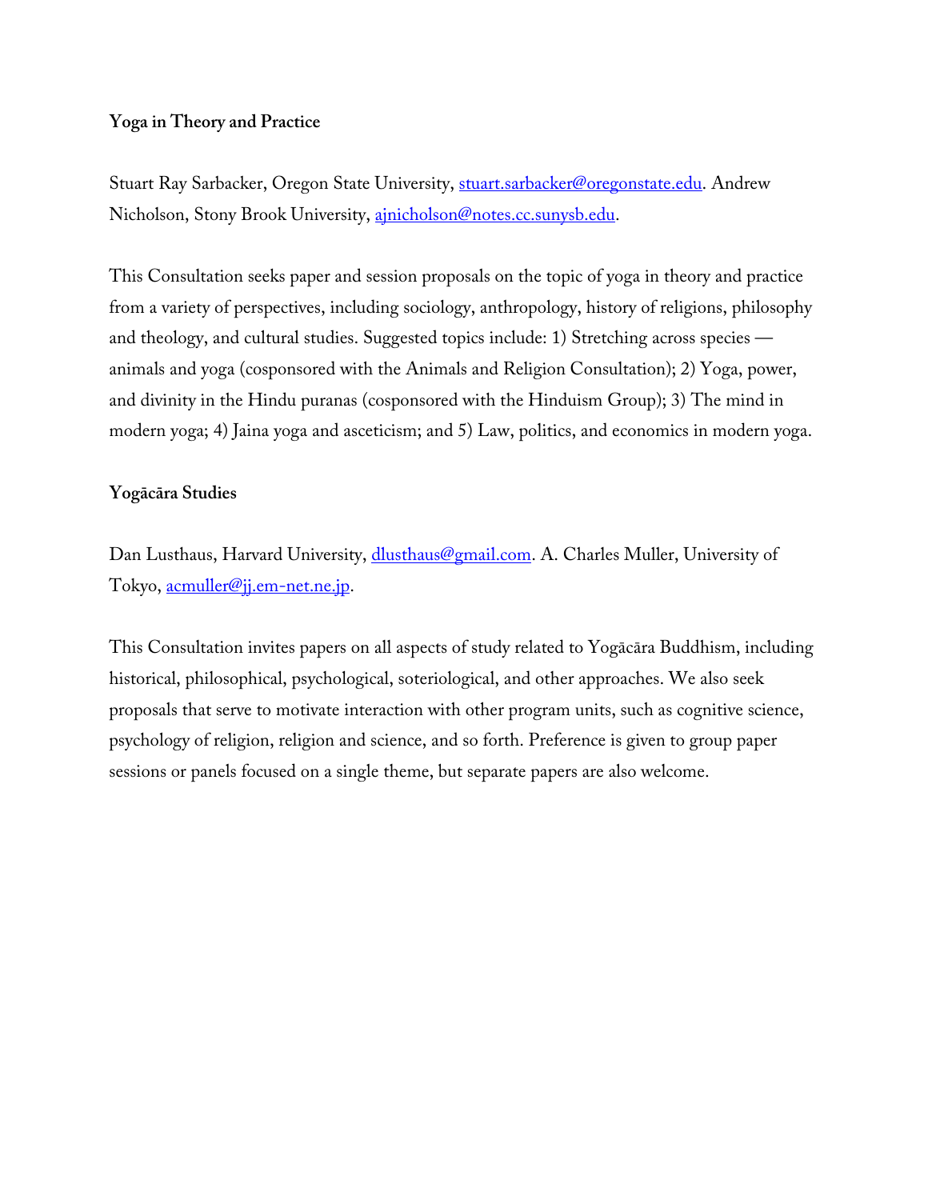**Yoga in Theory and Practice**

Stuart Ray Sarbacker, Oregon State University, stuart.sarbacker@oregonstate.edu. Andrew Nicholson, Stony Brook University, ajnicholson@notes.cc.sunysb.edu.

This Consultation seeks paper and session proposals on the topic of yoga in theory and practice from a variety of perspectives, including sociology, anthropology, history of religions, philosophy and theology, and cultural studies. Suggested topics include: 1) Stretching across species — animals and yoga (cosponsored with the Animals and Religion Consultation); 2) Yoga, power, and divinity in the Hindu puranas (cosponsored with the Hinduism Group); 3) The mind in modern yoga; 4) Jaina yoga and asceticism; and 5) Law, politics, and economics in modern yoga.

**Yogācāra Studies**

Dan Lusthaus, Harvard University, dlusthaus@gmail.com. A. Charles Muller, University of Tokyo, acmuller@jj.em-net.ne.jp.

This Consultation invites papers on all aspects of study related to Yogācāra Buddhism, including historical, philosophical, psychological, soteriological, and other approaches. We also seek proposals that serve to motivate interaction with other program units, such as cognitive science, psychology of religion, religion and science, and so forth. Preference is given to group paper sessions or panels focused on a single theme, but separate papers are also welcome.